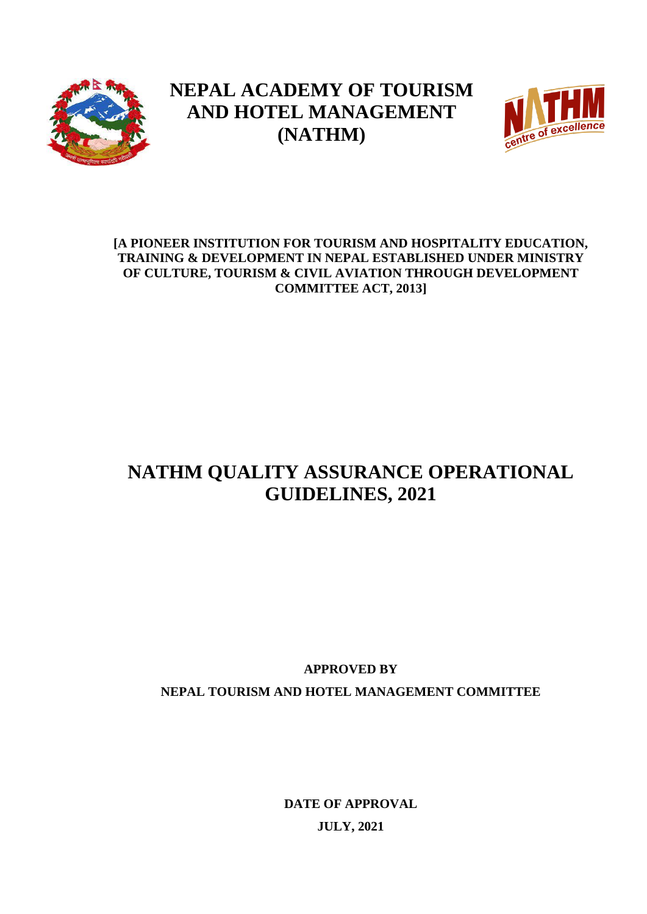# NEPAL ACADEMY OF TOURISM AND HOTEL MANAGEMENT (NATHM)

**[A PIONEER INSTITUTION FOR TOURISM AND HOSPITALITY EDUCATION, TRAINING & DEVELOPMENT IN NEPAL ESTABLISHED UNDER MINISTRY OF CULTURE, TOURISM & CIVIL AVIATION THROUGH DEVELOPMENT COMMITTEE ACT, 2013]**

# NATHM QUALITY ASSURANCE OPERATIONAL GUIDELINES, 2021

**APPROVED BY**

**NEPAL TOURISM AND HOTEL MANAGEMENT COMMITTEE**

**DATE OF APPROVAL**

**JULY, 2021**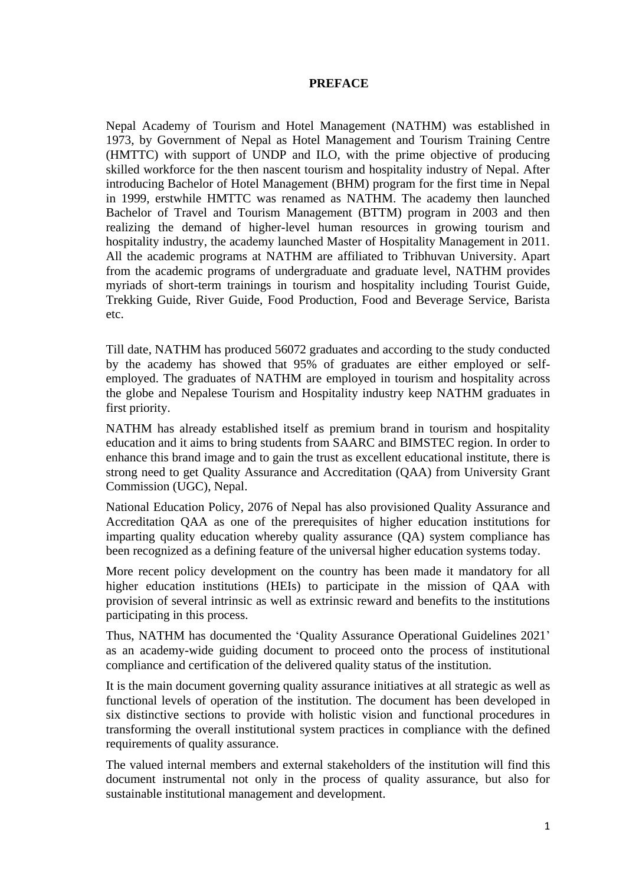# PREFACE

Nepal Academy of Tourism and Hotel Management (NATHM) was established in 1973, by Government of Nepal as Hotel Management and Tourism Training Centre (HMTTC) with support of UNDP and ILO, with the prime objective of producing skilled workforce for the then nascent tourism and hospitality industry of Nepal. After introducing Bachelor of Hotel Management (BHM) program for the first time in Nepal in 1999, erstwhile HMTTC was renamed as NATHM. The academy then launched Bachelor of Travel and Tourism Management (BTTM) program in 2003 and then realizing the demand of higher-level human resources in growing tourism and hospitality industry, the academy launched Master of Hospitality Management in 2011. All the academic programs at NATHM are affiliated to Tribhuvan University. Apart from the academic programs of undergraduate and graduate level, NATHM provides myriads of short-term trainings in tourism and hospitality including Tourist Guide, Trekking Guide, River Guide, Food Production, Food and Beverage Service, Barista etc.

Till date, NATHM has produced 56072 graduates and according to the study conducted by the academy has showed that 95% of graduates are either employed or self-employed. The graduates of NATHM are employed in tourism and hospitality across the globe and Nepalese Tourism and Hospitality industry keep NATHM graduates in first priority.

NATHM has already established itself as premium brand in tourism and hospitality education and it aims to bring students from SAARC and BIMSTEC region. In order to enhance this brand image and to gain the trust as excellent educational institute, there is strong need to get Quality Assurance and Accreditation (QAA) from University Grant Commission (UGC), Nepal.

National Education Policy, 2076 of Nepal has also provisioned Quality Assurance and Accreditation QAA as one of the prerequisites of higher education institutions for imparting quality education whereby quality assurance (QA) system compliance has been recognized as a defining feature of the universal higher education systems today.

More recent policy development on the country has been made it mandatory for all higher education institutions (HEIs) to participate in the mission of QAA with provision of several intrinsic as well as extrinsic reward and benefits to the institutions participating in this process.

Thus, NATHM has documented the 'Quality Assurance Operational Guidelines 2021' as an academy-wide guiding document to proceed onto the process of institutional compliance and certification of the delivered quality status of the institution.

It is the main document governing quality assurance initiatives at all strategic as well as functional levels of operation of the institution. The document has been developed in six distinctive sections to provide with holistic vision and functional procedures in transforming the overall institutional system practices in compliance with the defined requirements of quality assurance.

The valued internal members and external stakeholders of the institution will find this document instrumental not only in the process of quality assurance, but also for sustainable institutional management and development.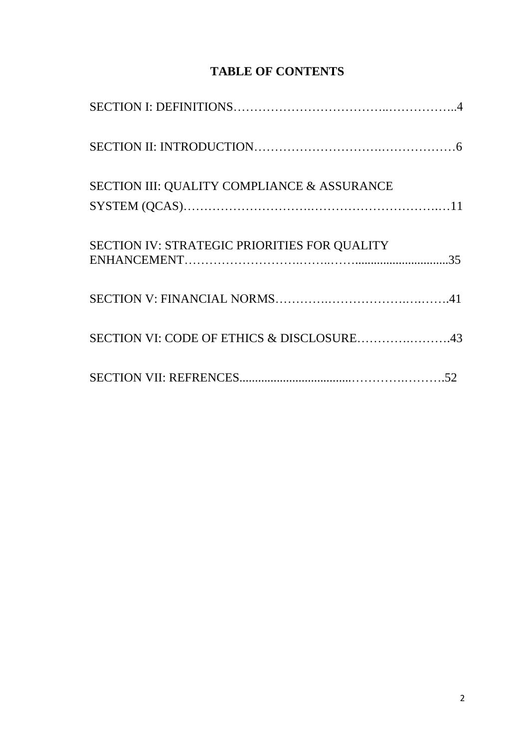# TABLE OF CONTENTS

SECTION I: DEFINITIONS……………………………..……………..4

SECTION II: INTRODUCTION………………………….………………6

SECTION III: QUALITY COMPLIANCE & ASSURANCE SYSTEM (QCAS)………………………….…………………………….…11

SECTION IV: STRATEGIC PRIORITIES FOR QUALITY ENHANCEMENT……………………….……..……..............................35

SECTION V: FINANCIAL NORMS………….……………….….…….41

SECTION VI: CODE OF ETHICS & DISCLOSURE……….……….43

SECTION VII: REFRENCES...................................……….……….52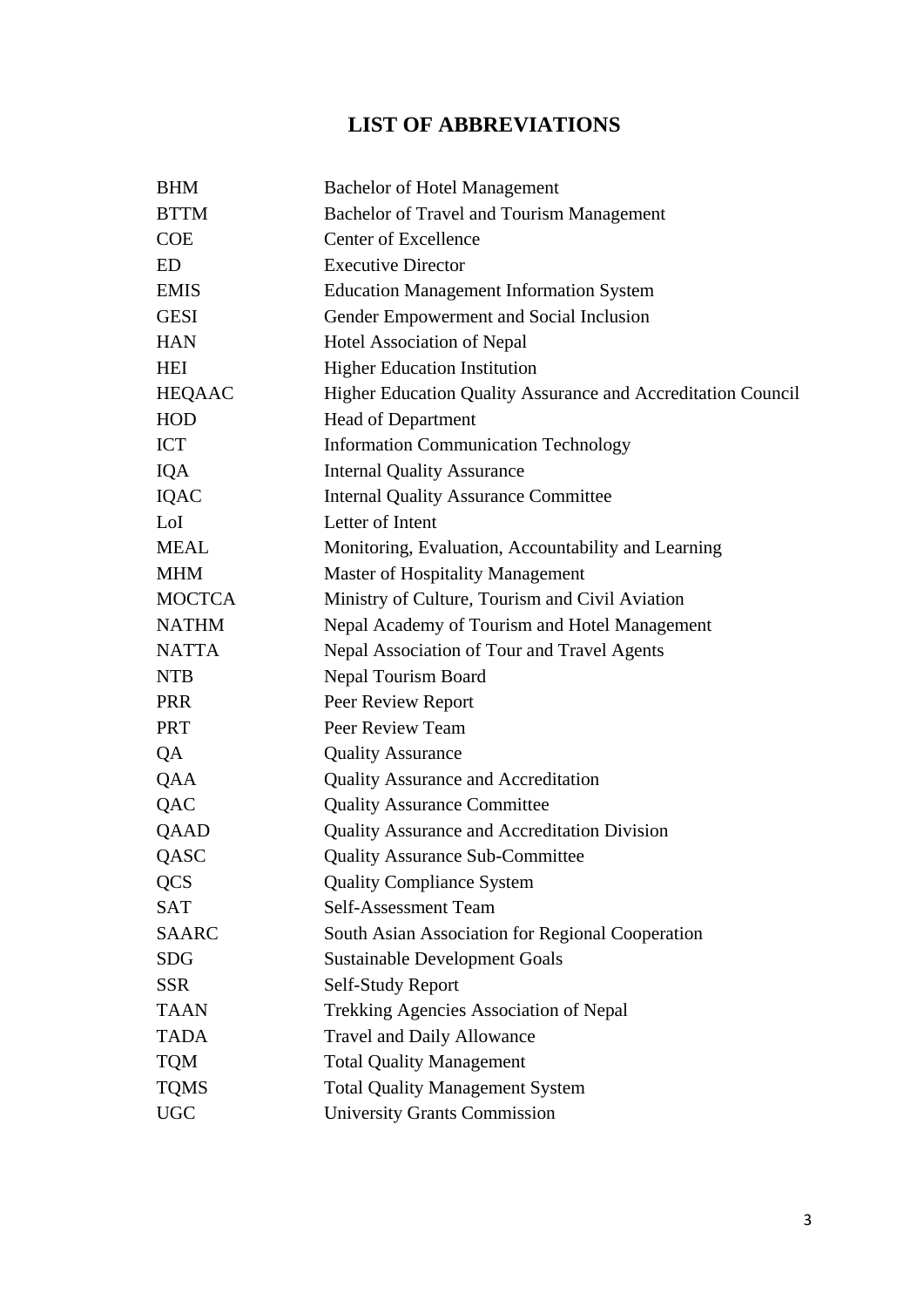# LIST OF ABBREVIATIONS

| | |
|---|---|
| BHM | Bachelor of Hotel Management |
| BTTM | Bachelor of Travel and Tourism Management |
| COE | Center of Excellence |
| ED | Executive Director |
| EMIS | Education Management Information System |
| GESI | Gender Empowerment and Social Inclusion |
| HAN | Hotel Association of Nepal |
| HEI | Higher Education Institution |
| HEQAAC | Higher Education Quality Assurance and Accreditation Council |
| HOD | Head of Department |
| ICT | Information Communication Technology |
| IQA | Internal Quality Assurance |
| IQAC | Internal Quality Assurance Committee |
| LoI | Letter of Intent |
| MEAL | Monitoring, Evaluation, Accountability and Learning |
| MHM | Master of Hospitality Management |
| MOCTCA | Ministry of Culture, Tourism and Civil Aviation |
| NATHM | Nepal Academy of Tourism and Hotel Management |
| NATTA | Nepal Association of Tour and Travel Agents |
| NTB | Nepal Tourism Board |
| PRR | Peer Review Report |
| PRT | Peer Review Team |
| QA | Quality Assurance |
| QAA | Quality Assurance and Accreditation |
| QAC | Quality Assurance Committee |
| QAAD | Quality Assurance and Accreditation Division |
| QASC | Quality Assurance Sub-Committee |
| QCS | Quality Compliance System |
| SAT | Self-Assessment Team |
| SAARC | South Asian Association for Regional Cooperation |
| SDG | Sustainable Development Goals |
| SSR | Self-Study Report |
| TAAN | Trekking Agencies Association of Nepal |
| TADA | Travel and Daily Allowance |
| TQM | Total Quality Management |
| TQMS | Total Quality Management System |
| UGC | University Grants Commission |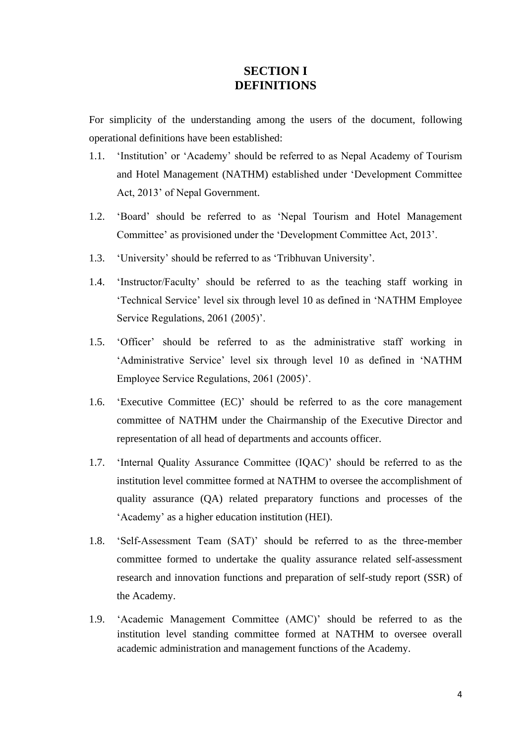# SECTION I
# DEFINITIONS

For simplicity of the understanding among the users of the document, following operational definitions have been established:

1.1. 'Institution' or 'Academy' should be referred to as Nepal Academy of Tourism and Hotel Management (NATHM) established under 'Development Committee Act, 2013' of Nepal Government.

1.2. 'Board' should be referred to as 'Nepal Tourism and Hotel Management Committee' as provisioned under the 'Development Committee Act, 2013'.

1.3. 'University' should be referred to as 'Tribhuvan University'.

1.4. 'Instructor/Faculty' should be referred to as the teaching staff working in 'Technical Service' level six through level 10 as defined in 'NATHM Employee Service Regulations, 2061 (2005)'.

1.5. 'Officer' should be referred to as the administrative staff working in 'Administrative Service' level six through level 10 as defined in 'NATHM Employee Service Regulations, 2061 (2005)'.

1.6. 'Executive Committee (EC)' should be referred to as the core management committee of NATHM under the Chairmanship of the Executive Director and representation of all head of departments and accounts officer.

1.7. 'Internal Quality Assurance Committee (IQAC)' should be referred to as the institution level committee formed at NATHM to oversee the accomplishment of quality assurance (QA) related preparatory functions and processes of the 'Academy' as a higher education institution (HEI).

1.8. 'Self-Assessment Team (SAT)' should be referred to as the three-member committee formed to undertake the quality assurance related self-assessment research and innovation functions and preparation of self-study report (SSR) of the Academy.

1.9. 'Academic Management Committee (AMC)' should be referred to as the institution level standing committee formed at NATHM to oversee overall academic administration and management functions of the Academy.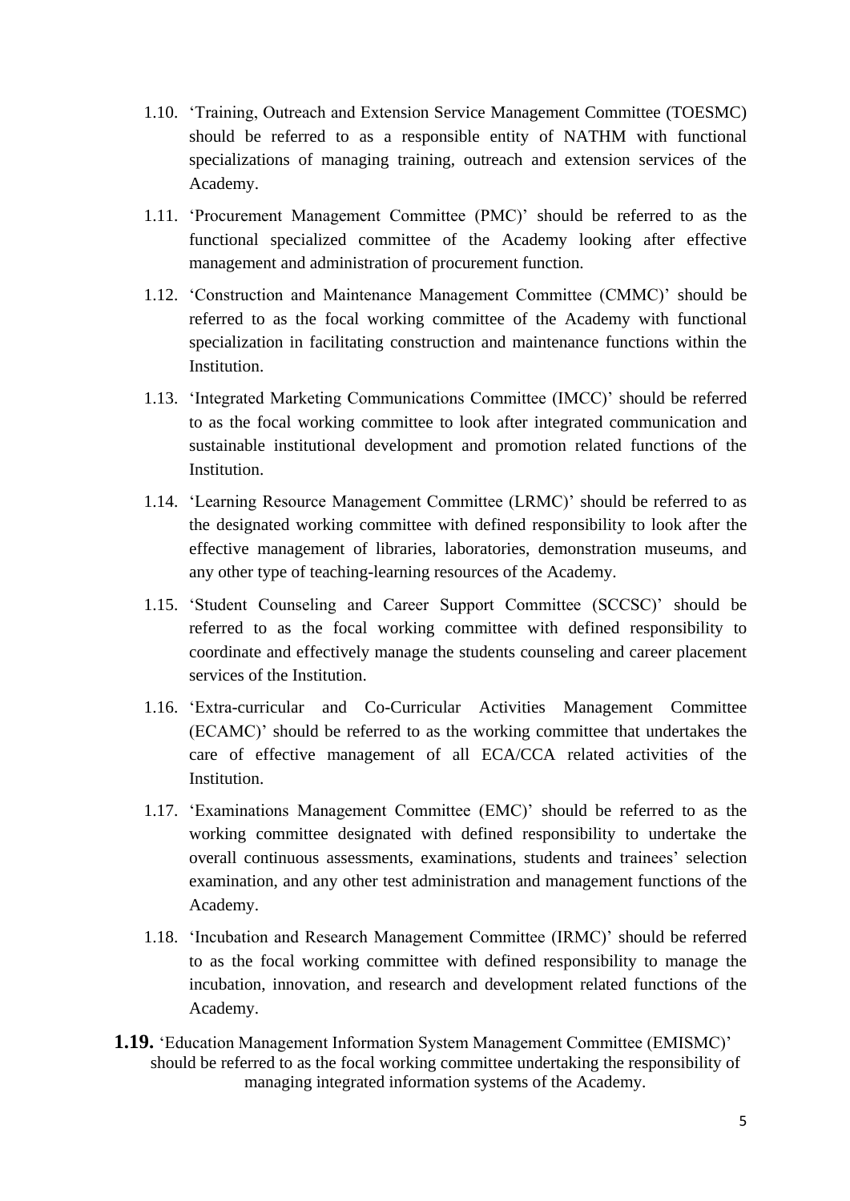1.10. 'Training, Outreach and Extension Service Management Committee (TOESMC) should be referred to as a responsible entity of NATHM with functional specializations of managing training, outreach and extension services of the Academy.

1.11. 'Procurement Management Committee (PMC)' should be referred to as the functional specialized committee of the Academy looking after effective management and administration of procurement function.

1.12. 'Construction and Maintenance Management Committee (CMMC)' should be referred to as the focal working committee of the Academy with functional specialization in facilitating construction and maintenance functions within the Institution.

1.13. 'Integrated Marketing Communications Committee (IMCC)' should be referred to as the focal working committee to look after integrated communication and sustainable institutional development and promotion related functions of the Institution.

1.14. 'Learning Resource Management Committee (LRMC)' should be referred to as the designated working committee with defined responsibility to look after the effective management of libraries, laboratories, demonstration museums, and any other type of teaching-learning resources of the Academy.

1.15. 'Student Counseling and Career Support Committee (SCCSC)' should be referred to as the focal working committee with defined responsibility to coordinate and effectively manage the students counseling and career placement services of the Institution.

1.16. 'Extra-curricular and Co-Curricular Activities Management Committee (ECAMC)' should be referred to as the working committee that undertakes the care of effective management of all ECA/CCA related activities of the Institution.

1.17. 'Examinations Management Committee (EMC)' should be referred to as the working committee designated with defined responsibility to undertake the overall continuous assessments, examinations, students and trainees' selection examination, and any other test administration and management functions of the Academy.

1.18. 'Incubation and Research Management Committee (IRMC)' should be referred to as the focal working committee with defined responsibility to manage the incubation, innovation, and research and development related functions of the Academy.

**1.19.** 'Education Management Information System Management Committee (EMISMC)' should be referred to as the focal working committee undertaking the responsibility of managing integrated information systems of the Academy.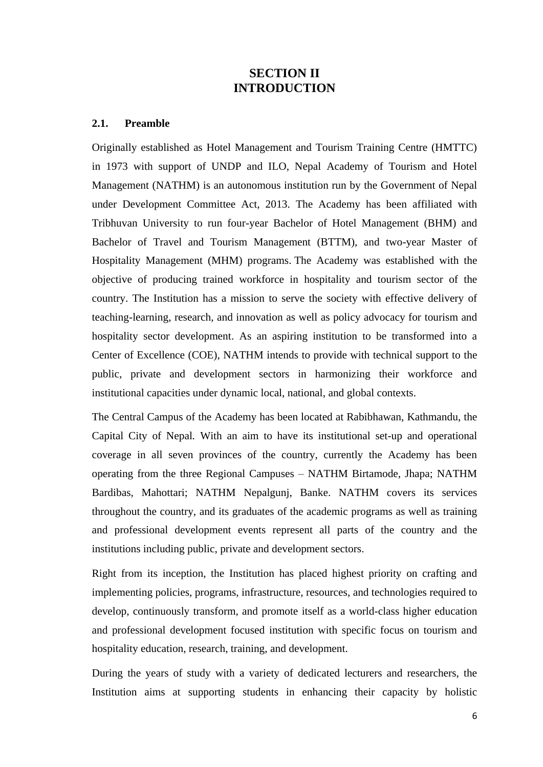# SECTION II
# INTRODUCTION

## 2.1. Preamble

Originally established as Hotel Management and Tourism Training Centre (HMTTC) in 1973 with support of UNDP and ILO, Nepal Academy of Tourism and Hotel Management (NATHM) is an autonomous institution run by the Government of Nepal under Development Committee Act, 2013. The Academy has been affiliated with Tribhuvan University to run four-year Bachelor of Hotel Management (BHM) and Bachelor of Travel and Tourism Management (BTTM), and two-year Master of Hospitality Management (MHM) programs. The Academy was established with the objective of producing trained workforce in hospitality and tourism sector of the country. The Institution has a mission to serve the society with effective delivery of teaching-learning, research, and innovation as well as policy advocacy for tourism and hospitality sector development. As an aspiring institution to be transformed into a Center of Excellence (COE), NATHM intends to provide with technical support to the public, private and development sectors in harmonizing their workforce and institutional capacities under dynamic local, national, and global contexts.

The Central Campus of the Academy has been located at Rabibhawan, Kathmandu, the Capital City of Nepal. With an aim to have its institutional set-up and operational coverage in all seven provinces of the country, currently the Academy has been operating from the three Regional Campuses – NATHM Birtamode, Jhapa; NATHM Bardibas, Mahottari; NATHM Nepalgunj, Banke. NATHM covers its services throughout the country, and its graduates of the academic programs as well as training and professional development events represent all parts of the country and the institutions including public, private and development sectors.

Right from its inception, the Institution has placed highest priority on crafting and implementing policies, programs, infrastructure, resources, and technologies required to develop, continuously transform, and promote itself as a world-class higher education and professional development focused institution with specific focus on tourism and hospitality education, research, training, and development.

During the years of study with a variety of dedicated lecturers and researchers, the Institution aims at supporting students in enhancing their capacity by holistic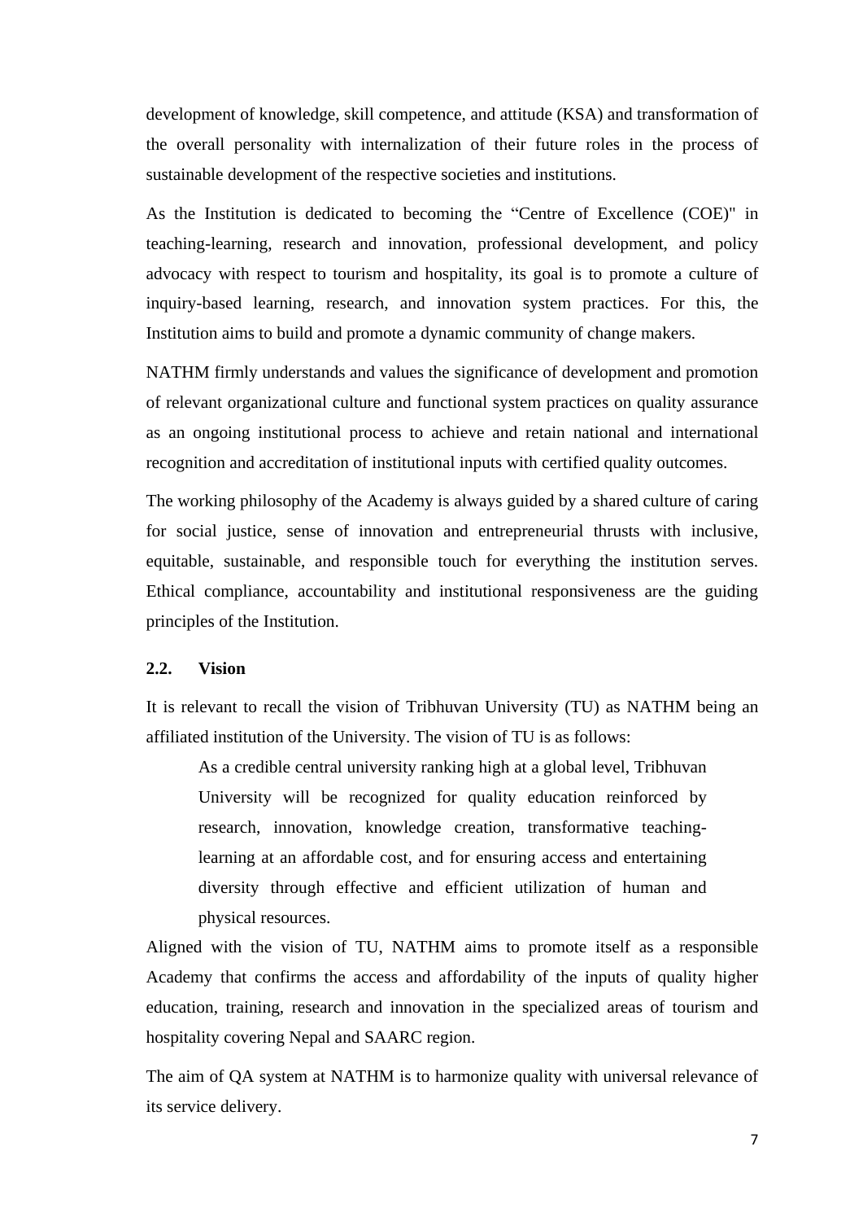development of knowledge, skill competence, and attitude (KSA) and transformation of the overall personality with internalization of their future roles in the process of sustainable development of the respective societies and institutions.

As the Institution is dedicated to becoming the “Centre of Excellence (COE)" in teaching-learning, research and innovation, professional development, and policy advocacy with respect to tourism and hospitality, its goal is to promote a culture of inquiry-based learning, research, and innovation system practices. For this, the Institution aims to build and promote a dynamic community of change makers.

NATHM firmly understands and values the significance of development and promotion of relevant organizational culture and functional system practices on quality assurance as an ongoing institutional process to achieve and retain national and international recognition and accreditation of institutional inputs with certified quality outcomes.

The working philosophy of the Academy is always guided by a shared culture of caring for social justice, sense of innovation and entrepreneurial thrusts with inclusive, equitable, sustainable, and responsible touch for everything the institution serves. Ethical compliance, accountability and institutional responsiveness are the guiding principles of the Institution.

### 2.2. Vision

It is relevant to recall the vision of Tribhuvan University (TU) as NATHM being an affiliated institution of the University. The vision of TU is as follows:

> As a credible central university ranking high at a global level, Tribhuvan University will be recognized for quality education reinforced by research, innovation, knowledge creation, transformative teaching-learning at an affordable cost, and for ensuring access and entertaining diversity through effective and efficient utilization of human and physical resources.

Aligned with the vision of TU, NATHM aims to promote itself as a responsible Academy that confirms the access and affordability of the inputs of quality higher education, training, research and innovation in the specialized areas of tourism and hospitality covering Nepal and SAARC region.

The aim of QA system at NATHM is to harmonize quality with universal relevance of its service delivery.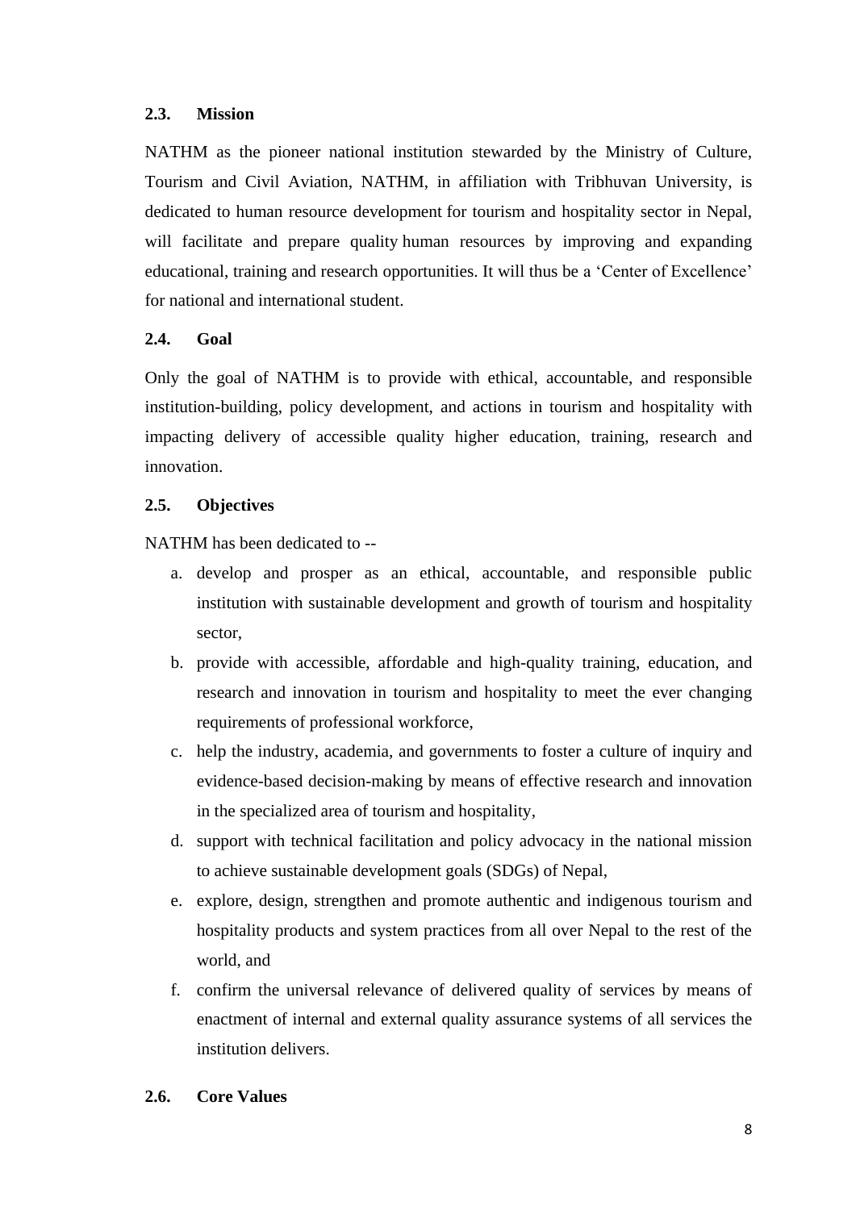### 2.3. Mission

NATHM as the pioneer national institution stewarded by the Ministry of Culture, Tourism and Civil Aviation, NATHM, in affiliation with Tribhuvan University, is dedicated to human resource development for tourism and hospitality sector in Nepal, will facilitate and prepare quality human resources by improving and expanding educational, training and research opportunities. It will thus be a 'Center of Excellence' for national and international student.

### 2.4. Goal

Only the goal of NATHM is to provide with ethical, accountable, and responsible institution-building, policy development, and actions in tourism and hospitality with impacting delivery of accessible quality higher education, training, research and innovation.

### 2.5. Objectives

NATHM has been dedicated to --

a. develop and prosper as an ethical, accountable, and responsible public institution with sustainable development and growth of tourism and hospitality sector,
b. provide with accessible, affordable and high-quality training, education, and research and innovation in tourism and hospitality to meet the ever changing requirements of professional workforce,
c. help the industry, academia, and governments to foster a culture of inquiry and evidence-based decision-making by means of effective research and innovation in the specialized area of tourism and hospitality,
d. support with technical facilitation and policy advocacy in the national mission to achieve sustainable development goals (SDGs) of Nepal,
e. explore, design, strengthen and promote authentic and indigenous tourism and hospitality products and system practices from all over Nepal to the rest of the world, and
f. confirm the universal relevance of delivered quality of services by means of enactment of internal and external quality assurance systems of all services the institution delivers.

### 2.6. Core Values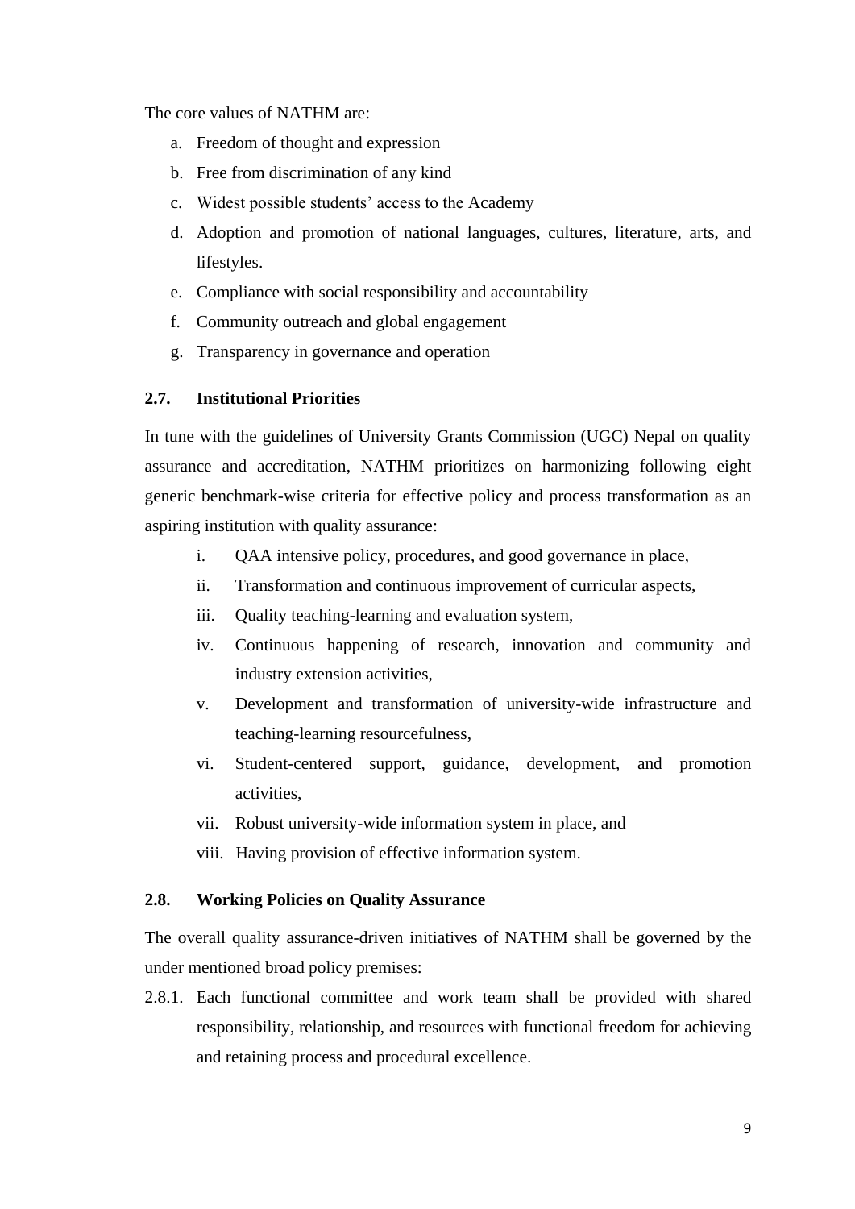The core values of NATHM are:

a. Freedom of thought and expression
b. Free from discrimination of any kind
c. Widest possible students' access to the Academy
d. Adoption and promotion of national languages, cultures, literature, arts, and lifestyles.
e. Compliance with social responsibility and accountability
f. Community outreach and global engagement
g. Transparency in governance and operation

### 2.7. Institutional Priorities

In tune with the guidelines of University Grants Commission (UGC) Nepal on quality assurance and accreditation, NATHM prioritizes on harmonizing following eight generic benchmark-wise criteria for effective policy and process transformation as an aspiring institution with quality assurance:

i. QAA intensive policy, procedures, and good governance in place,
ii. Transformation and continuous improvement of curricular aspects,
iii. Quality teaching-learning and evaluation system,
iv. Continuous happening of research, innovation and community and industry extension activities,
v. Development and transformation of university-wide infrastructure and teaching-learning resourcefulness,
vi. Student-centered support, guidance, development, and promotion activities,
vii. Robust university-wide information system in place, and
viii. Having provision of effective information system.

### 2.8. Working Policies on Quality Assurance

The overall quality assurance-driven initiatives of NATHM shall be governed by the under mentioned broad policy premises:

2.8.1. Each functional committee and work team shall be provided with shared responsibility, relationship, and resources with functional freedom for achieving and retaining process and procedural excellence.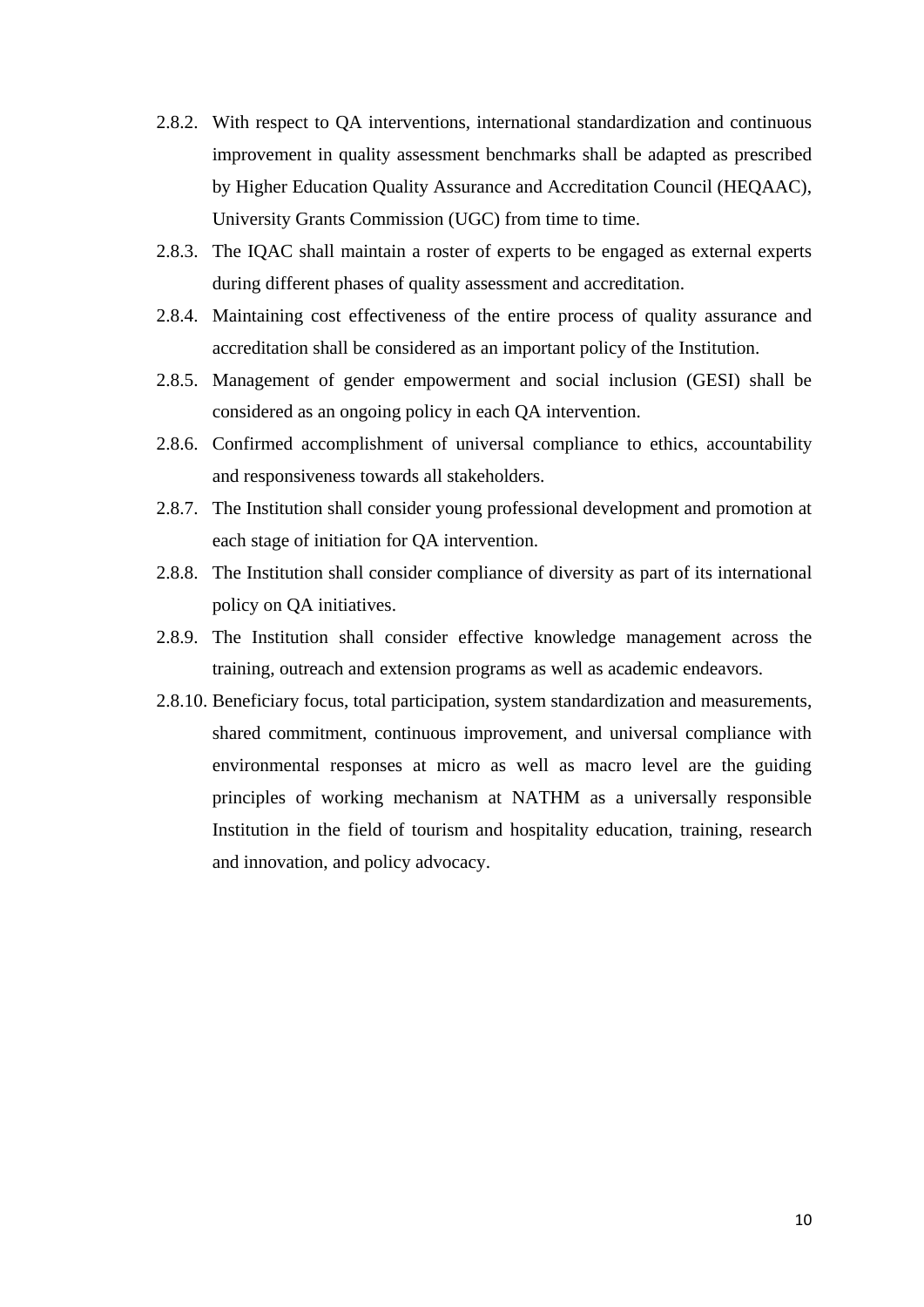2.8.2. With respect to QA interventions, international standardization and continuous improvement in quality assessment benchmarks shall be adapted as prescribed by Higher Education Quality Assurance and Accreditation Council (HEQAAC), University Grants Commission (UGC) from time to time.

2.8.3. The IQAC shall maintain a roster of experts to be engaged as external experts during different phases of quality assessment and accreditation.

2.8.4. Maintaining cost effectiveness of the entire process of quality assurance and accreditation shall be considered as an important policy of the Institution.

2.8.5. Management of gender empowerment and social inclusion (GESI) shall be considered as an ongoing policy in each QA intervention.

2.8.6. Confirmed accomplishment of universal compliance to ethics, accountability and responsiveness towards all stakeholders.

2.8.7. The Institution shall consider young professional development and promotion at each stage of initiation for QA intervention.

2.8.8. The Institution shall consider compliance of diversity as part of its international policy on QA initiatives.

2.8.9. The Institution shall consider effective knowledge management across the training, outreach and extension programs as well as academic endeavors.

2.8.10. Beneficiary focus, total participation, system standardization and measurements, shared commitment, continuous improvement, and universal compliance with environmental responses at micro as well as macro level are the guiding principles of working mechanism at NATHM as a universally responsible Institution in the field of tourism and hospitality education, training, research and innovation, and policy advocacy.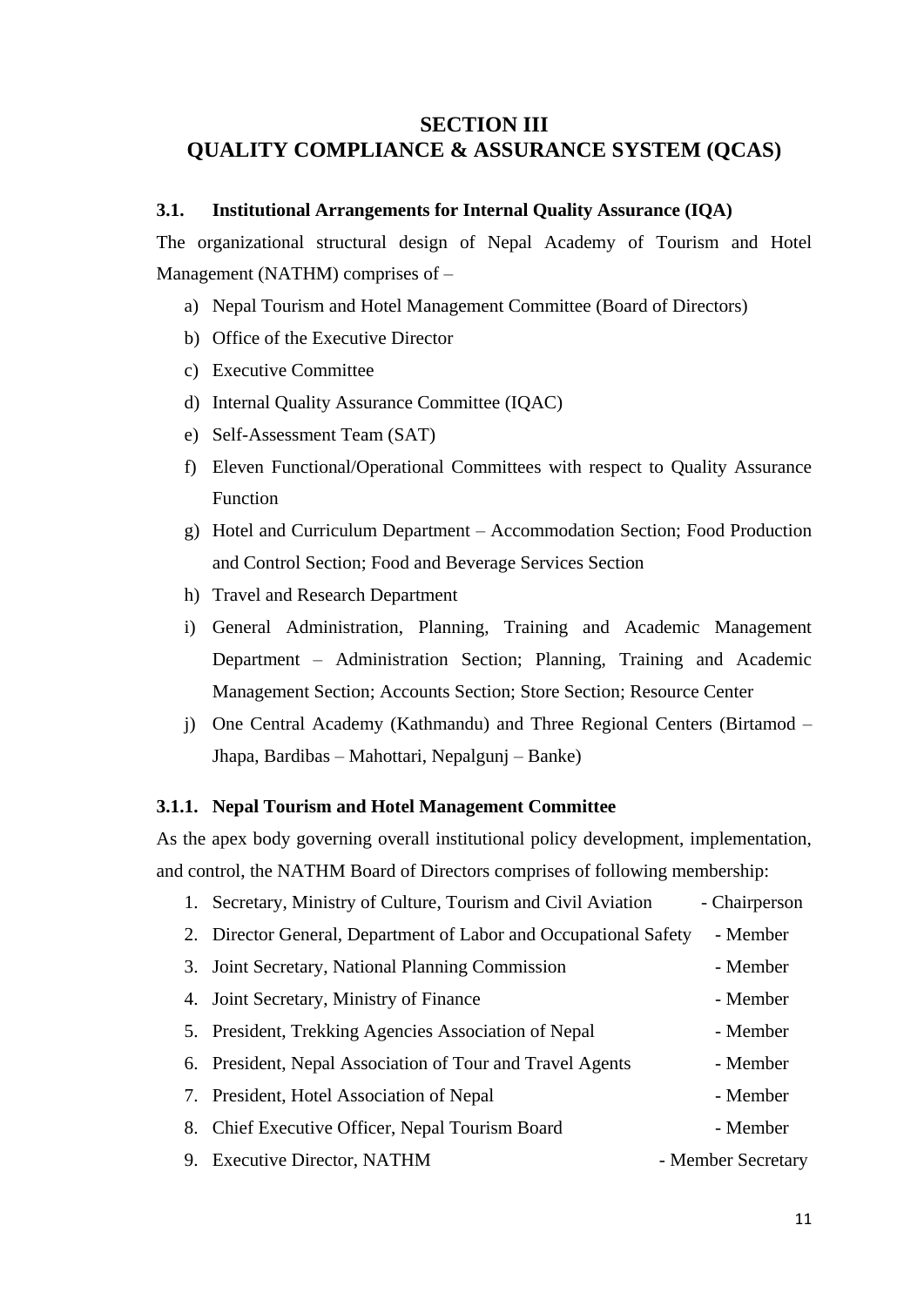# SECTION III
# QUALITY COMPLIANCE & ASSURANCE SYSTEM (QCAS)

### 3.1. Institutional Arrangements for Internal Quality Assurance (IQA)

The organizational structural design of Nepal Academy of Tourism and Hotel Management (NATHM) comprises of –

a) Nepal Tourism and Hotel Management Committee (Board of Directors)
b) Office of the Executive Director
c) Executive Committee
d) Internal Quality Assurance Committee (IQAC)
e) Self-Assessment Team (SAT)
f) Eleven Functional/Operational Committees with respect to Quality Assurance Function
g) Hotel and Curriculum Department – Accommodation Section; Food Production and Control Section; Food and Beverage Services Section
h) Travel and Research Department
i) General Administration, Planning, Training and Academic Management Department – Administration Section; Planning, Training and Academic Management Section; Accounts Section; Store Section; Resource Center
j) One Central Academy (Kathmandu) and Three Regional Centers (Birtamod – Jhapa, Bardibas – Mahottari, Nepalgunj – Banke)

#### 3.1.1. Nepal Tourism and Hotel Management Committee

As the apex body governing overall institutional policy development, implementation, and control, the NATHM Board of Directors comprises of following membership:

1. Secretary, Ministry of Culture, Tourism and Civil Aviation - Chairperson
2. Director General, Department of Labor and Occupational Safety - Member
3. Joint Secretary, National Planning Commission - Member
4. Joint Secretary, Ministry of Finance - Member
5. President, Trekking Agencies Association of Nepal - Member
6. President, Nepal Association of Tour and Travel Agents - Member
7. President, Hotel Association of Nepal - Member
8. Chief Executive Officer, Nepal Tourism Board - Member
9. Executive Director, NATHM - Member Secretary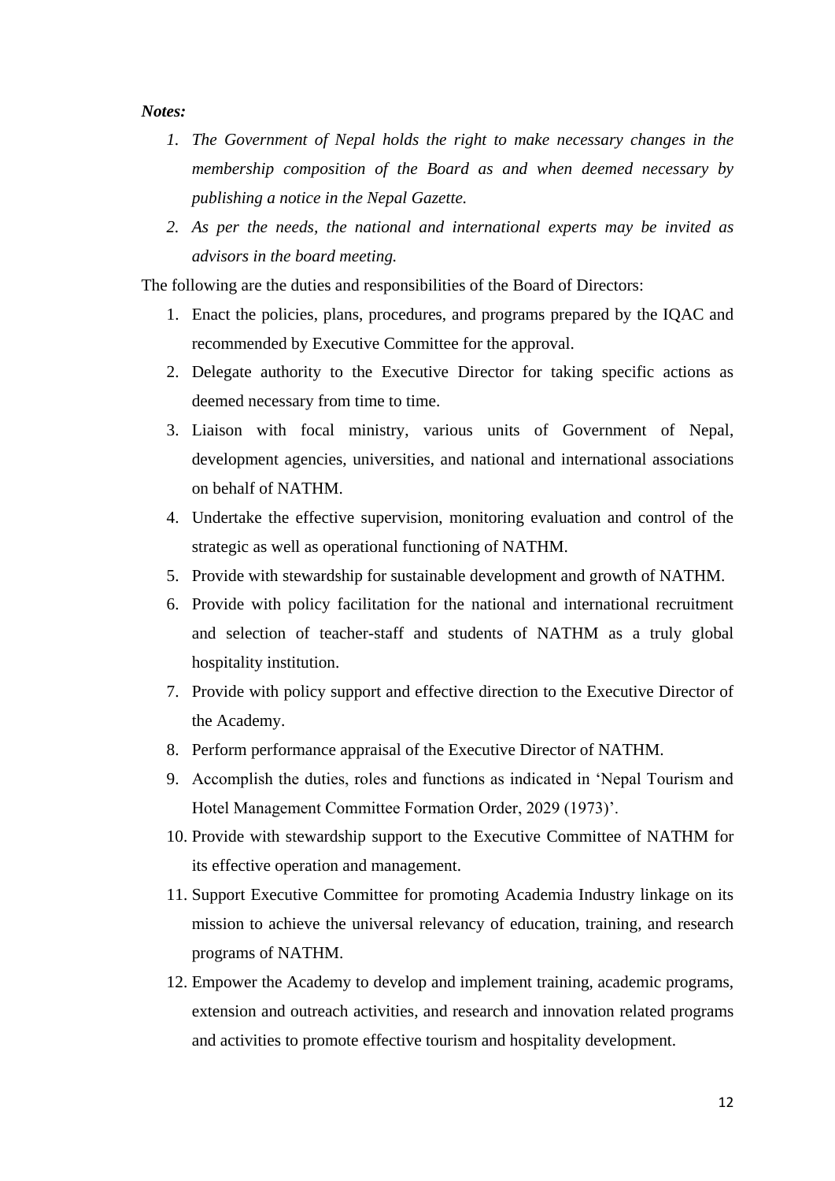***Notes:***

1. *The Government of Nepal holds the right to make necessary changes in the membership composition of the Board as and when deemed necessary by publishing a notice in the Nepal Gazette.*
2. *As per the needs, the national and international experts may be invited as advisors in the board meeting.*

The following are the duties and responsibilities of the Board of Directors:

1. Enact the policies, plans, procedures, and programs prepared by the IQAC and recommended by Executive Committee for the approval.
2. Delegate authority to the Executive Director for taking specific actions as deemed necessary from time to time.
3. Liaison with focal ministry, various units of Government of Nepal, development agencies, universities, and national and international associations on behalf of NATHM.
4. Undertake the effective supervision, monitoring evaluation and control of the strategic as well as operational functioning of NATHM.
5. Provide with stewardship for sustainable development and growth of NATHM.
6. Provide with policy facilitation for the national and international recruitment and selection of teacher-staff and students of NATHM as a truly global hospitality institution.
7. Provide with policy support and effective direction to the Executive Director of the Academy.
8. Perform performance appraisal of the Executive Director of NATHM.
9. Accomplish the duties, roles and functions as indicated in 'Nepal Tourism and Hotel Management Committee Formation Order, 2029 (1973)'.
10. Provide with stewardship support to the Executive Committee of NATHM for its effective operation and management.
11. Support Executive Committee for promoting Academia Industry linkage on its mission to achieve the universal relevancy of education, training, and research programs of NATHM.
12. Empower the Academy to develop and implement training, academic programs, extension and outreach activities, and research and innovation related programs and activities to promote effective tourism and hospitality development.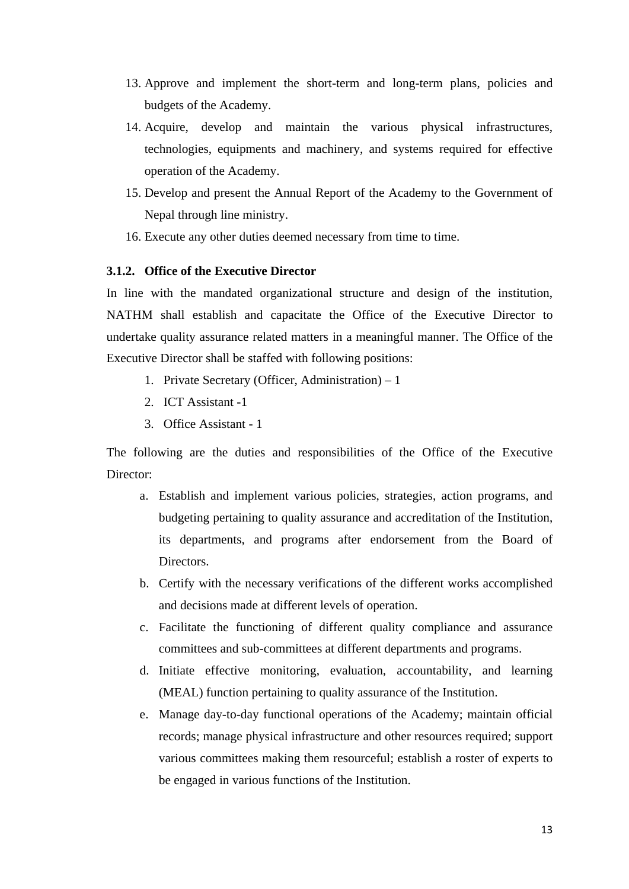13. Approve and implement the short-term and long-term plans, policies and budgets of the Academy.
14. Acquire, develop and maintain the various physical infrastructures, technologies, equipments and machinery, and systems required for effective operation of the Academy.
15. Develop and present the Annual Report of the Academy to the Government of Nepal through line ministry.
16. Execute any other duties deemed necessary from time to time.

#### 3.1.2. Office of the Executive Director

In line with the mandated organizational structure and design of the institution, NATHM shall establish and capacitate the Office of the Executive Director to undertake quality assurance related matters in a meaningful manner. The Office of the Executive Director shall be staffed with following positions:

1. Private Secretary (Officer, Administration) – 1
2. ICT Assistant -1
3. Office Assistant - 1

The following are the duties and responsibilities of the Office of the Executive Director:

a. Establish and implement various policies, strategies, action programs, and budgeting pertaining to quality assurance and accreditation of the Institution, its departments, and programs after endorsement from the Board of Directors.

b. Certify with the necessary verifications of the different works accomplished and decisions made at different levels of operation.

c. Facilitate the functioning of different quality compliance and assurance committees and sub-committees at different departments and programs.

d. Initiate effective monitoring, evaluation, accountability, and learning (MEAL) function pertaining to quality assurance of the Institution.

e. Manage day-to-day functional operations of the Academy; maintain official records; manage physical infrastructure and other resources required; support various committees making them resourceful; establish a roster of experts to be engaged in various functions of the Institution.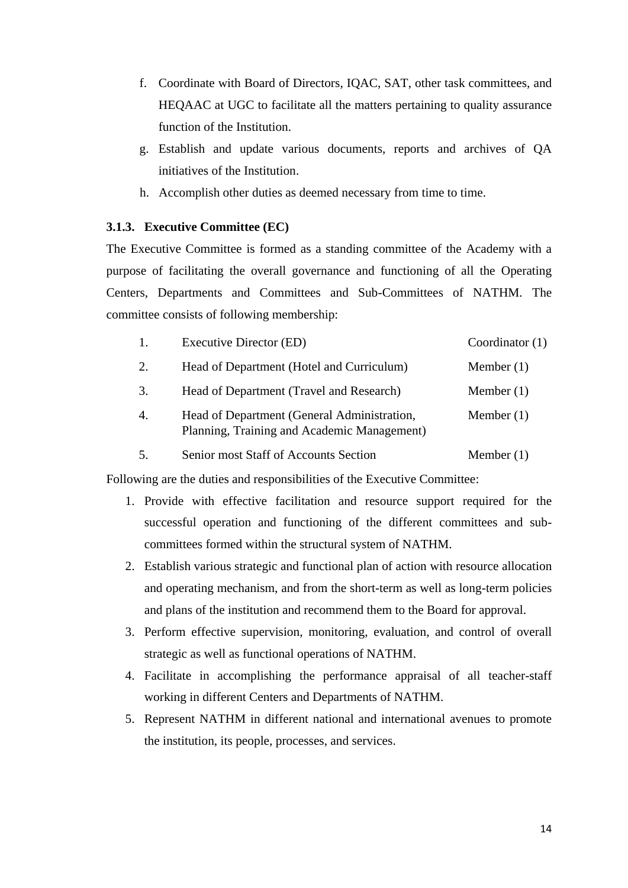f. Coordinate with Board of Directors, IQAC, SAT, other task committees, and HEQAAC at UGC to facilitate all the matters pertaining to quality assurance function of the Institution.
g. Establish and update various documents, reports and archives of QA initiatives of the Institution.
h. Accomplish other duties as deemed necessary from time to time.

### 3.1.3. Executive Committee (EC)

The Executive Committee is formed as a standing committee of the Academy with a purpose of facilitating the overall governance and functioning of all the Operating Centers, Departments and Committees and Sub-Committees of NATHM. The committee consists of following membership:

| | | |
|---|---|---|
| 1. | Executive Director (ED) | Coordinator (1) |
| 2. | Head of Department (Hotel and Curriculum) | Member (1) |
| 3. | Head of Department (Travel and Research) | Member (1) |
| 4. | Head of Department (General Administration, Planning, Training and Academic Management) | Member (1) |
| 5. | Senior most Staff of Accounts Section | Member (1) |

Following are the duties and responsibilities of the Executive Committee:

1. Provide with effective facilitation and resource support required for the successful operation and functioning of the different committees and sub-committees formed within the structural system of NATHM.
2. Establish various strategic and functional plan of action with resource allocation and operating mechanism, and from the short-term as well as long-term policies and plans of the institution and recommend them to the Board for approval.
3. Perform effective supervision, monitoring, evaluation, and control of overall strategic as well as functional operations of NATHM.
4. Facilitate in accomplishing the performance appraisal of all teacher-staff working in different Centers and Departments of NATHM.
5. Represent NATHM in different national and international avenues to promote the institution, its people, processes, and services.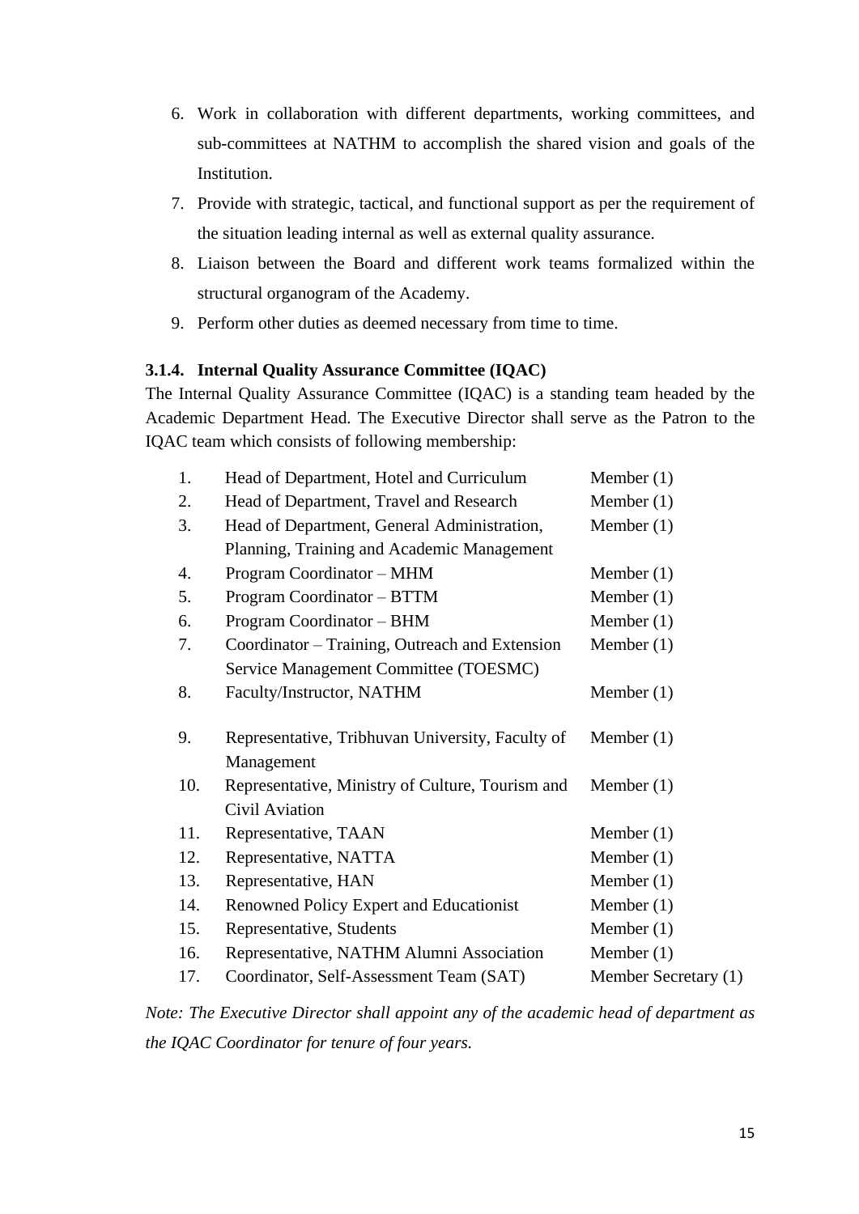6. Work in collaboration with different departments, working committees, and sub-committees at NATHM to accomplish the shared vision and goals of the Institution.
7. Provide with strategic, tactical, and functional support as per the requirement of the situation leading internal as well as external quality assurance.
8. Liaison between the Board and different work teams formalized within the structural organogram of the Academy.
9. Perform other duties as deemed necessary from time to time.

#### 3.1.4. Internal Quality Assurance Committee (IQAC)

The Internal Quality Assurance Committee (IQAC) is a standing team headed by the Academic Department Head. The Executive Director shall serve as the Patron to the IQAC team which consists of following membership:

| | | |
|---|---|---|
| 1. | Head of Department, Hotel and Curriculum | Member (1) |
| 2. | Head of Department, Travel and Research | Member (1) |
| 3. | Head of Department, General Administration, Planning, Training and Academic Management | Member (1) |
| 4. | Program Coordinator – MHM | Member (1) |
| 5. | Program Coordinator – BTTM | Member (1) |
| 6. | Program Coordinator – BHM | Member (1) |
| 7. | Coordinator – Training, Outreach and Extension Service Management Committee (TOESMC) | Member (1) |
| 8. | Faculty/Instructor, NATHM | Member (1) |
| 9. | Representative, Tribhuvan University, Faculty of Management | Member (1) |
| 10. | Representative, Ministry of Culture, Tourism and Civil Aviation | Member (1) |
| 11. | Representative, TAAN | Member (1) |
| 12. | Representative, NATTA | Member (1) |
| 13. | Representative, HAN | Member (1) |
| 14. | Renowned Policy Expert and Educationist | Member (1) |
| 15. | Representative, Students | Member (1) |
| 16. | Representative, NATHM Alumni Association | Member (1) |
| 17. | Coordinator, Self-Assessment Team (SAT) | Member Secretary (1) |

*Note: The Executive Director shall appoint any of the academic head of department as the IQAC Coordinator for tenure of four years.*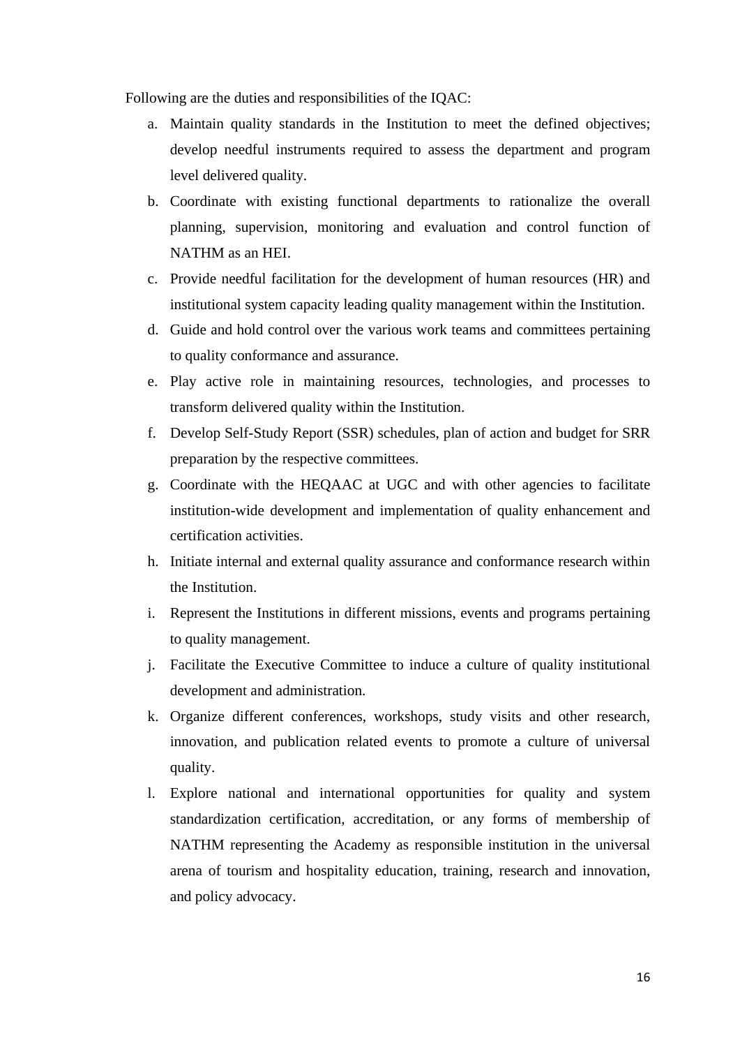Following are the duties and responsibilities of the IQAC:

a. Maintain quality standards in the Institution to meet the defined objectives; develop needful instruments required to assess the department and program level delivered quality.
b. Coordinate with existing functional departments to rationalize the overall planning, supervision, monitoring and evaluation and control function of NATHM as an HEI.
c. Provide needful facilitation for the development of human resources (HR) and institutional system capacity leading quality management within the Institution.
d. Guide and hold control over the various work teams and committees pertaining to quality conformance and assurance.
e. Play active role in maintaining resources, technologies, and processes to transform delivered quality within the Institution.
f. Develop Self-Study Report (SSR) schedules, plan of action and budget for SRR preparation by the respective committees.
g. Coordinate with the HEQAAC at UGC and with other agencies to facilitate institution-wide development and implementation of quality enhancement and certification activities.
h. Initiate internal and external quality assurance and conformance research within the Institution.
i. Represent the Institutions in different missions, events and programs pertaining to quality management.
j. Facilitate the Executive Committee to induce a culture of quality institutional development and administration.
k. Organize different conferences, workshops, study visits and other research, innovation, and publication related events to promote a culture of universal quality.
l. Explore national and international opportunities for quality and system standardization certification, accreditation, or any forms of membership of NATHM representing the Academy as responsible institution in the universal arena of tourism and hospitality education, training, research and innovation, and policy advocacy.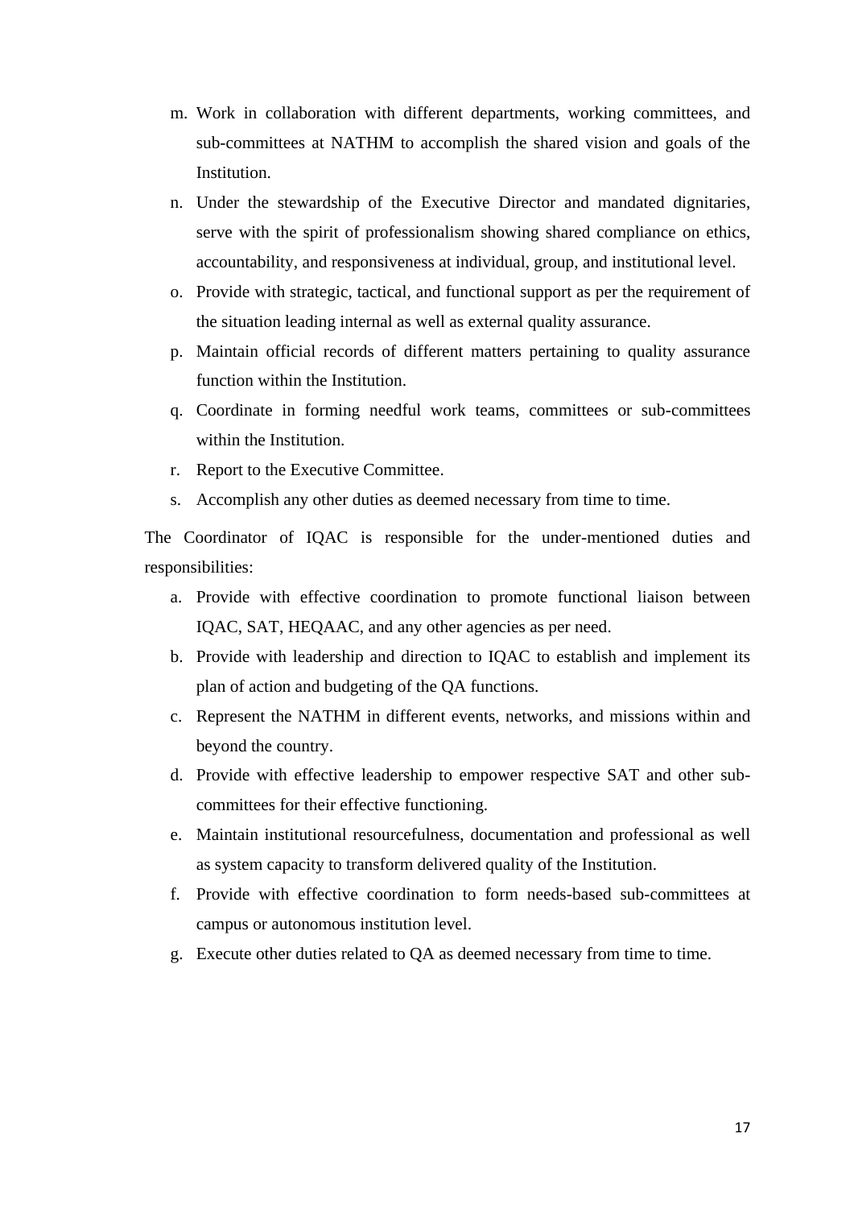m. Work in collaboration with different departments, working committees, and sub-committees at NATHM to accomplish the shared vision and goals of the Institution.
n. Under the stewardship of the Executive Director and mandated dignitaries, serve with the spirit of professionalism showing shared compliance on ethics, accountability, and responsiveness at individual, group, and institutional level.
o. Provide with strategic, tactical, and functional support as per the requirement of the situation leading internal as well as external quality assurance.
p. Maintain official records of different matters pertaining to quality assurance function within the Institution.
q. Coordinate in forming needful work teams, committees or sub-committees within the Institution.
r. Report to the Executive Committee.
s. Accomplish any other duties as deemed necessary from time to time.

The Coordinator of IQAC is responsible for the under-mentioned duties and responsibilities:

a. Provide with effective coordination to promote functional liaison between IQAC, SAT, HEQAAC, and any other agencies as per need.
b. Provide with leadership and direction to IQAC to establish and implement its plan of action and budgeting of the QA functions.
c. Represent the NATHM in different events, networks, and missions within and beyond the country.
d. Provide with effective leadership to empower respective SAT and other sub-committees for their effective functioning.
e. Maintain institutional resourcefulness, documentation and professional as well as system capacity to transform delivered quality of the Institution.
f. Provide with effective coordination to form needs-based sub-committees at campus or autonomous institution level.
g. Execute other duties related to QA as deemed necessary from time to time.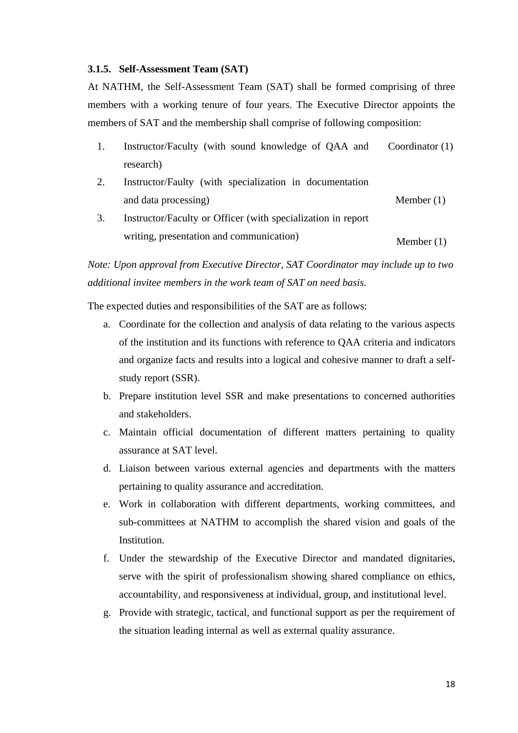### 3.1.5. Self-Assessment Team (SAT)

At NATHM, the Self-Assessment Team (SAT) shall be formed comprising of three members with a working tenure of four years. The Executive Director appoints the members of SAT and the membership shall comprise of following composition:

| | | |
|---|---|---|
| 1. | Instructor/Faculty (with sound knowledge of QAA and research) | Coordinator (1) |
| 2. | Instructor/Faulty (with specialization in documentation and data processing) | Member (1) |
| 3. | Instructor/Faculty or Officer (with specialization in report writing, presentation and communication) | Member (1) |

*Note: Upon approval from Executive Director, SAT Coordinator may include up to two additional invitee members in the work team of SAT on need basis.*

The expected duties and responsibilities of the SAT are as follows:

a. Coordinate for the collection and analysis of data relating to the various aspects of the institution and its functions with reference to QAA criteria and indicators and organize facts and results into a logical and cohesive manner to draft a self-study report (SSR).
b. Prepare institution level SSR and make presentations to concerned authorities and stakeholders.
c. Maintain official documentation of different matters pertaining to quality assurance at SAT level.
d. Liaison between various external agencies and departments with the matters pertaining to quality assurance and accreditation.
e. Work in collaboration with different departments, working committees, and sub-committees at NATHM to accomplish the shared vision and goals of the Institution.
f. Under the stewardship of the Executive Director and mandated dignitaries, serve with the spirit of professionalism showing shared compliance on ethics, accountability, and responsiveness at individual, group, and institutional level.
g. Provide with strategic, tactical, and functional support as per the requirement of the situation leading internal as well as external quality assurance.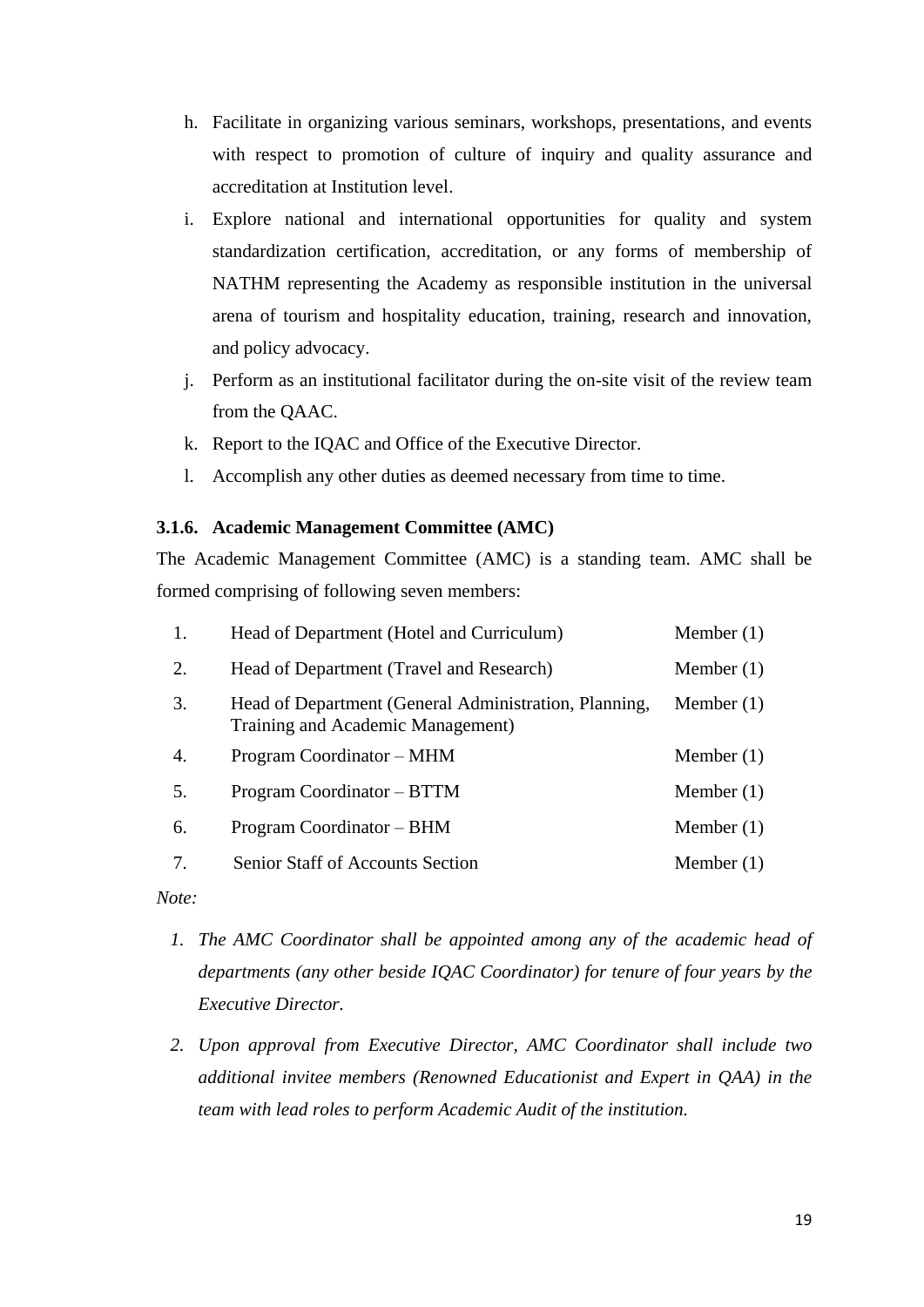h. Facilitate in organizing various seminars, workshops, presentations, and events with respect to promotion of culture of inquiry and quality assurance and accreditation at Institution level.
i. Explore national and international opportunities for quality and system standardization certification, accreditation, or any forms of membership of NATHM representing the Academy as responsible institution in the universal arena of tourism and hospitality education, training, research and innovation, and policy advocacy.
j. Perform as an institutional facilitator during the on-site visit of the review team from the QAAC.
k. Report to the IQAC and Office of the Executive Director.
l. Accomplish any other duties as deemed necessary from time to time.

#### 3.1.6. Academic Management Committee (AMC)

The Academic Management Committee (AMC) is a standing team. AMC shall be formed comprising of following seven members:

| | | |
|---|---|---|
| 1. | Head of Department (Hotel and Curriculum) | Member (1) |
| 2. | Head of Department (Travel and Research) | Member (1) |
| 3. | Head of Department (General Administration, Planning, Training and Academic Management) | Member (1) |
| 4. | Program Coordinator – MHM | Member (1) |
| 5. | Program Coordinator – BTTM | Member (1) |
| 6. | Program Coordinator – BHM | Member (1) |
| 7. | Senior Staff of Accounts Section | Member (1) |

*Note:*

1. *The AMC Coordinator shall be appointed among any of the academic head of departments (any other beside IQAC Coordinator) for tenure of four years by the Executive Director.*
2. *Upon approval from Executive Director, AMC Coordinator shall include two additional invitee members (Renowned Educationist and Expert in QAA) in the team with lead roles to perform Academic Audit of the institution.*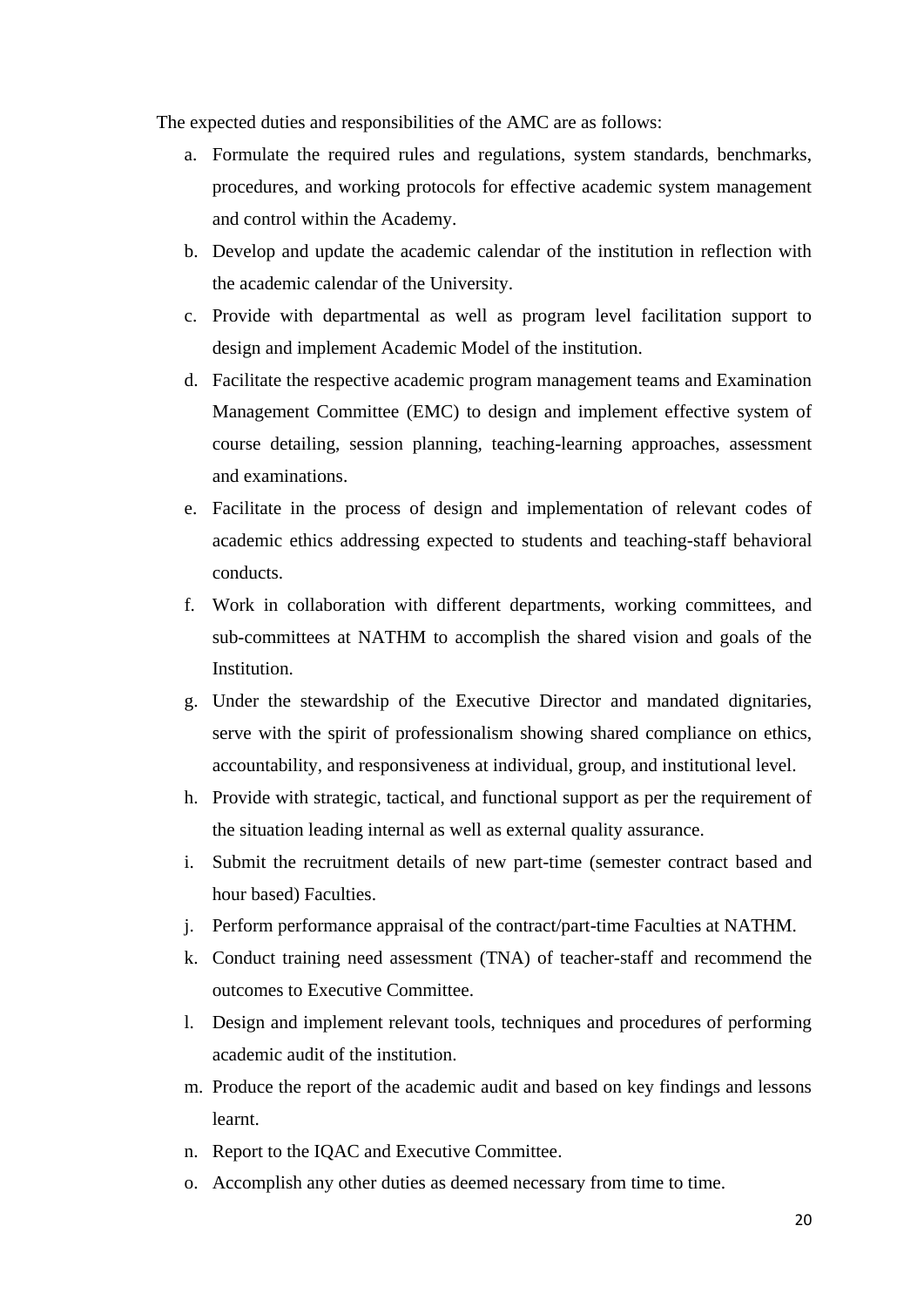The expected duties and responsibilities of the AMC are as follows:

a. Formulate the required rules and regulations, system standards, benchmarks, procedures, and working protocols for effective academic system management and control within the Academy.
b. Develop and update the academic calendar of the institution in reflection with the academic calendar of the University.
c. Provide with departmental as well as program level facilitation support to design and implement Academic Model of the institution.
d. Facilitate the respective academic program management teams and Examination Management Committee (EMC) to design and implement effective system of course detailing, session planning, teaching-learning approaches, assessment and examinations.
e. Facilitate in the process of design and implementation of relevant codes of academic ethics addressing expected to students and teaching-staff behavioral conducts.
f. Work in collaboration with different departments, working committees, and sub-committees at NATHM to accomplish the shared vision and goals of the Institution.
g. Under the stewardship of the Executive Director and mandated dignitaries, serve with the spirit of professionalism showing shared compliance on ethics, accountability, and responsiveness at individual, group, and institutional level.
h. Provide with strategic, tactical, and functional support as per the requirement of the situation leading internal as well as external quality assurance.
i. Submit the recruitment details of new part-time (semester contract based and hour based) Faculties.
j. Perform performance appraisal of the contract/part-time Faculties at NATHM.
k. Conduct training need assessment (TNA) of teacher-staff and recommend the outcomes to Executive Committee.
l. Design and implement relevant tools, techniques and procedures of performing academic audit of the institution.
m. Produce the report of the academic audit and based on key findings and lessons learnt.
n. Report to the IQAC and Executive Committee.
o. Accomplish any other duties as deemed necessary from time to time.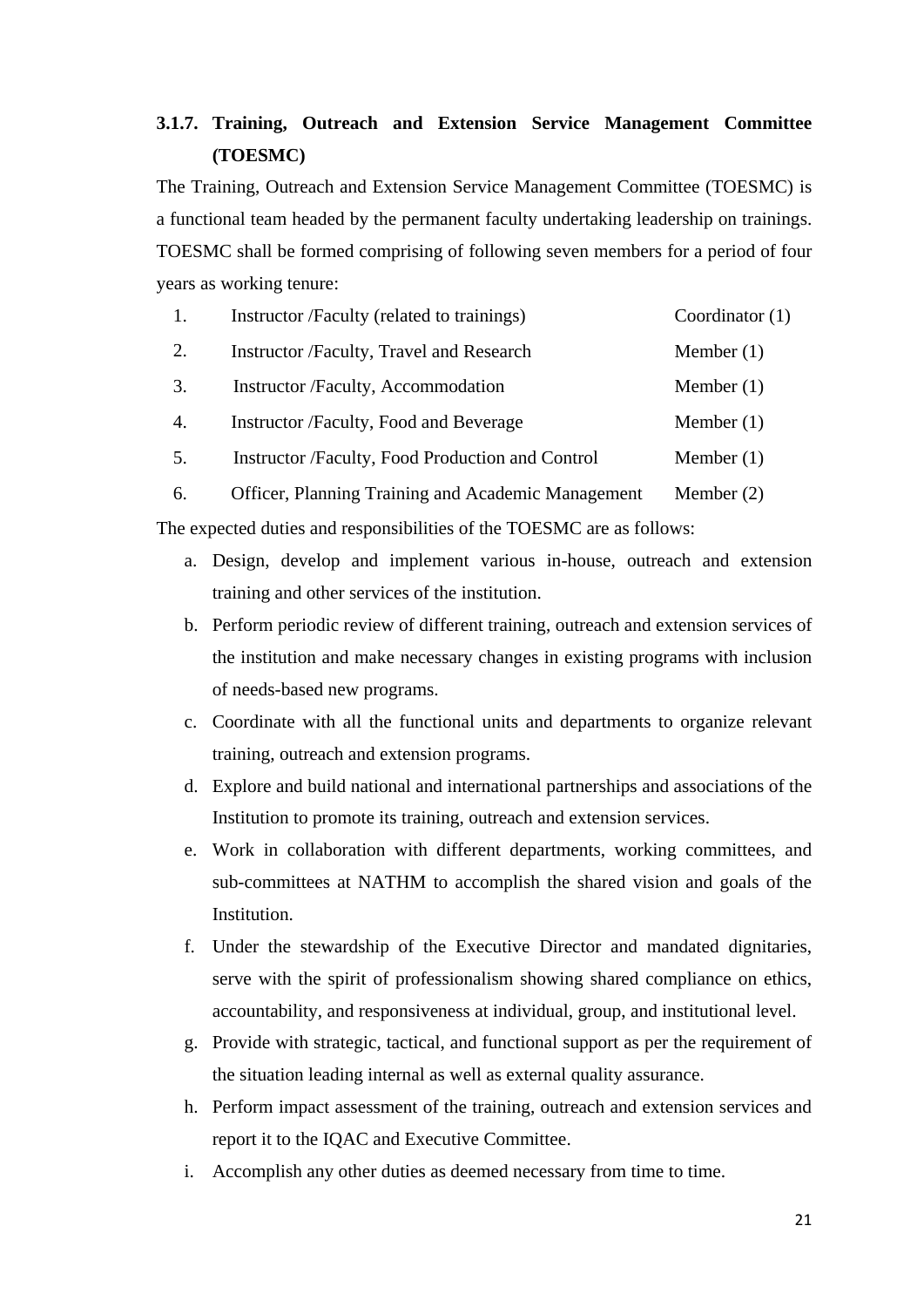### 3.1.7. Training, Outreach and Extension Service Management Committee (TOESMC)

The Training, Outreach and Extension Service Management Committee (TOESMC) is a functional team headed by the permanent faculty undertaking leadership on trainings. TOESMC shall be formed comprising of following seven members for a period of four years as working tenure:

| | | |
|---|---|---|
| 1. | Instructor /Faculty (related to trainings) | Coordinator (1) |
| 2. | Instructor /Faculty, Travel and Research | Member (1) |
| 3. | Instructor /Faculty, Accommodation | Member (1) |
| 4. | Instructor /Faculty, Food and Beverage | Member (1) |
| 5. | Instructor /Faculty, Food Production and Control | Member (1) |
| 6. | Officer, Planning Training and Academic Management | Member (2) |

The expected duties and responsibilities of the TOESMC are as follows:

a. Design, develop and implement various in-house, outreach and extension training and other services of the institution.
b. Perform periodic review of different training, outreach and extension services of the institution and make necessary changes in existing programs with inclusion of needs-based new programs.
c. Coordinate with all the functional units and departments to organize relevant training, outreach and extension programs.
d. Explore and build national and international partnerships and associations of the Institution to promote its training, outreach and extension services.
e. Work in collaboration with different departments, working committees, and sub-committees at NATHM to accomplish the shared vision and goals of the Institution.
f. Under the stewardship of the Executive Director and mandated dignitaries, serve with the spirit of professionalism showing shared compliance on ethics, accountability, and responsiveness at individual, group, and institutional level.
g. Provide with strategic, tactical, and functional support as per the requirement of the situation leading internal as well as external quality assurance.
h. Perform impact assessment of the training, outreach and extension services and report it to the IQAC and Executive Committee.
i. Accomplish any other duties as deemed necessary from time to time.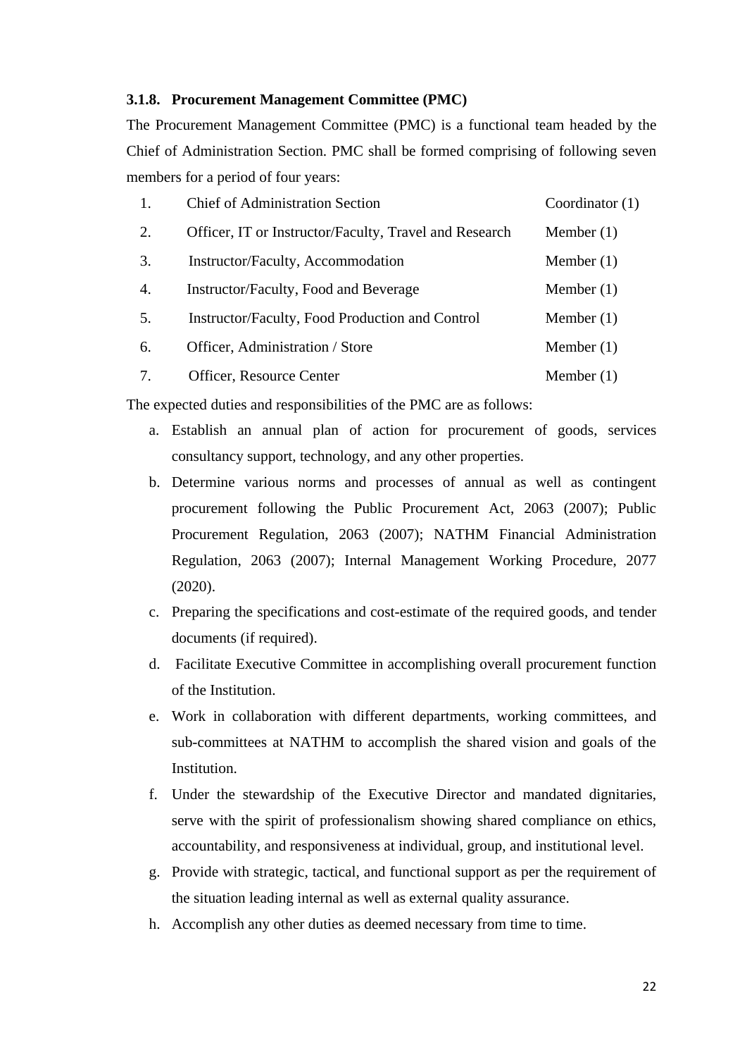### 3.1.8. Procurement Management Committee (PMC)

The Procurement Management Committee (PMC) is a functional team headed by the Chief of Administration Section. PMC shall be formed comprising of following seven members for a period of four years:

| | | |
|---|---|---|
| 1. | Chief of Administration Section | Coordinator (1) |
| 2. | Officer, IT or Instructor/Faculty, Travel and Research | Member (1) |
| 3. | Instructor/Faculty, Accommodation | Member (1) |
| 4. | Instructor/Faculty, Food and Beverage | Member (1) |
| 5. | Instructor/Faculty, Food Production and Control | Member (1) |
| 6. | Officer, Administration / Store | Member (1) |
| 7. | Officer, Resource Center | Member (1) |

The expected duties and responsibilities of the PMC are as follows:

a. Establish an annual plan of action for procurement of goods, services consultancy support, technology, and any other properties.

b. Determine various norms and processes of annual as well as contingent procurement following the Public Procurement Act, 2063 (2007); Public Procurement Regulation, 2063 (2007); NATHM Financial Administration Regulation, 2063 (2007); Internal Management Working Procedure, 2077 (2020).

c. Preparing the specifications and cost-estimate of the required goods, and tender documents (if required).

d. Facilitate Executive Committee in accomplishing overall procurement function of the Institution.

e. Work in collaboration with different departments, working committees, and sub-committees at NATHM to accomplish the shared vision and goals of the Institution.

f. Under the stewardship of the Executive Director and mandated dignitaries, serve with the spirit of professionalism showing shared compliance on ethics, accountability, and responsiveness at individual, group, and institutional level.

g. Provide with strategic, tactical, and functional support as per the requirement of the situation leading internal as well as external quality assurance.

h. Accomplish any other duties as deemed necessary from time to time.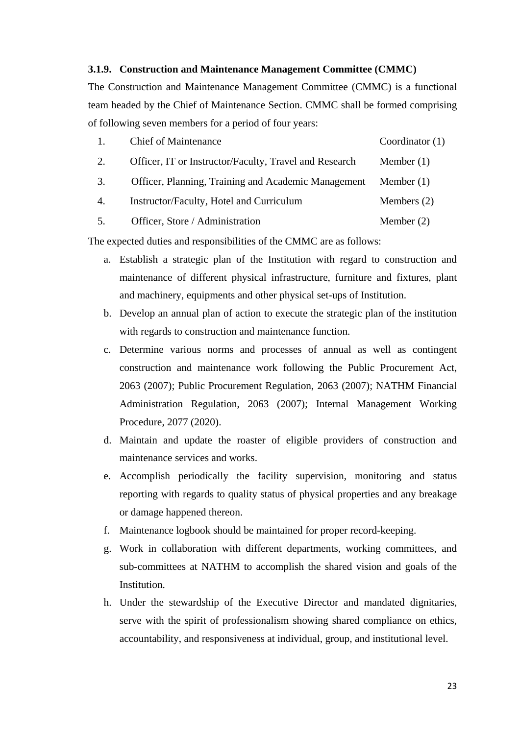### 3.1.9. Construction and Maintenance Management Committee (CMMC)

The Construction and Maintenance Management Committee (CMMC) is a functional team headed by the Chief of Maintenance Section. CMMC shall be formed comprising of following seven members for a period of four years:

| | | |
|---|---|---|
| 1. | Chief of Maintenance | Coordinator (1) |
| 2. | Officer, IT or Instructor/Faculty, Travel and Research | Member (1) |
| 3. | Officer, Planning, Training and Academic Management | Member (1) |
| 4. | Instructor/Faculty, Hotel and Curriculum | Members (2) |
| 5. | Officer, Store / Administration | Member (2) |

The expected duties and responsibilities of the CMMC are as follows:

a. Establish a strategic plan of the Institution with regard to construction and maintenance of different physical infrastructure, furniture and fixtures, plant and machinery, equipments and other physical set-ups of Institution.

b. Develop an annual plan of action to execute the strategic plan of the institution with regards to construction and maintenance function.

c. Determine various norms and processes of annual as well as contingent construction and maintenance work following the Public Procurement Act, 2063 (2007); Public Procurement Regulation, 2063 (2007); NATHM Financial Administration Regulation, 2063 (2007); Internal Management Working Procedure, 2077 (2020).

d. Maintain and update the roaster of eligible providers of construction and maintenance services and works.

e. Accomplish periodically the facility supervision, monitoring and status reporting with regards to quality status of physical properties and any breakage or damage happened thereon.

f. Maintenance logbook should be maintained for proper record-keeping.

g. Work in collaboration with different departments, working committees, and sub-committees at NATHM to accomplish the shared vision and goals of the Institution.

h. Under the stewardship of the Executive Director and mandated dignitaries, serve with the spirit of professionalism showing shared compliance on ethics, accountability, and responsiveness at individual, group, and institutional level.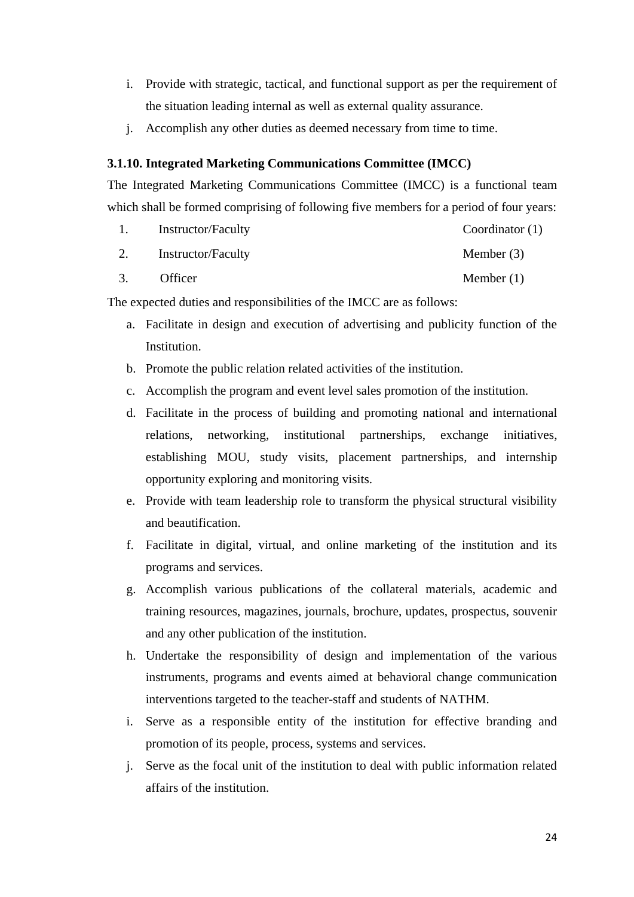i. Provide with strategic, tactical, and functional support as per the requirement of the situation leading internal as well as external quality assurance.
j. Accomplish any other duties as deemed necessary from time to time.

### 3.1.10. Integrated Marketing Communications Committee (IMCC)

The Integrated Marketing Communications Committee (IMCC) is a functional team which shall be formed comprising of following five members for a period of four years:

| | | |
|---|---|---|
| 1. | Instructor/Faculty | Coordinator (1) |
| 2. | Instructor/Faculty | Member (3) |
| 3. | Officer | Member (1) |

The expected duties and responsibilities of the IMCC are as follows:

a. Facilitate in design and execution of advertising and publicity function of the Institution.
b. Promote the public relation related activities of the institution.
c. Accomplish the program and event level sales promotion of the institution.
d. Facilitate in the process of building and promoting national and international relations, networking, institutional partnerships, exchange initiatives, establishing MOU, study visits, placement partnerships, and internship opportunity exploring and monitoring visits.
e. Provide with team leadership role to transform the physical structural visibility and beautification.
f. Facilitate in digital, virtual, and online marketing of the institution and its programs and services.
g. Accomplish various publications of the collateral materials, academic and training resources, magazines, journals, brochure, updates, prospectus, souvenir and any other publication of the institution.
h. Undertake the responsibility of design and implementation of the various instruments, programs and events aimed at behavioral change communication interventions targeted to the teacher-staff and students of NATHM.
i. Serve as a responsible entity of the institution for effective branding and promotion of its people, process, systems and services.
j. Serve as the focal unit of the institution to deal with public information related affairs of the institution.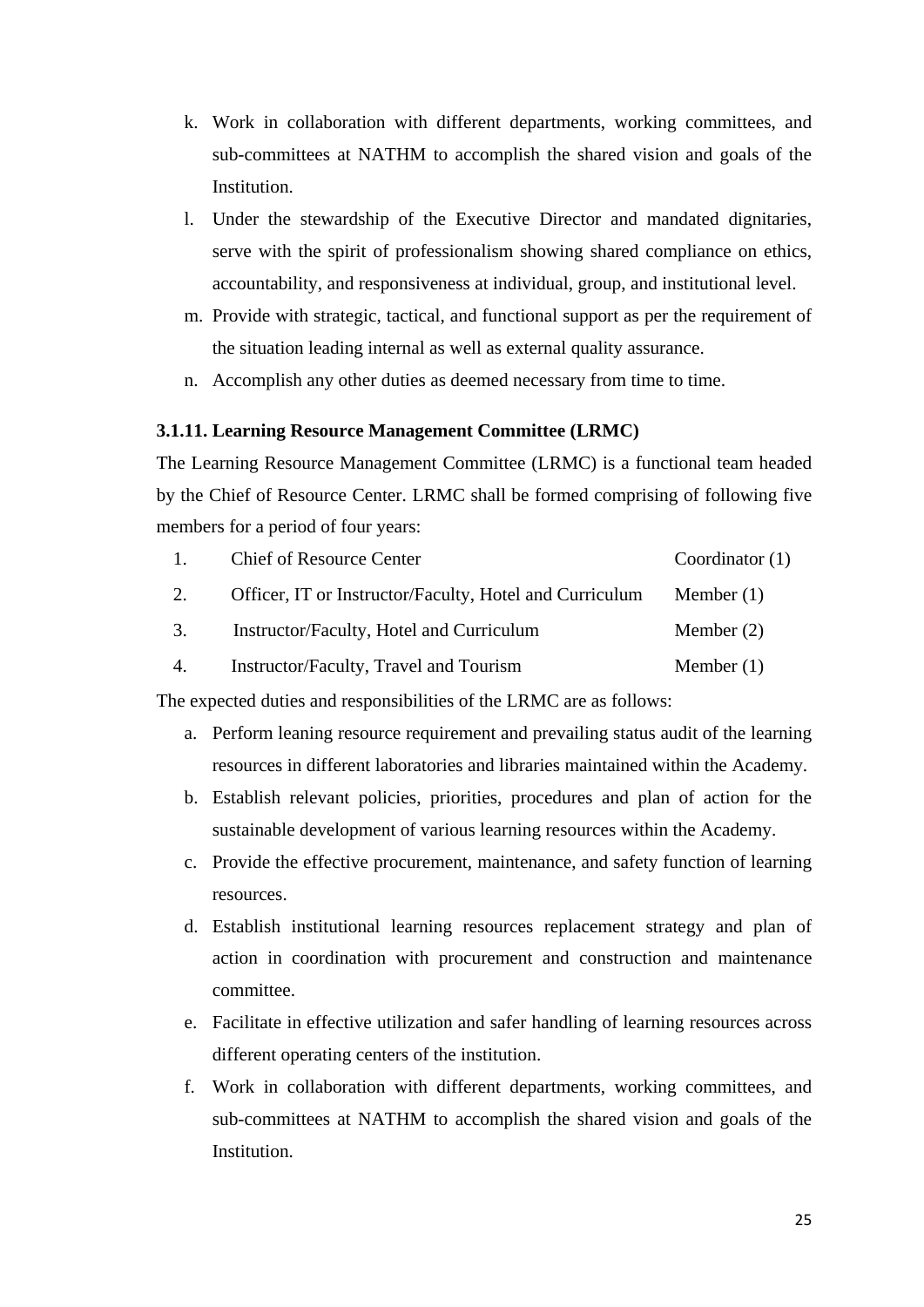k. Work in collaboration with different departments, working committees, and sub-committees at NATHM to accomplish the shared vision and goals of the Institution.
l. Under the stewardship of the Executive Director and mandated dignitaries, serve with the spirit of professionalism showing shared compliance on ethics, accountability, and responsiveness at individual, group, and institutional level.
m. Provide with strategic, tactical, and functional support as per the requirement of the situation leading internal as well as external quality assurance.
n. Accomplish any other duties as deemed necessary from time to time.

**3.1.11. Learning Resource Management Committee (LRMC)**

The Learning Resource Management Committee (LRMC) is a functional team headed by the Chief of Resource Center. LRMC shall be formed comprising of following five members for a period of four years:

| | | |
|---|---|---|
| 1. | Chief of Resource Center | Coordinator (1) |
| 2. | Officer, IT or Instructor/Faculty, Hotel and Curriculum | Member (1) |
| 3. | Instructor/Faculty, Hotel and Curriculum | Member (2) |
| 4. | Instructor/Faculty, Travel and Tourism | Member (1) |

The expected duties and responsibilities of the LRMC are as follows:

a. Perform leaning resource requirement and prevailing status audit of the learning resources in different laboratories and libraries maintained within the Academy.
b. Establish relevant policies, priorities, procedures and plan of action for the sustainable development of various learning resources within the Academy.
c. Provide the effective procurement, maintenance, and safety function of learning resources.
d. Establish institutional learning resources replacement strategy and plan of action in coordination with procurement and construction and maintenance committee.
e. Facilitate in effective utilization and safer handling of learning resources across different operating centers of the institution.
f. Work in collaboration with different departments, working committees, and sub-committees at NATHM to accomplish the shared vision and goals of the Institution.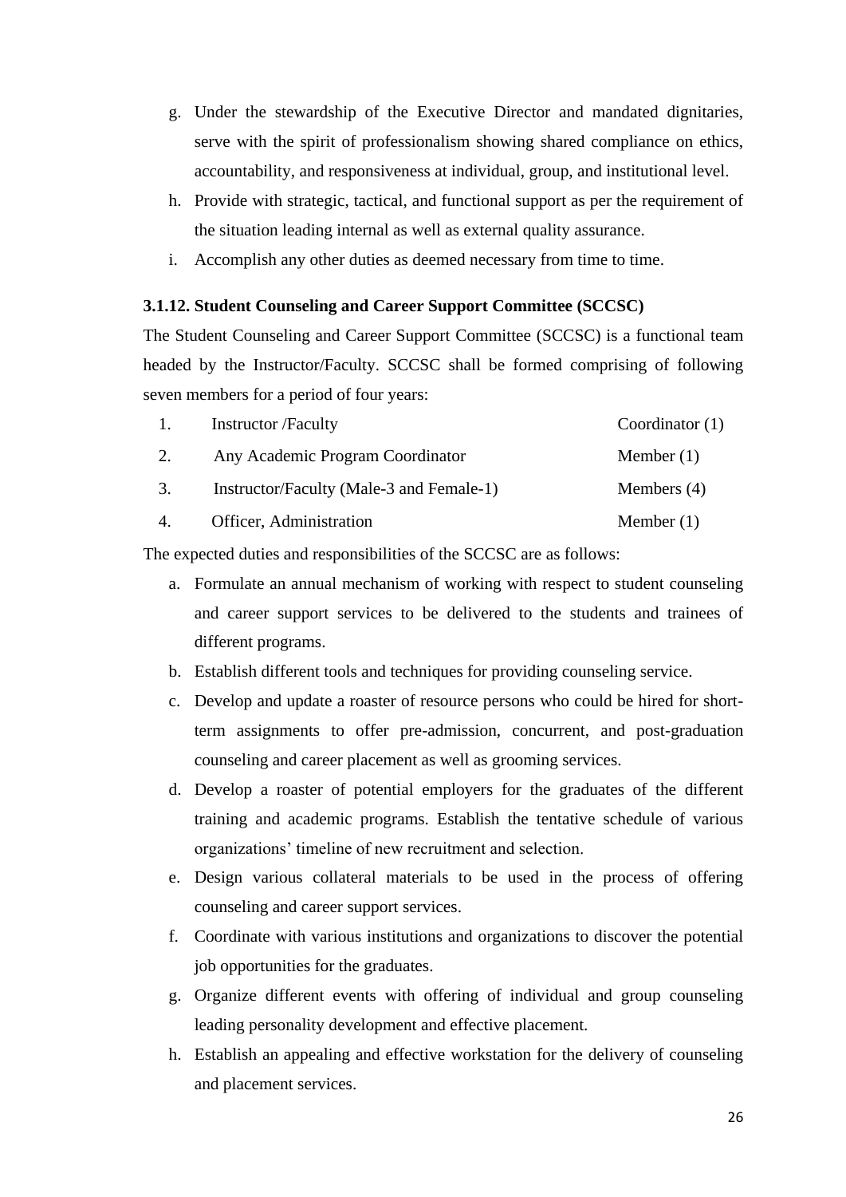g. Under the stewardship of the Executive Director and mandated dignitaries, serve with the spirit of professionalism showing shared compliance on ethics, accountability, and responsiveness at individual, group, and institutional level.
h. Provide with strategic, tactical, and functional support as per the requirement of the situation leading internal as well as external quality assurance.
i. Accomplish any other duties as deemed necessary from time to time.

### 3.1.12. Student Counseling and Career Support Committee (SCCSC)

The Student Counseling and Career Support Committee (SCCSC) is a functional team headed by the Instructor/Faculty. SCCSC shall be formed comprising of following seven members for a period of four years:

| | | |
|---|---|---|
| 1. | Instructor /Faculty | Coordinator (1) |
| 2. | Any Academic Program Coordinator | Member (1) |
| 3. | Instructor/Faculty (Male-3 and Female-1) | Members (4) |
| 4. | Officer, Administration | Member (1) |

The expected duties and responsibilities of the SCCSC are as follows:

a. Formulate an annual mechanism of working with respect to student counseling and career support services to be delivered to the students and trainees of different programs.
b. Establish different tools and techniques for providing counseling service.
c. Develop and update a roaster of resource persons who could be hired for short-term assignments to offer pre-admission, concurrent, and post-graduation counseling and career placement as well as grooming services.
d. Develop a roaster of potential employers for the graduates of the different training and academic programs. Establish the tentative schedule of various organizations' timeline of new recruitment and selection.
e. Design various collateral materials to be used in the process of offering counseling and career support services.
f. Coordinate with various institutions and organizations to discover the potential job opportunities for the graduates.
g. Organize different events with offering of individual and group counseling leading personality development and effective placement.
h. Establish an appealing and effective workstation for the delivery of counseling and placement services.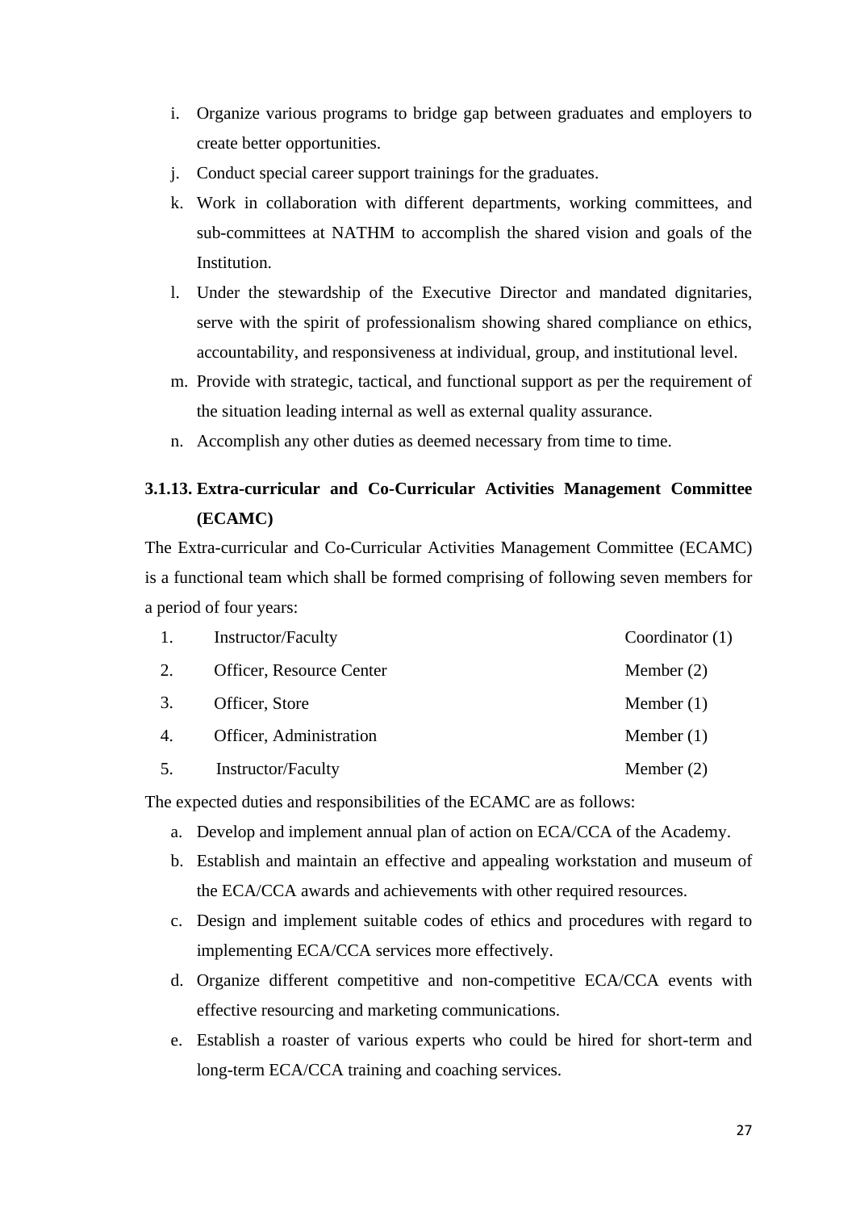i. Organize various programs to bridge gap between graduates and employers to create better opportunities.
j. Conduct special career support trainings for the graduates.
k. Work in collaboration with different departments, working committees, and sub-committees at NATHM to accomplish the shared vision and goals of the Institution.
l. Under the stewardship of the Executive Director and mandated dignitaries, serve with the spirit of professionalism showing shared compliance on ethics, accountability, and responsiveness at individual, group, and institutional level.
m. Provide with strategic, tactical, and functional support as per the requirement of the situation leading internal as well as external quality assurance.
n. Accomplish any other duties as deemed necessary from time to time.

### 3.1.13. Extra-curricular and Co-Curricular Activities Management Committee (ECAMC)

The Extra-curricular and Co-Curricular Activities Management Committee (ECAMC) is a functional team which shall be formed comprising of following seven members for a period of four years:

| | | |
|---|---|---|
| 1. | Instructor/Faculty | Coordinator (1) |
| 2. | Officer, Resource Center | Member (2) |
| 3. | Officer, Store | Member (1) |
| 4. | Officer, Administration | Member (1) |
| 5. | Instructor/Faculty | Member (2) |

The expected duties and responsibilities of the ECAMC are as follows:

a. Develop and implement annual plan of action on ECA/CCA of the Academy.
b. Establish and maintain an effective and appealing workstation and museum of the ECA/CCA awards and achievements with other required resources.
c. Design and implement suitable codes of ethics and procedures with regard to implementing ECA/CCA services more effectively.
d. Organize different competitive and non-competitive ECA/CCA events with effective resourcing and marketing communications.
e. Establish a roaster of various experts who could be hired for short-term and long-term ECA/CCA training and coaching services.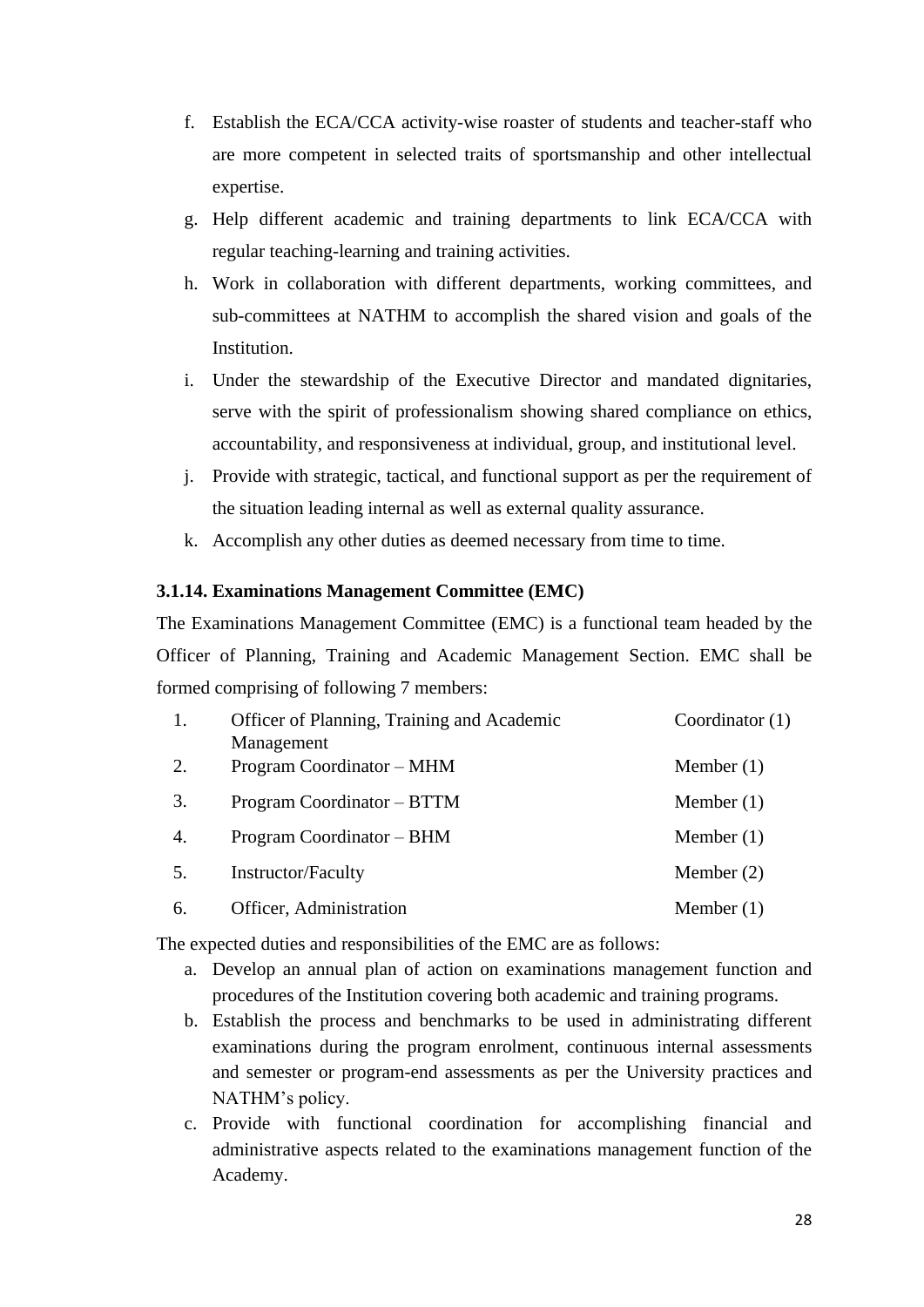f. Establish the ECA/CCA activity-wise roaster of students and teacher-staff who are more competent in selected traits of sportsmanship and other intellectual expertise.
g. Help different academic and training departments to link ECA/CCA with regular teaching-learning and training activities.
h. Work in collaboration with different departments, working committees, and sub-committees at NATHM to accomplish the shared vision and goals of the Institution.
i. Under the stewardship of the Executive Director and mandated dignitaries, serve with the spirit of professionalism showing shared compliance on ethics, accountability, and responsiveness at individual, group, and institutional level.
j. Provide with strategic, tactical, and functional support as per the requirement of the situation leading internal as well as external quality assurance.
k. Accomplish any other duties as deemed necessary from time to time.

#### 3.1.14. Examinations Management Committee (EMC)

The Examinations Management Committee (EMC) is a functional team headed by the Officer of Planning, Training and Academic Management Section. EMC shall be formed comprising of following 7 members:

| | | |
|---|---|---|
| 1. | Officer of Planning, Training and Academic Management | Coordinator (1) |
| 2. | Program Coordinator – MHM | Member (1) |
| 3. | Program Coordinator – BTTM | Member (1) |
| 4. | Program Coordinator – BHM | Member (1) |
| 5. | Instructor/Faculty | Member (2) |
| 6. | Officer, Administration | Member (1) |

The expected duties and responsibilities of the EMC are as follows:

a. Develop an annual plan of action on examinations management function and procedures of the Institution covering both academic and training programs.
b. Establish the process and benchmarks to be used in administrating different examinations during the program enrolment, continuous internal assessments and semester or program-end assessments as per the University practices and NATHM's policy.
c. Provide with functional coordination for accomplishing financial and administrative aspects related to the examinations management function of the Academy.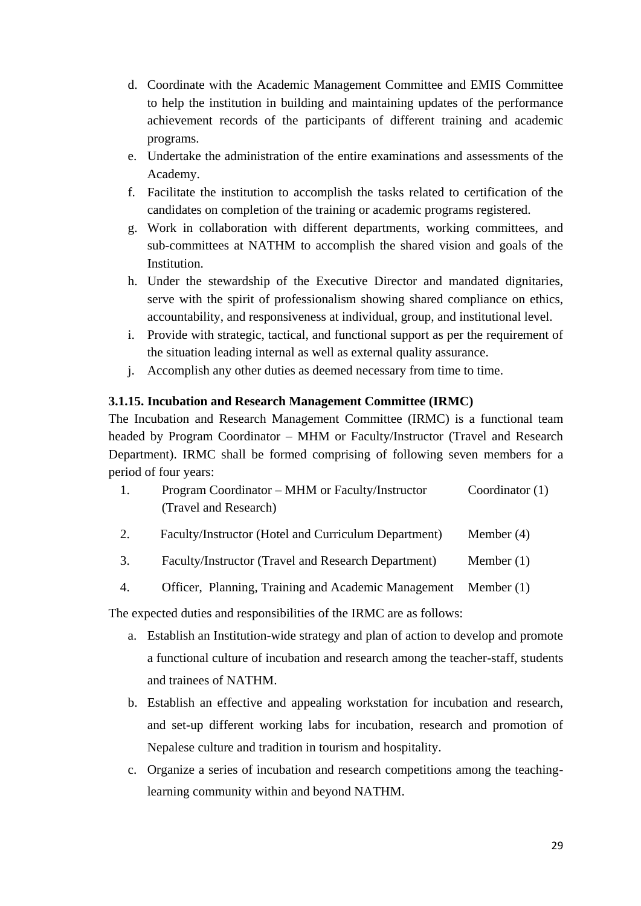d. Coordinate with the Academic Management Committee and EMIS Committee to help the institution in building and maintaining updates of the performance achievement records of the participants of different training and academic programs.
e. Undertake the administration of the entire examinations and assessments of the Academy.
f. Facilitate the institution to accomplish the tasks related to certification of the candidates on completion of the training or academic programs registered.
g. Work in collaboration with different departments, working committees, and sub-committees at NATHM to accomplish the shared vision and goals of the Institution.
h. Under the stewardship of the Executive Director and mandated dignitaries, serve with the spirit of professionalism showing shared compliance on ethics, accountability, and responsiveness at individual, group, and institutional level.
i. Provide with strategic, tactical, and functional support as per the requirement of the situation leading internal as well as external quality assurance.
j. Accomplish any other duties as deemed necessary from time to time.

#### 3.1.15. Incubation and Research Management Committee (IRMC)

The Incubation and Research Management Committee (IRMC) is a functional team headed by Program Coordinator – MHM or Faculty/Instructor (Travel and Research Department). IRMC shall be formed comprising of following seven members for a period of four years:

| | | |
|---|---|---|
| 1. | Program Coordinator – MHM or Faculty/Instructor (Travel and Research) | Coordinator (1) |
| 2. | Faculty/Instructor (Hotel and Curriculum Department) | Member (4) |
| 3. | Faculty/Instructor (Travel and Research Department) | Member (1) |
| 4. | Officer, Planning, Training and Academic Management | Member (1) |

The expected duties and responsibilities of the IRMC are as follows:

a. Establish an Institution-wide strategy and plan of action to develop and promote a functional culture of incubation and research among the teacher-staff, students and trainees of NATHM.
b. Establish an effective and appealing workstation for incubation and research, and set-up different working labs for incubation, research and promotion of Nepalese culture and tradition in tourism and hospitality.
c. Organize a series of incubation and research competitions among the teaching-learning community within and beyond NATHM.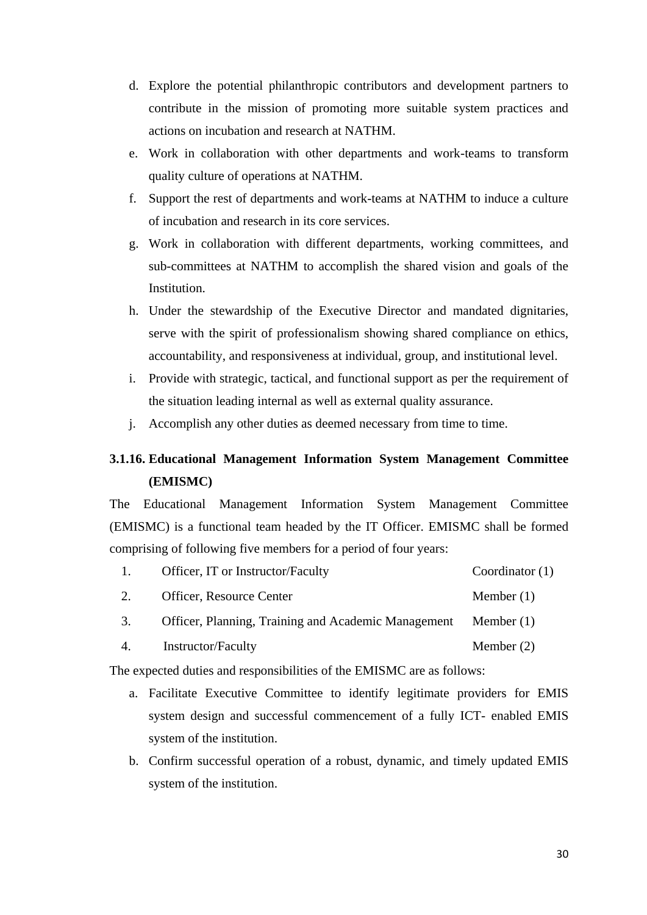d. Explore the potential philanthropic contributors and development partners to contribute in the mission of promoting more suitable system practices and actions on incubation and research at NATHM.
e. Work in collaboration with other departments and work-teams to transform quality culture of operations at NATHM.
f. Support the rest of departments and work-teams at NATHM to induce a culture of incubation and research in its core services.
g. Work in collaboration with different departments, working committees, and sub-committees at NATHM to accomplish the shared vision and goals of the Institution.
h. Under the stewardship of the Executive Director and mandated dignitaries, serve with the spirit of professionalism showing shared compliance on ethics, accountability, and responsiveness at individual, group, and institutional level.
i. Provide with strategic, tactical, and functional support as per the requirement of the situation leading internal as well as external quality assurance.
j. Accomplish any other duties as deemed necessary from time to time.

### 3.1.16. Educational Management Information System Management Committee (EMISMC)

The Educational Management Information System Management Committee (EMISMC) is a functional team headed by the IT Officer. EMISMC shall be formed comprising of following five members for a period of four years:

| | | |
|---|---|---|
| 1. | Officer, IT or Instructor/Faculty | Coordinator (1) |
| 2. | Officer, Resource Center | Member (1) |
| 3. | Officer, Planning, Training and Academic Management | Member (1) |
| 4. | Instructor/Faculty | Member (2) |

The expected duties and responsibilities of the EMISMC are as follows:

a. Facilitate Executive Committee to identify legitimate providers for EMIS system design and successful commencement of a fully ICT- enabled EMIS system of the institution.
b. Confirm successful operation of a robust, dynamic, and timely updated EMIS system of the institution.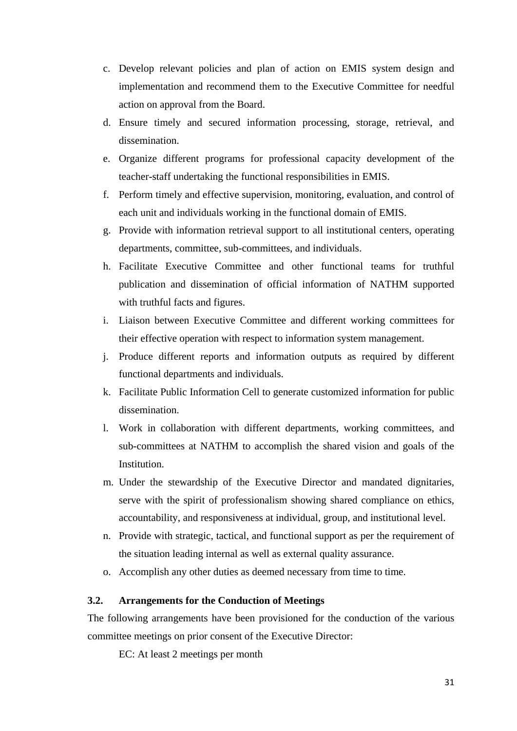c. Develop relevant policies and plan of action on EMIS system design and implementation and recommend them to the Executive Committee for needful action on approval from the Board.
d. Ensure timely and secured information processing, storage, retrieval, and dissemination.
e. Organize different programs for professional capacity development of the teacher-staff undertaking the functional responsibilities in EMIS.
f. Perform timely and effective supervision, monitoring, evaluation, and control of each unit and individuals working in the functional domain of EMIS.
g. Provide with information retrieval support to all institutional centers, operating departments, committee, sub-committees, and individuals.
h. Facilitate Executive Committee and other functional teams for truthful publication and dissemination of official information of NATHM supported with truthful facts and figures.
i. Liaison between Executive Committee and different working committees for their effective operation with respect to information system management.
j. Produce different reports and information outputs as required by different functional departments and individuals.
k. Facilitate Public Information Cell to generate customized information for public dissemination.
l. Work in collaboration with different departments, working committees, and sub-committees at NATHM to accomplish the shared vision and goals of the Institution.
m. Under the stewardship of the Executive Director and mandated dignitaries, serve with the spirit of professionalism showing shared compliance on ethics, accountability, and responsiveness at individual, group, and institutional level.
n. Provide with strategic, tactical, and functional support as per the requirement of the situation leading internal as well as external quality assurance.
o. Accomplish any other duties as deemed necessary from time to time.

### 3.2. Arrangements for the Conduction of Meetings

The following arrangements have been provisioned for the conduction of the various committee meetings on prior consent of the Executive Director:

EC: At least 2 meetings per month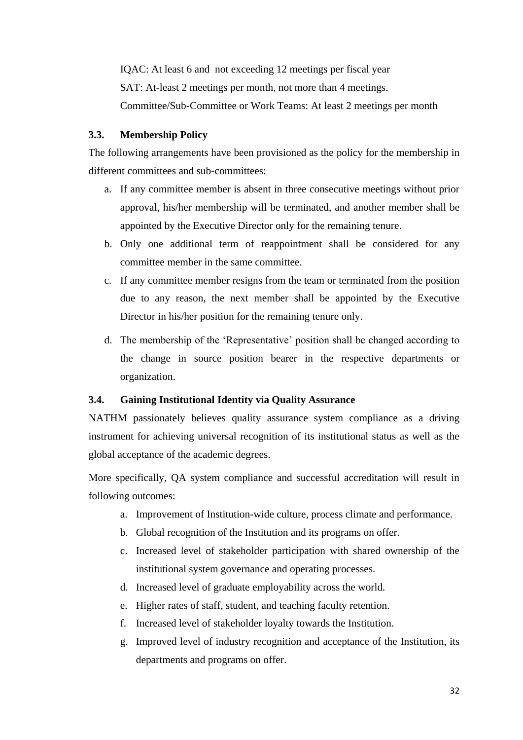IQAC: At least 6 and not exceeding 12 meetings per fiscal year

SAT: At-least 2 meetings per month, not more than 4 meetings.

Committee/Sub-Committee or Work Teams: At least 2 meetings per month

### 3.3. Membership Policy

The following arrangements have been provisioned as the policy for the membership in different committees and sub-committees:

a. If any committee member is absent in three consecutive meetings without prior approval, his/her membership will be terminated, and another member shall be appointed by the Executive Director only for the remaining tenure.
b. Only one additional term of reappointment shall be considered for any committee member in the same committee.
c. If any committee member resigns from the team or terminated from the position due to any reason, the next member shall be appointed by the Executive Director in his/her position for the remaining tenure only.
d. The membership of the 'Representative' position shall be changed according to the change in source position bearer in the respective departments or organization.

### 3.4. Gaining Institutional Identity via Quality Assurance

NATHM passionately believes quality assurance system compliance as a driving instrument for achieving universal recognition of its institutional status as well as the global acceptance of the academic degrees.

More specifically, QA system compliance and successful accreditation will result in following outcomes:

a. Improvement of Institution-wide culture, process climate and performance.
b. Global recognition of the Institution and its programs on offer.
c. Increased level of stakeholder participation with shared ownership of the institutional system governance and operating processes.
d. Increased level of graduate employability across the world.
e. Higher rates of staff, student, and teaching faculty retention.
f. Increased level of stakeholder loyalty towards the Institution.
g. Improved level of industry recognition and acceptance of the Institution, its departments and programs on offer.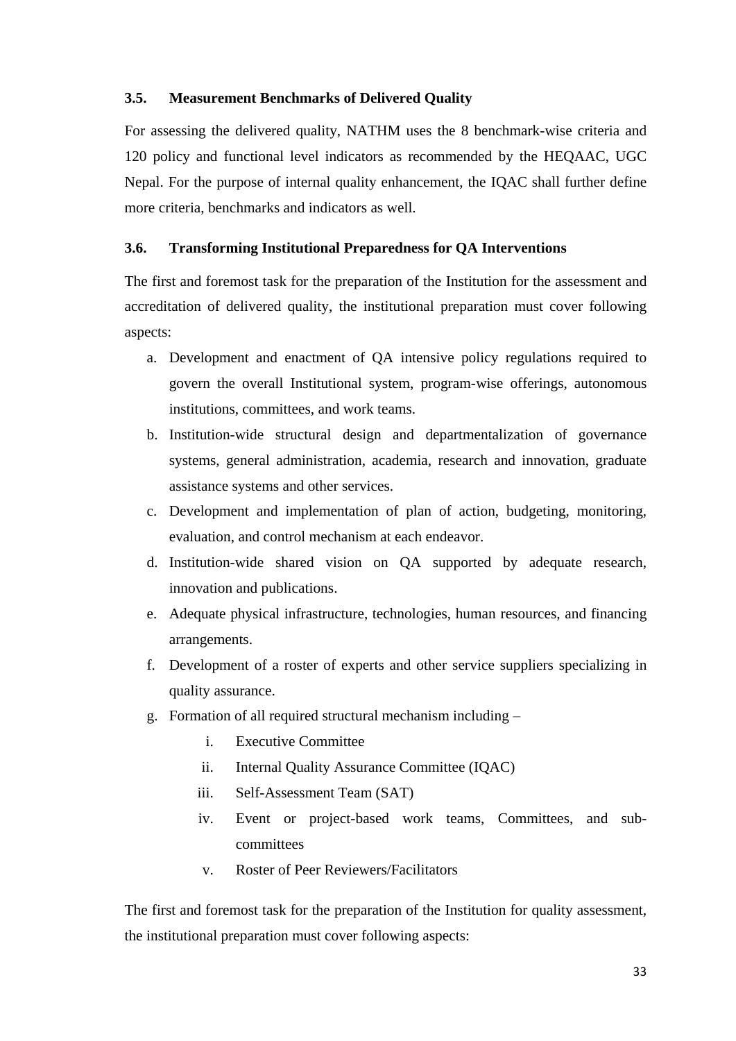### 3.5. Measurement Benchmarks of Delivered Quality

For assessing the delivered quality, NATHM uses the 8 benchmark-wise criteria and 120 policy and functional level indicators as recommended by the HEQAAC, UGC Nepal. For the purpose of internal quality enhancement, the IQAC shall further define more criteria, benchmarks and indicators as well.

### 3.6. Transforming Institutional Preparedness for QA Interventions

The first and foremost task for the preparation of the Institution for the assessment and accreditation of delivered quality, the institutional preparation must cover following aspects:

a. Development and enactment of QA intensive policy regulations required to govern the overall Institutional system, program-wise offerings, autonomous institutions, committees, and work teams.
b. Institution-wide structural design and departmentalization of governance systems, general administration, academia, research and innovation, graduate assistance systems and other services.
c. Development and implementation of plan of action, budgeting, monitoring, evaluation, and control mechanism at each endeavor.
d. Institution-wide shared vision on QA supported by adequate research, innovation and publications.
e. Adequate physical infrastructure, technologies, human resources, and financing arrangements.
f. Development of a roster of experts and other service suppliers specializing in quality assurance.
g. Formation of all required structural mechanism including –
    i. Executive Committee
    ii. Internal Quality Assurance Committee (IQAC)
    iii. Self-Assessment Team (SAT)
    iv. Event or project-based work teams, Committees, and sub-committees
    v. Roster of Peer Reviewers/Facilitators

The first and foremost task for the preparation of the Institution for quality assessment, the institutional preparation must cover following aspects: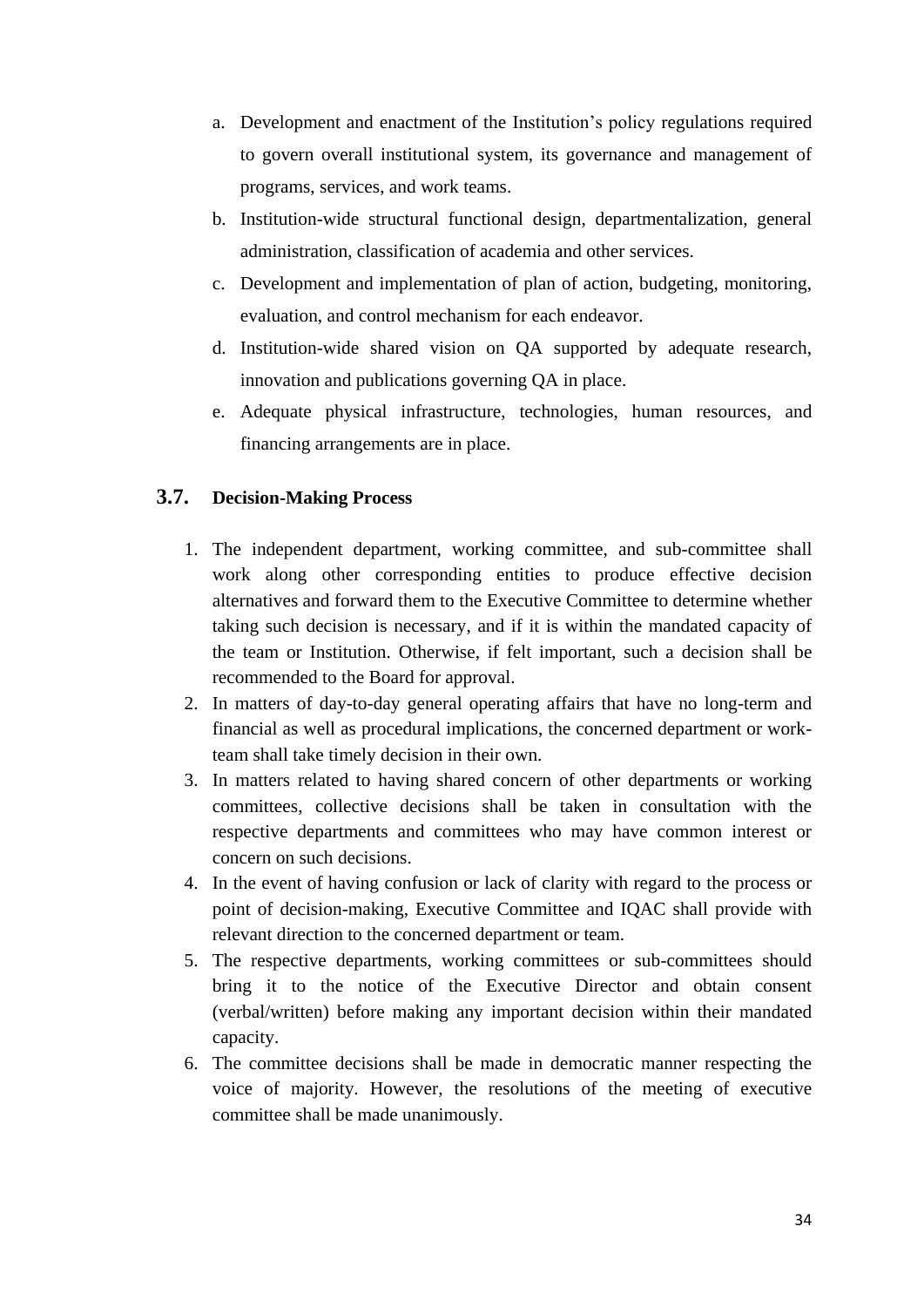a. Development and enactment of the Institution's policy regulations required to govern overall institutional system, its governance and management of programs, services, and work teams.
b. Institution-wide structural functional design, departmentalization, general administration, classification of academia and other services.
c. Development and implementation of plan of action, budgeting, monitoring, evaluation, and control mechanism for each endeavor.
d. Institution-wide shared vision on QA supported by adequate research, innovation and publications governing QA in place.
e. Adequate physical infrastructure, technologies, human resources, and financing arrangements are in place.

### 3.7. Decision-Making Process

1. The independent department, working committee, and sub-committee shall work along other corresponding entities to produce effective decision alternatives and forward them to the Executive Committee to determine whether taking such decision is necessary, and if it is within the mandated capacity of the team or Institution. Otherwise, if felt important, such a decision shall be recommended to the Board for approval.
2. In matters of day-to-day general operating affairs that have no long-term and financial as well as procedural implications, the concerned department or work-team shall take timely decision in their own.
3. In matters related to having shared concern of other departments or working committees, collective decisions shall be taken in consultation with the respective departments and committees who may have common interest or concern on such decisions.
4. In the event of having confusion or lack of clarity with regard to the process or point of decision-making, Executive Committee and IQAC shall provide with relevant direction to the concerned department or team.
5. The respective departments, working committees or sub-committees should bring it to the notice of the Executive Director and obtain consent (verbal/written) before making any important decision within their mandated capacity.
6. The committee decisions shall be made in democratic manner respecting the voice of majority. However, the resolutions of the meeting of executive committee shall be made unanimously.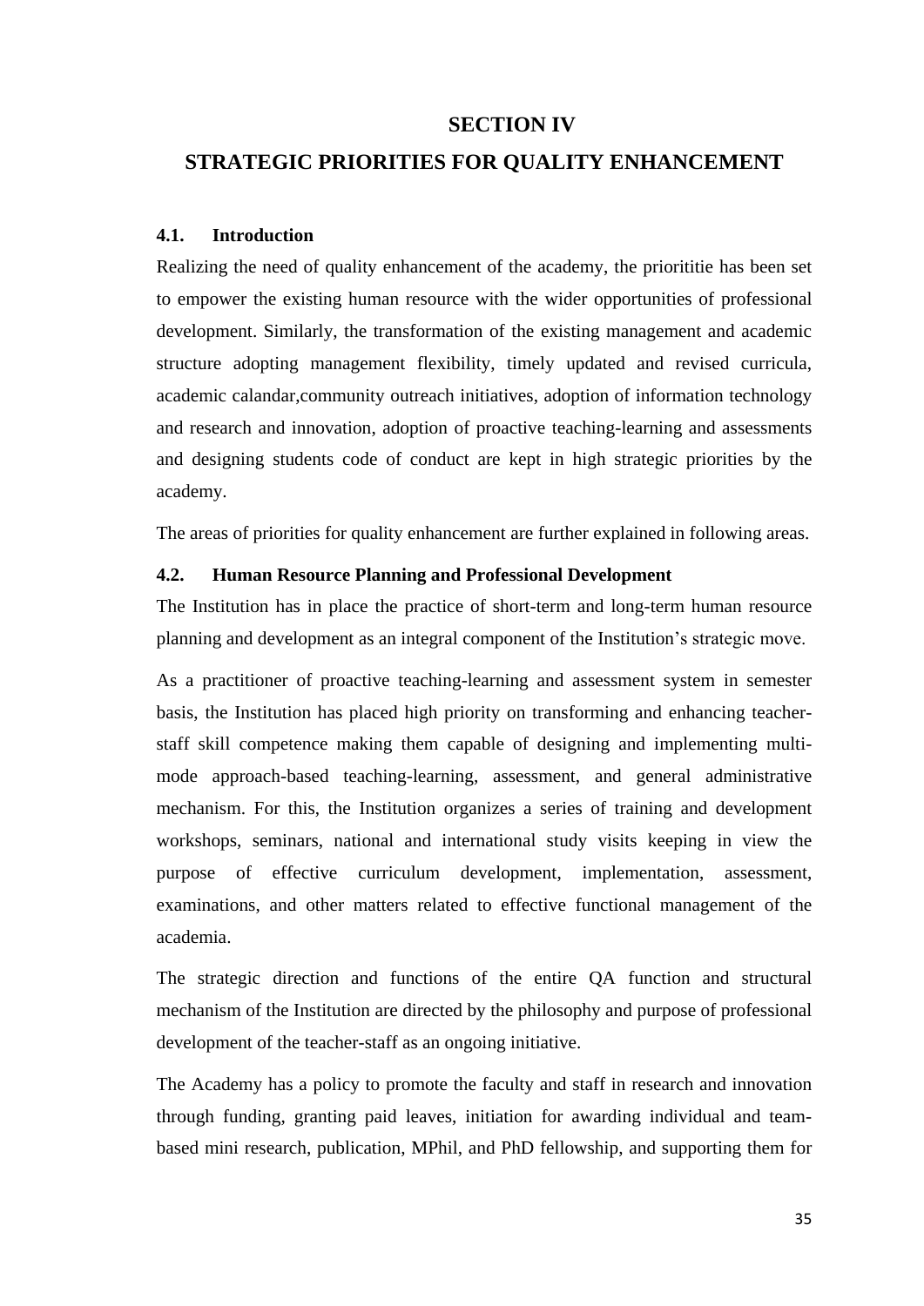# SECTION IV

# STRATEGIC PRIORITIES FOR QUALITY ENHANCEMENT

### 4.1. Introduction

Realizing the need of quality enhancement of the academy, the priorititie has been set to empower the existing human resource with the wider opportunities of professional development. Similarly, the transformation of the existing management and academic structure adopting management flexibility, timely updated and revised curricula, academic calandar,community outreach initiatives, adoption of information technology and research and innovation, adoption of proactive teaching-learning and assessments and designing students code of conduct are kept in high strategic priorities by the academy.

The areas of priorities for quality enhancement are further explained in following areas.

### 4.2. Human Resource Planning and Professional Development

The Institution has in place the practice of short-term and long-term human resource planning and development as an integral component of the Institution's strategic move.

As a practitioner of proactive teaching-learning and assessment system in semester basis, the Institution has placed high priority on transforming and enhancing teacher-staff skill competence making them capable of designing and implementing multi-mode approach-based teaching-learning, assessment, and general administrative mechanism. For this, the Institution organizes a series of training and development workshops, seminars, national and international study visits keeping in view the purpose of effective curriculum development, implementation, assessment, examinations, and other matters related to effective functional management of the academia.

The strategic direction and functions of the entire QA function and structural mechanism of the Institution are directed by the philosophy and purpose of professional development of the teacher-staff as an ongoing initiative.

The Academy has a policy to promote the faculty and staff in research and innovation through funding, granting paid leaves, initiation for awarding individual and team-based mini research, publication, MPhil, and PhD fellowship, and supporting them for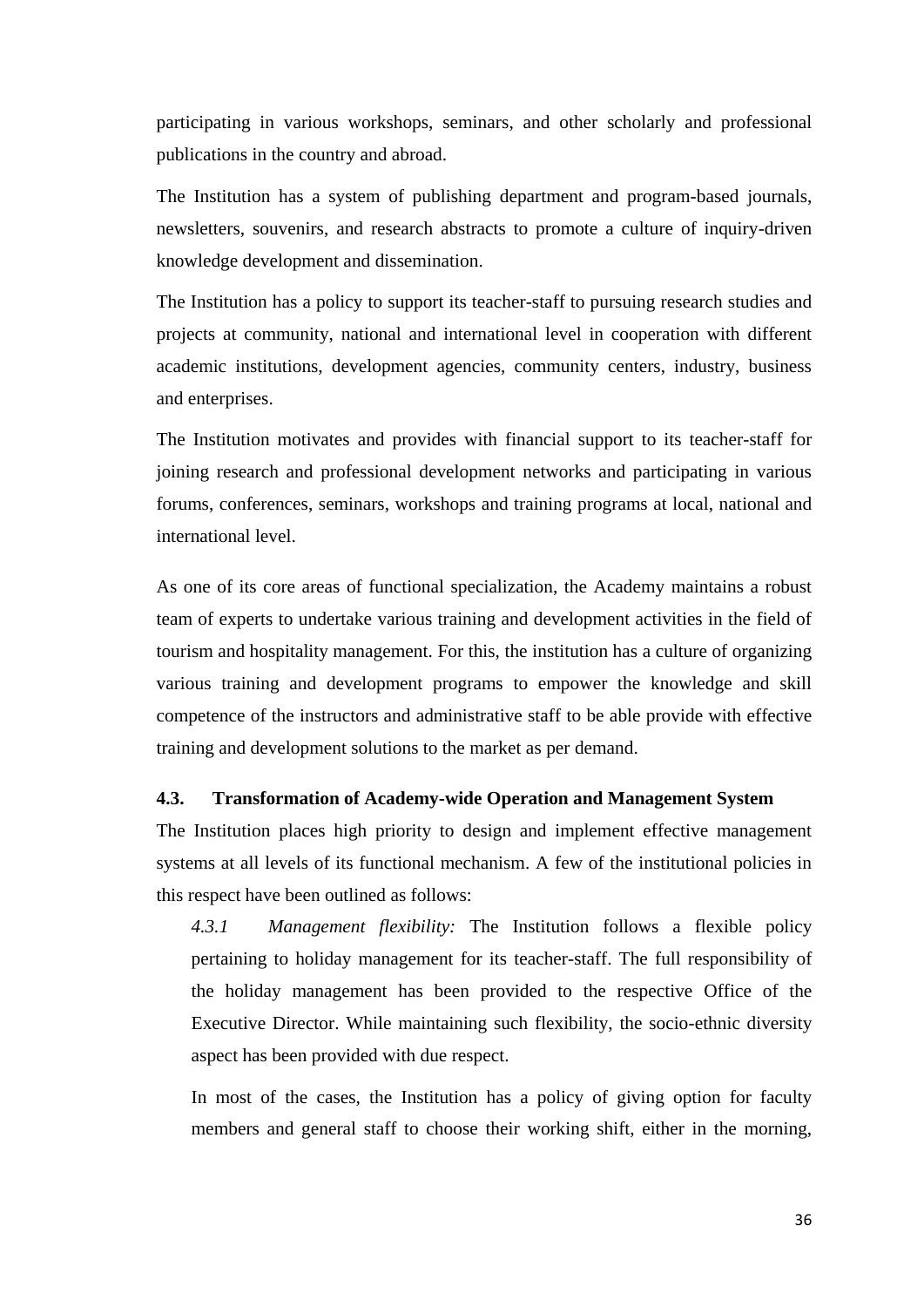participating in various workshops, seminars, and other scholarly and professional publications in the country and abroad.

The Institution has a system of publishing department and program-based journals, newsletters, souvenirs, and research abstracts to promote a culture of inquiry-driven knowledge development and dissemination.

The Institution has a policy to support its teacher-staff to pursuing research studies and projects at community, national and international level in cooperation with different academic institutions, development agencies, community centers, industry, business and enterprises.

The Institution motivates and provides with financial support to its teacher-staff for joining research and professional development networks and participating in various forums, conferences, seminars, workshops and training programs at local, national and international level.

As one of its core areas of functional specialization, the Academy maintains a robust team of experts to undertake various training and development activities in the field of tourism and hospitality management. For this, the institution has a culture of organizing various training and development programs to empower the knowledge and skill competence of the instructors and administrative staff to be able provide with effective training and development solutions to the market as per demand.

### 4.3. Transformation of Academy-wide Operation and Management System

The Institution places high priority to design and implement effective management systems at all levels of its functional mechanism. A few of the institutional policies in this respect have been outlined as follows:

*4.3.1 Management flexibility:* The Institution follows a flexible policy pertaining to holiday management for its teacher-staff. The full responsibility of the holiday management has been provided to the respective Office of the Executive Director. While maintaining such flexibility, the socio-ethnic diversity aspect has been provided with due respect.

In most of the cases, the Institution has a policy of giving option for faculty members and general staff to choose their working shift, either in the morning,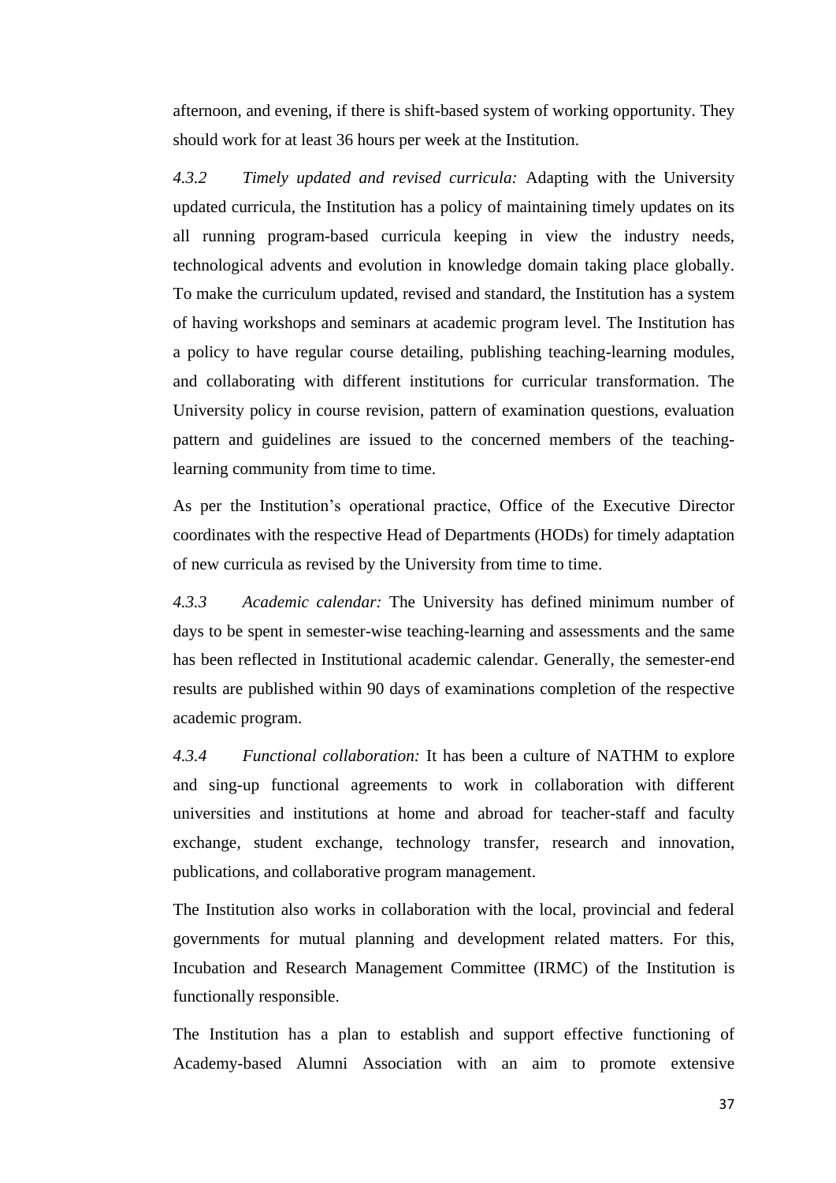afternoon, and evening, if there is shift-based system of working opportunity. They should work for at least 36 hours per week at the Institution.

*4.3.2 Timely updated and revised curricula:* Adapting with the University updated curricula, the Institution has a policy of maintaining timely updates on its all running program-based curricula keeping in view the industry needs, technological advents and evolution in knowledge domain taking place globally. To make the curriculum updated, revised and standard, the Institution has a system of having workshops and seminars at academic program level. The Institution has a policy to have regular course detailing, publishing teaching-learning modules, and collaborating with different institutions for curricular transformation. The University policy in course revision, pattern of examination questions, evaluation pattern and guidelines are issued to the concerned members of the teaching-learning community from time to time.

As per the Institution's operational practice, Office of the Executive Director coordinates with the respective Head of Departments (HODs) for timely adaptation of new curricula as revised by the University from time to time.

*4.3.3 Academic calendar:* The University has defined minimum number of days to be spent in semester-wise teaching-learning and assessments and the same has been reflected in Institutional academic calendar. Generally, the semester-end results are published within 90 days of examinations completion of the respective academic program.

*4.3.4 Functional collaboration:* It has been a culture of NATHM to explore and sing-up functional agreements to work in collaboration with different universities and institutions at home and abroad for teacher-staff and faculty exchange, student exchange, technology transfer, research and innovation, publications, and collaborative program management.

The Institution also works in collaboration with the local, provincial and federal governments for mutual planning and development related matters. For this, Incubation and Research Management Committee (IRMC) of the Institution is functionally responsible.

The Institution has a plan to establish and support effective functioning of Academy-based Alumni Association with an aim to promote extensive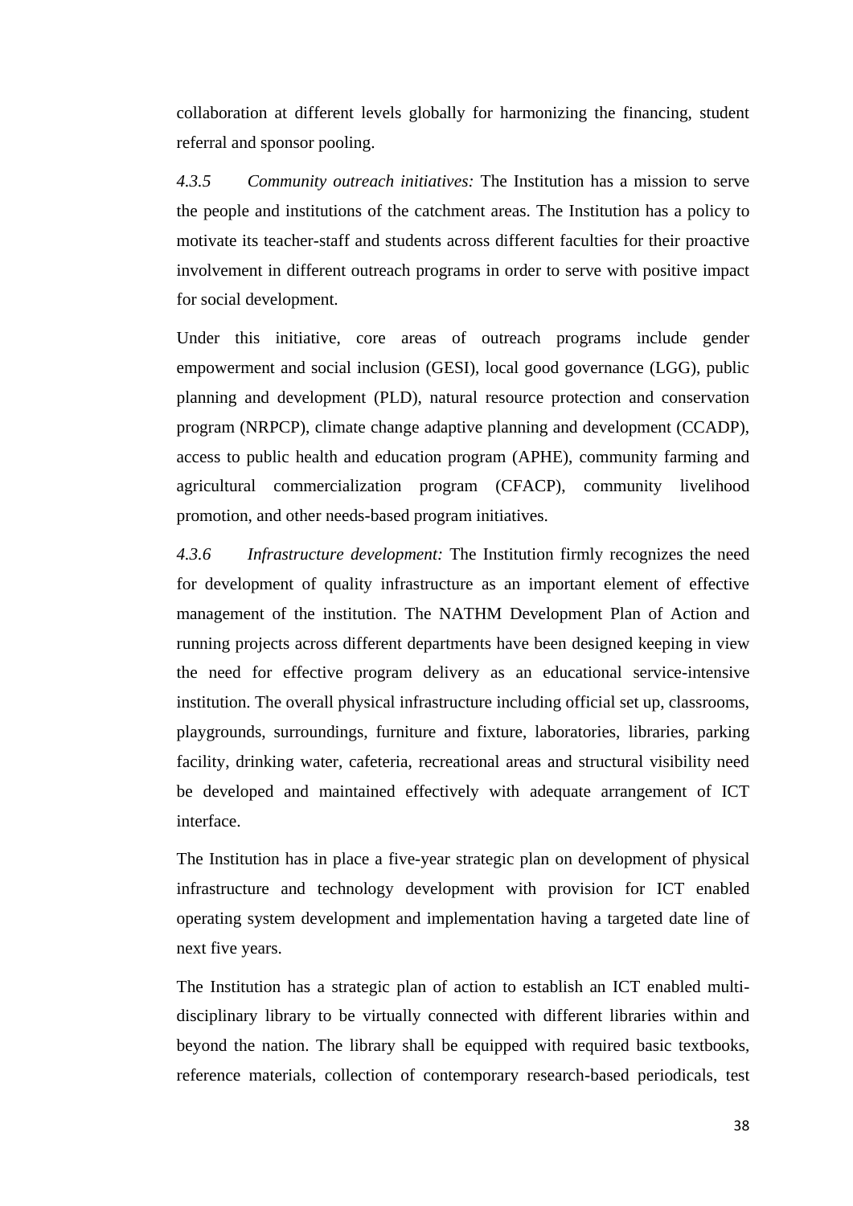collaboration at different levels globally for harmonizing the financing, student referral and sponsor pooling.

*4.3.5 Community outreach initiatives:* The Institution has a mission to serve the people and institutions of the catchment areas. The Institution has a policy to motivate its teacher-staff and students across different faculties for their proactive involvement in different outreach programs in order to serve with positive impact for social development.

Under this initiative, core areas of outreach programs include gender empowerment and social inclusion (GESI), local good governance (LGG), public planning and development (PLD), natural resource protection and conservation program (NRPCP), climate change adaptive planning and development (CCADP), access to public health and education program (APHE), community farming and agricultural commercialization program (CFACP), community livelihood promotion, and other needs-based program initiatives.

*4.3.6 Infrastructure development:* The Institution firmly recognizes the need for development of quality infrastructure as an important element of effective management of the institution. The NATHM Development Plan of Action and running projects across different departments have been designed keeping in view the need for effective program delivery as an educational service-intensive institution. The overall physical infrastructure including official set up, classrooms, playgrounds, surroundings, furniture and fixture, laboratories, libraries, parking facility, drinking water, cafeteria, recreational areas and structural visibility need be developed and maintained effectively with adequate arrangement of ICT interface.

The Institution has in place a five-year strategic plan on development of physical infrastructure and technology development with provision for ICT enabled operating system development and implementation having a targeted date line of next five years.

The Institution has a strategic plan of action to establish an ICT enabled multi-disciplinary library to be virtually connected with different libraries within and beyond the nation. The library shall be equipped with required basic textbooks, reference materials, collection of contemporary research-based periodicals, test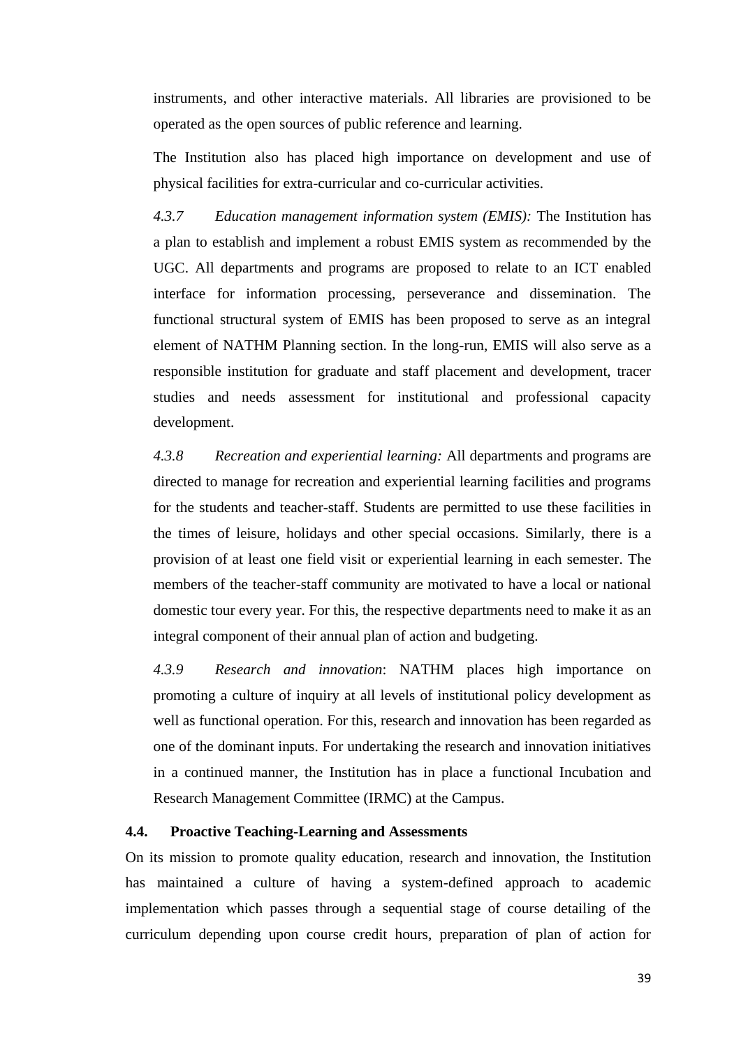instruments, and other interactive materials. All libraries are provisioned to be operated as the open sources of public reference and learning.

The Institution also has placed high importance on development and use of physical facilities for extra-curricular and co-curricular activities.

*4.3.7 Education management information system (EMIS):* The Institution has a plan to establish and implement a robust EMIS system as recommended by the UGC. All departments and programs are proposed to relate to an ICT enabled interface for information processing, perseverance and dissemination. The functional structural system of EMIS has been proposed to serve as an integral element of NATHM Planning section. In the long-run, EMIS will also serve as a responsible institution for graduate and staff placement and development, tracer studies and needs assessment for institutional and professional capacity development.

*4.3.8 Recreation and experiential learning:* All departments and programs are directed to manage for recreation and experiential learning facilities and programs for the students and teacher-staff. Students are permitted to use these facilities in the times of leisure, holidays and other special occasions. Similarly, there is a provision of at least one field visit or experiential learning in each semester. The members of the teacher-staff community are motivated to have a local or national domestic tour every year. For this, the respective departments need to make it as an integral component of their annual plan of action and budgeting.

*4.3.9 Research and innovation*: NATHM places high importance on promoting a culture of inquiry at all levels of institutional policy development as well as functional operation. For this, research and innovation has been regarded as one of the dominant inputs. For undertaking the research and innovation initiatives in a continued manner, the Institution has in place a functional Incubation and Research Management Committee (IRMC) at the Campus.

### 4.4. Proactive Teaching-Learning and Assessments

On its mission to promote quality education, research and innovation, the Institution has maintained a culture of having a system-defined approach to academic implementation which passes through a sequential stage of course detailing of the curriculum depending upon course credit hours, preparation of plan of action for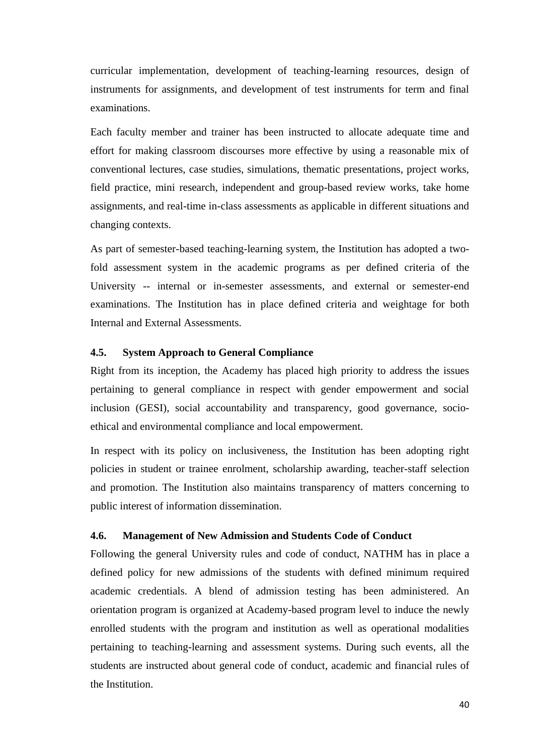curricular implementation, development of teaching-learning resources, design of instruments for assignments, and development of test instruments for term and final examinations.

Each faculty member and trainer has been instructed to allocate adequate time and effort for making classroom discourses more effective by using a reasonable mix of conventional lectures, case studies, simulations, thematic presentations, project works, field practice, mini research, independent and group-based review works, take home assignments, and real-time in-class assessments as applicable in different situations and changing contexts.

As part of semester-based teaching-learning system, the Institution has adopted a two-fold assessment system in the academic programs as per defined criteria of the University -- internal or in-semester assessments, and external or semester-end examinations. The Institution has in place defined criteria and weightage for both Internal and External Assessments.

### 4.5. System Approach to General Compliance

Right from its inception, the Academy has placed high priority to address the issues pertaining to general compliance in respect with gender empowerment and social inclusion (GESI), social accountability and transparency, good governance, socio-ethical and environmental compliance and local empowerment.

In respect with its policy on inclusiveness, the Institution has been adopting right policies in student or trainee enrolment, scholarship awarding, teacher-staff selection and promotion. The Institution also maintains transparency of matters concerning to public interest of information dissemination.

### 4.6. Management of New Admission and Students Code of Conduct

Following the general University rules and code of conduct, NATHM has in place a defined policy for new admissions of the students with defined minimum required academic credentials. A blend of admission testing has been administered. An orientation program is organized at Academy-based program level to induce the newly enrolled students with the program and institution as well as operational modalities pertaining to teaching-learning and assessment systems. During such events, all the students are instructed about general code of conduct, academic and financial rules of the Institution.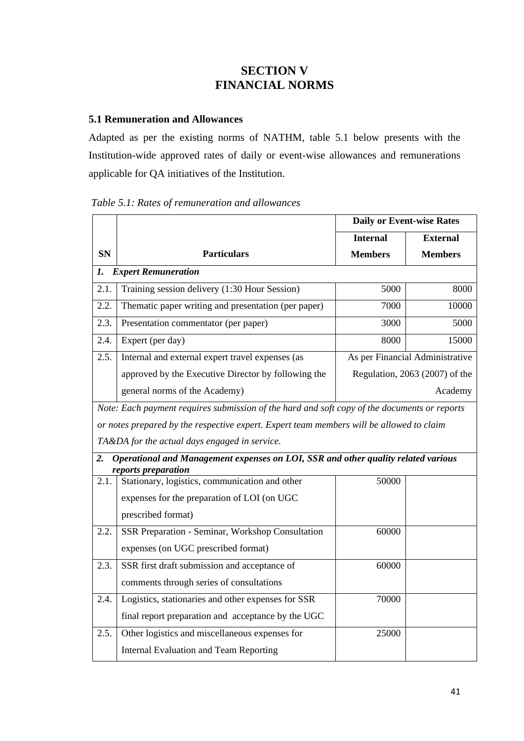# SECTION V
# FINANCIAL NORMS

## 5.1 Remuneration and Allowances

Adapted as per the existing norms of NATHM, table 5.1 below presents with the Institution-wide approved rates of daily or event-wise allowances and remunerations applicable for QA initiatives of the Institution.

*Table 5.1: Rates of remuneration and allowances*

| SN | Particulars | Daily or Event-wise Rates | |
|---|---|---|---|
| | | **Internal Members** | **External Members** |
| ***1.*** | ***Expert Remuneration*** | | |
| 2.1. | Training session delivery (1:30 Hour Session) | 5000 | 8000 |
| 2.2. | Thematic paper writing and presentation (per paper) | 7000 | 10000 |
| 2.3. | Presentation commentator (per paper) | 3000 | 5000 |
| 2.4. | Expert (per day) | 8000 | 15000 |
| 2.5. | Internal and external expert travel expenses (as approved by the Executive Director by following the general norms of the Academy) | As per Financial Administrative Regulation, 2063 (2007) of the Academy | |
| | *Note: Each payment requires submission of the hard and soft copy of the documents or reports or notes prepared by the respective expert. Expert team members will be allowed to claim TA&DA for the actual days engaged in service.* | | |
| ***2.*** | ***Operational and Management expenses on LOI, SSR and other quality related various reports preparation*** | | |
| 2.1. | Stationary, logistics, communication and other expenses for the preparation of LOI (on UGC prescribed format) | 50000 | |
| 2.2. | SSR Preparation - Seminar, Workshop Consultation expenses (on UGC prescribed format) | 60000 | |
| 2.3. | SSR first draft submission and acceptance of comments through series of consultations | 60000 | |
| 2.4. | Logistics, stationaries and other expenses for SSR final report preparation and acceptance by the UGC | 70000 | |
| 2.5. | Other logistics and miscellaneous expenses for Internal Evaluation and Team Reporting | 25000 | |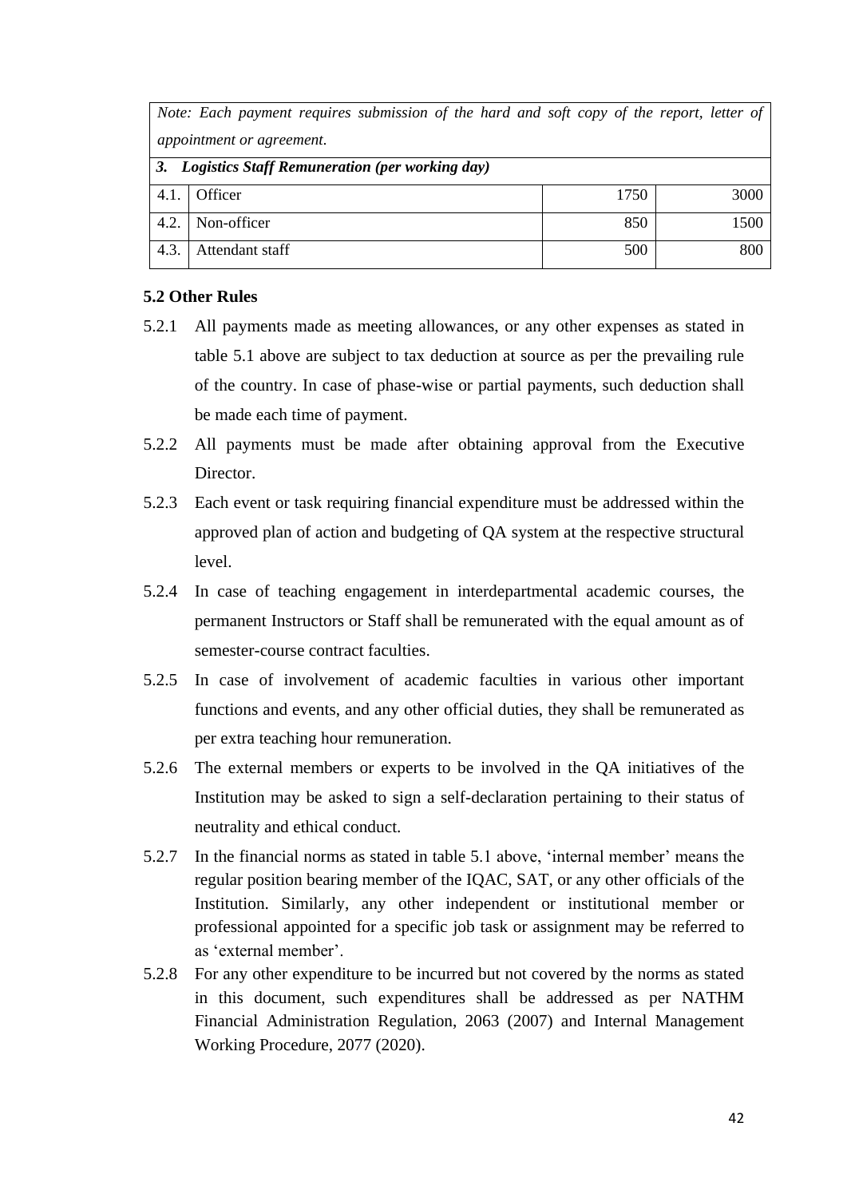| | | | |
|---|---|---|---|
| *Note: Each payment requires submission of the hard and soft copy of the report, letter of appointment or agreement.* | | | |
| ***3. Logistics Staff Remuneration (per working day)*** | | | |
| 4.1. | Officer | 1750 | 3000 |
| 4.2. | Non-officer | 850 | 1500 |
| 4.3. | Attendant staff | 500 | 800 |

**5.2 Other Rules**

5.2.1 All payments made as meeting allowances, or any other expenses as stated in table 5.1 above are subject to tax deduction at source as per the prevailing rule of the country. In case of phase-wise or partial payments, such deduction shall be made each time of payment.

5.2.2 All payments must be made after obtaining approval from the Executive Director.

5.2.3 Each event or task requiring financial expenditure must be addressed within the approved plan of action and budgeting of QA system at the respective structural level.

5.2.4 In case of teaching engagement in interdepartmental academic courses, the permanent Instructors or Staff shall be remunerated with the equal amount as of semester-course contract faculties.

5.2.5 In case of involvement of academic faculties in various other important functions and events, and any other official duties, they shall be remunerated as per extra teaching hour remuneration.

5.2.6 The external members or experts to be involved in the QA initiatives of the Institution may be asked to sign a self-declaration pertaining to their status of neutrality and ethical conduct.

5.2.7 In the financial norms as stated in table 5.1 above, 'internal member' means the regular position bearing member of the IQAC, SAT, or any other officials of the Institution. Similarly, any other independent or institutional member or professional appointed for a specific job task or assignment may be referred to as 'external member'.

5.2.8 For any other expenditure to be incurred but not covered by the norms as stated in this document, such expenditures shall be addressed as per NATHM Financial Administration Regulation, 2063 (2007) and Internal Management Working Procedure, 2077 (2020).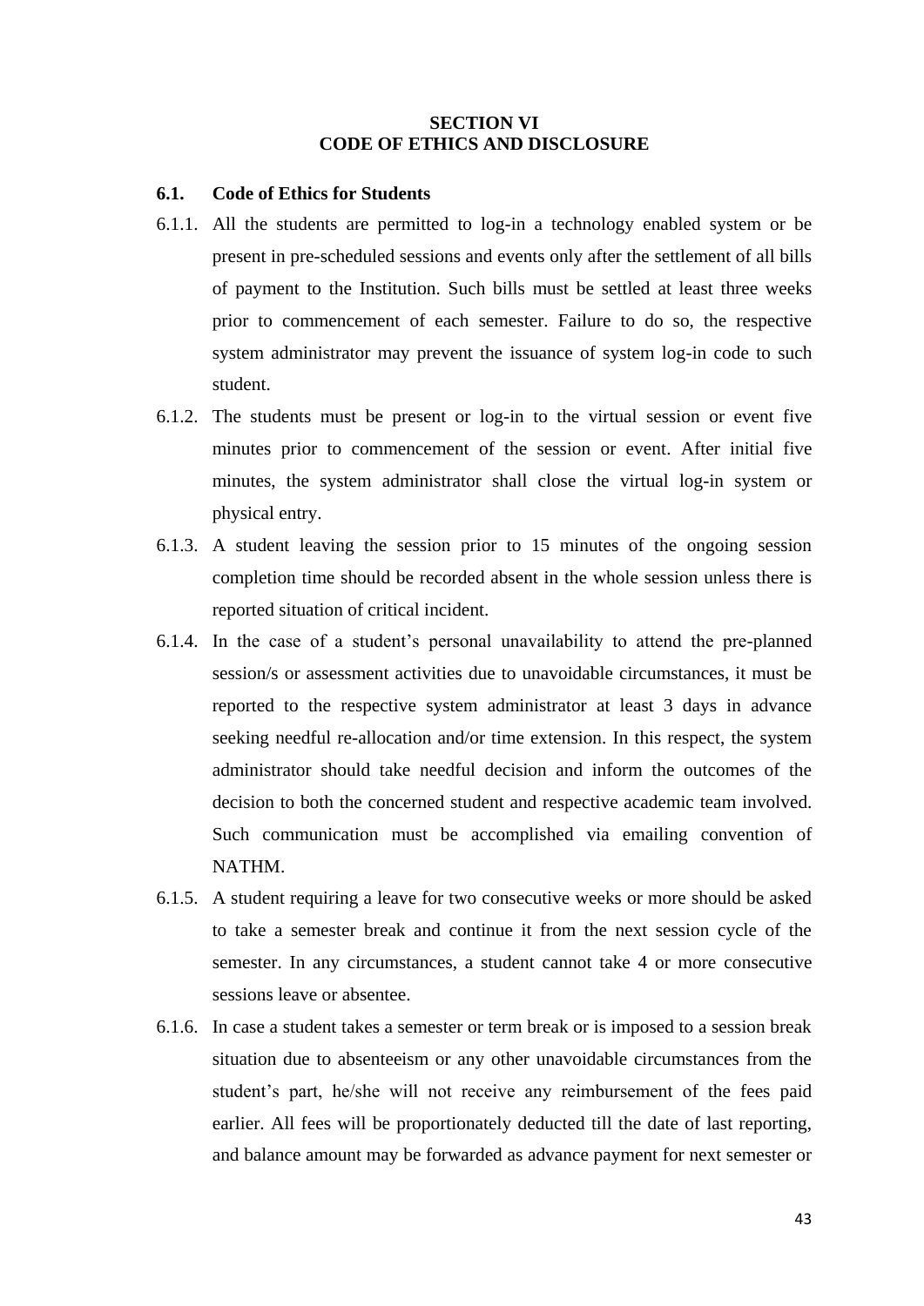## SECTION VI
## CODE OF ETHICS AND DISCLOSURE

### 6.1. Code of Ethics for Students

6.1.1. All the students are permitted to log-in a technology enabled system or be present in pre-scheduled sessions and events only after the settlement of all bills of payment to the Institution. Such bills must be settled at least three weeks prior to commencement of each semester. Failure to do so, the respective system administrator may prevent the issuance of system log-in code to such student.

6.1.2. The students must be present or log-in to the virtual session or event five minutes prior to commencement of the session or event. After initial five minutes, the system administrator shall close the virtual log-in system or physical entry.

6.1.3. A student leaving the session prior to 15 minutes of the ongoing session completion time should be recorded absent in the whole session unless there is reported situation of critical incident.

6.1.4. In the case of a student's personal unavailability to attend the pre-planned session/s or assessment activities due to unavoidable circumstances, it must be reported to the respective system administrator at least 3 days in advance seeking needful re-allocation and/or time extension. In this respect, the system administrator should take needful decision and inform the outcomes of the decision to both the concerned student and respective academic team involved. Such communication must be accomplished via emailing convention of NATHM.

6.1.5. A student requiring a leave for two consecutive weeks or more should be asked to take a semester break and continue it from the next session cycle of the semester. In any circumstances, a student cannot take 4 or more consecutive sessions leave or absentee.

6.1.6. In case a student takes a semester or term break or is imposed to a session break situation due to absenteeism or any other unavoidable circumstances from the student's part, he/she will not receive any reimbursement of the fees paid earlier. All fees will be proportionately deducted till the date of last reporting, and balance amount may be forwarded as advance payment for next semester or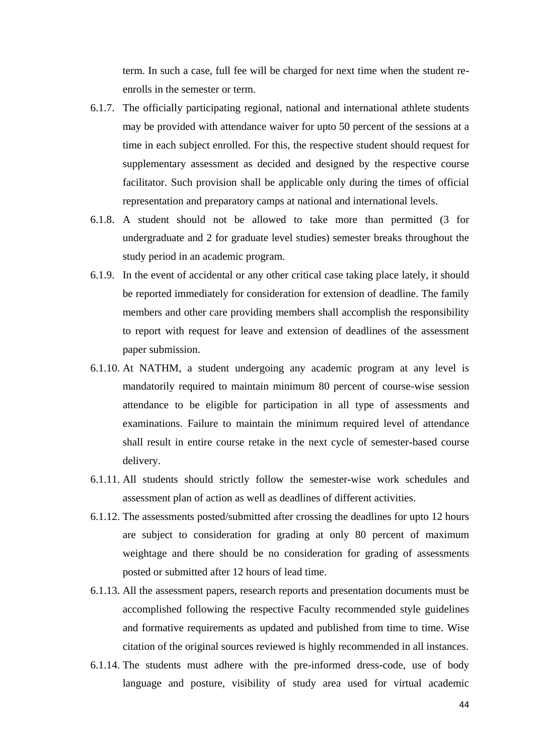term. In such a case, full fee will be charged for next time when the student re-enrolls in the semester or term.

6.1.7. The officially participating regional, national and international athlete students may be provided with attendance waiver for upto 50 percent of the sessions at a time in each subject enrolled. For this, the respective student should request for supplementary assessment as decided and designed by the respective course facilitator. Such provision shall be applicable only during the times of official representation and preparatory camps at national and international levels.

6.1.8. A student should not be allowed to take more than permitted (3 for undergraduate and 2 for graduate level studies) semester breaks throughout the study period in an academic program.

6.1.9. In the event of accidental or any other critical case taking place lately, it should be reported immediately for consideration for extension of deadline. The family members and other care providing members shall accomplish the responsibility to report with request for leave and extension of deadlines of the assessment paper submission.

6.1.10. At NATHM, a student undergoing any academic program at any level is mandatorily required to maintain minimum 80 percent of course-wise session attendance to be eligible for participation in all type of assessments and examinations. Failure to maintain the minimum required level of attendance shall result in entire course retake in the next cycle of semester-based course delivery.

6.1.11. All students should strictly follow the semester-wise work schedules and assessment plan of action as well as deadlines of different activities.

6.1.12. The assessments posted/submitted after crossing the deadlines for upto 12 hours are subject to consideration for grading at only 80 percent of maximum weightage and there should be no consideration for grading of assessments posted or submitted after 12 hours of lead time.

6.1.13. All the assessment papers, research reports and presentation documents must be accomplished following the respective Faculty recommended style guidelines and formative requirements as updated and published from time to time. Wise citation of the original sources reviewed is highly recommended in all instances.

6.1.14. The students must adhere with the pre-informed dress-code, use of body language and posture, visibility of study area used for virtual academic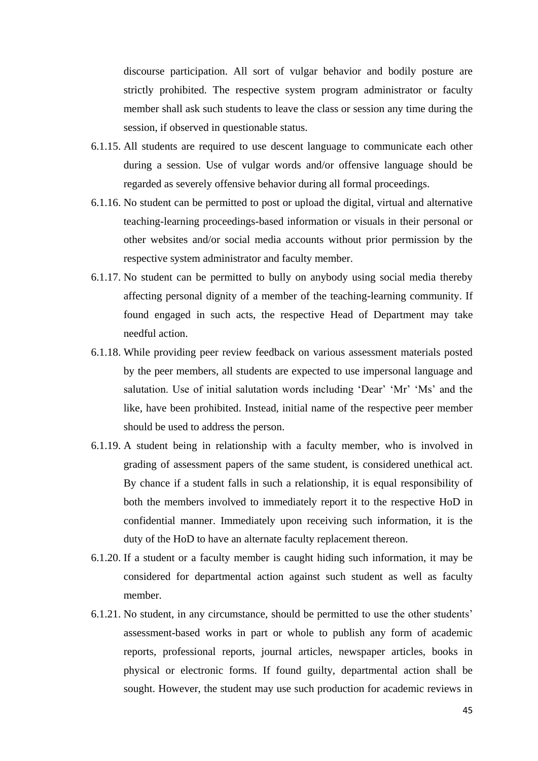discourse participation. All sort of vulgar behavior and bodily posture are strictly prohibited. The respective system program administrator or faculty member shall ask such students to leave the class or session any time during the session, if observed in questionable status.

6.1.15. All students are required to use descent language to communicate each other during a session. Use of vulgar words and/or offensive language should be regarded as severely offensive behavior during all formal proceedings.

6.1.16. No student can be permitted to post or upload the digital, virtual and alternative teaching-learning proceedings-based information or visuals in their personal or other websites and/or social media accounts without prior permission by the respective system administrator and faculty member.

6.1.17. No student can be permitted to bully on anybody using social media thereby affecting personal dignity of a member of the teaching-learning community. If found engaged in such acts, the respective Head of Department may take needful action.

6.1.18. While providing peer review feedback on various assessment materials posted by the peer members, all students are expected to use impersonal language and salutation. Use of initial salutation words including 'Dear' 'Mr' 'Ms' and the like, have been prohibited. Instead, initial name of the respective peer member should be used to address the person.

6.1.19. A student being in relationship with a faculty member, who is involved in grading of assessment papers of the same student, is considered unethical act. By chance if a student falls in such a relationship, it is equal responsibility of both the members involved to immediately report it to the respective HoD in confidential manner. Immediately upon receiving such information, it is the duty of the HoD to have an alternate faculty replacement thereon.

6.1.20. If a student or a faculty member is caught hiding such information, it may be considered for departmental action against such student as well as faculty member.

6.1.21. No student, in any circumstance, should be permitted to use the other students' assessment-based works in part or whole to publish any form of academic reports, professional reports, journal articles, newspaper articles, books in physical or electronic forms. If found guilty, departmental action shall be sought. However, the student may use such production for academic reviews in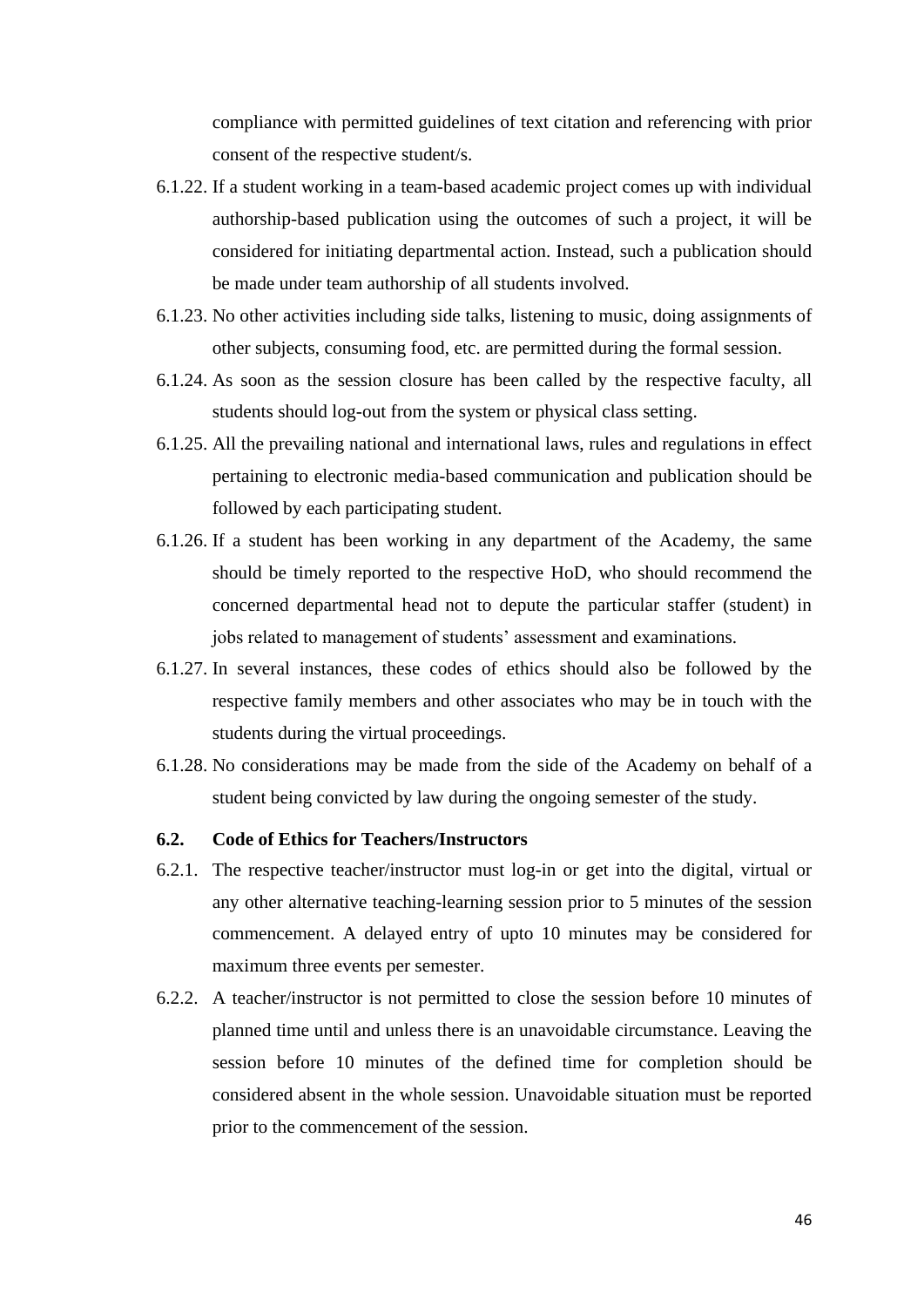compliance with permitted guidelines of text citation and referencing with prior consent of the respective student/s.

6.1.22. If a student working in a team-based academic project comes up with individual authorship-based publication using the outcomes of such a project, it will be considered for initiating departmental action. Instead, such a publication should be made under team authorship of all students involved.

6.1.23. No other activities including side talks, listening to music, doing assignments of other subjects, consuming food, etc. are permitted during the formal session.

6.1.24. As soon as the session closure has been called by the respective faculty, all students should log-out from the system or physical class setting.

6.1.25. All the prevailing national and international laws, rules and regulations in effect pertaining to electronic media-based communication and publication should be followed by each participating student.

6.1.26. If a student has been working in any department of the Academy, the same should be timely reported to the respective HoD, who should recommend the concerned departmental head not to depute the particular staffer (student) in jobs related to management of students' assessment and examinations.

6.1.27. In several instances, these codes of ethics should also be followed by the respective family members and other associates who may be in touch with the students during the virtual proceedings.

6.1.28. No considerations may be made from the side of the Academy on behalf of a student being convicted by law during the ongoing semester of the study.

### 6.2. Code of Ethics for Teachers/Instructors

6.2.1. The respective teacher/instructor must log-in or get into the digital, virtual or any other alternative teaching-learning session prior to 5 minutes of the session commencement. A delayed entry of upto 10 minutes may be considered for maximum three events per semester.

6.2.2. A teacher/instructor is not permitted to close the session before 10 minutes of planned time until and unless there is an unavoidable circumstance. Leaving the session before 10 minutes of the defined time for completion should be considered absent in the whole session. Unavoidable situation must be reported prior to the commencement of the session.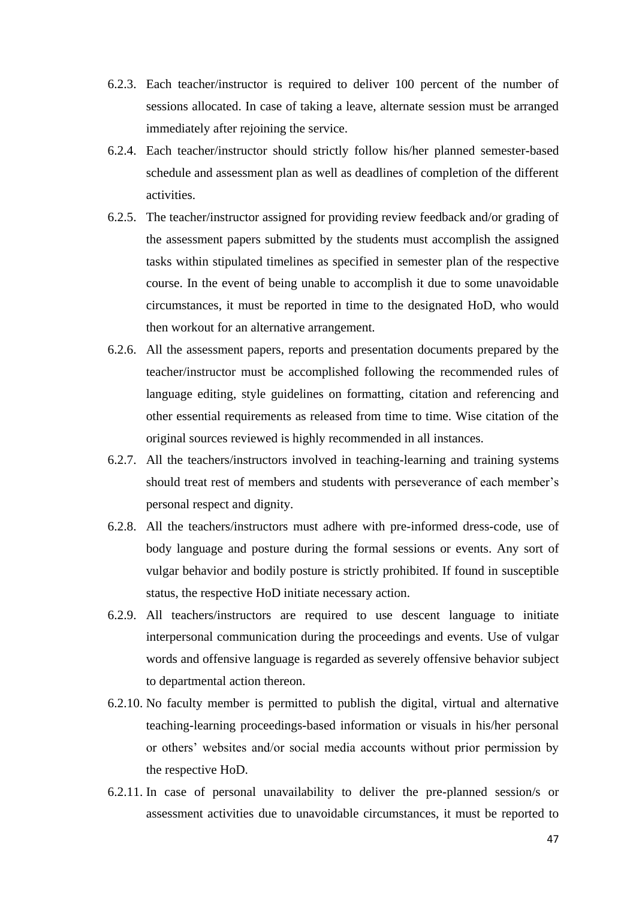6.2.3. Each teacher/instructor is required to deliver 100 percent of the number of sessions allocated. In case of taking a leave, alternate session must be arranged immediately after rejoining the service.

6.2.4. Each teacher/instructor should strictly follow his/her planned semester-based schedule and assessment plan as well as deadlines of completion of the different activities.

6.2.5. The teacher/instructor assigned for providing review feedback and/or grading of the assessment papers submitted by the students must accomplish the assigned tasks within stipulated timelines as specified in semester plan of the respective course. In the event of being unable to accomplish it due to some unavoidable circumstances, it must be reported in time to the designated HoD, who would then workout for an alternative arrangement.

6.2.6. All the assessment papers, reports and presentation documents prepared by the teacher/instructor must be accomplished following the recommended rules of language editing, style guidelines on formatting, citation and referencing and other essential requirements as released from time to time. Wise citation of the original sources reviewed is highly recommended in all instances.

6.2.7. All the teachers/instructors involved in teaching-learning and training systems should treat rest of members and students with perseverance of each member's personal respect and dignity.

6.2.8. All the teachers/instructors must adhere with pre-informed dress-code, use of body language and posture during the formal sessions or events. Any sort of vulgar behavior and bodily posture is strictly prohibited. If found in susceptible status, the respective HoD initiate necessary action.

6.2.9. All teachers/instructors are required to use descent language to initiate interpersonal communication during the proceedings and events. Use of vulgar words and offensive language is regarded as severely offensive behavior subject to departmental action thereon.

6.2.10. No faculty member is permitted to publish the digital, virtual and alternative teaching-learning proceedings-based information or visuals in his/her personal or others' websites and/or social media accounts without prior permission by the respective HoD.

6.2.11. In case of personal unavailability to deliver the pre-planned session/s or assessment activities due to unavoidable circumstances, it must be reported to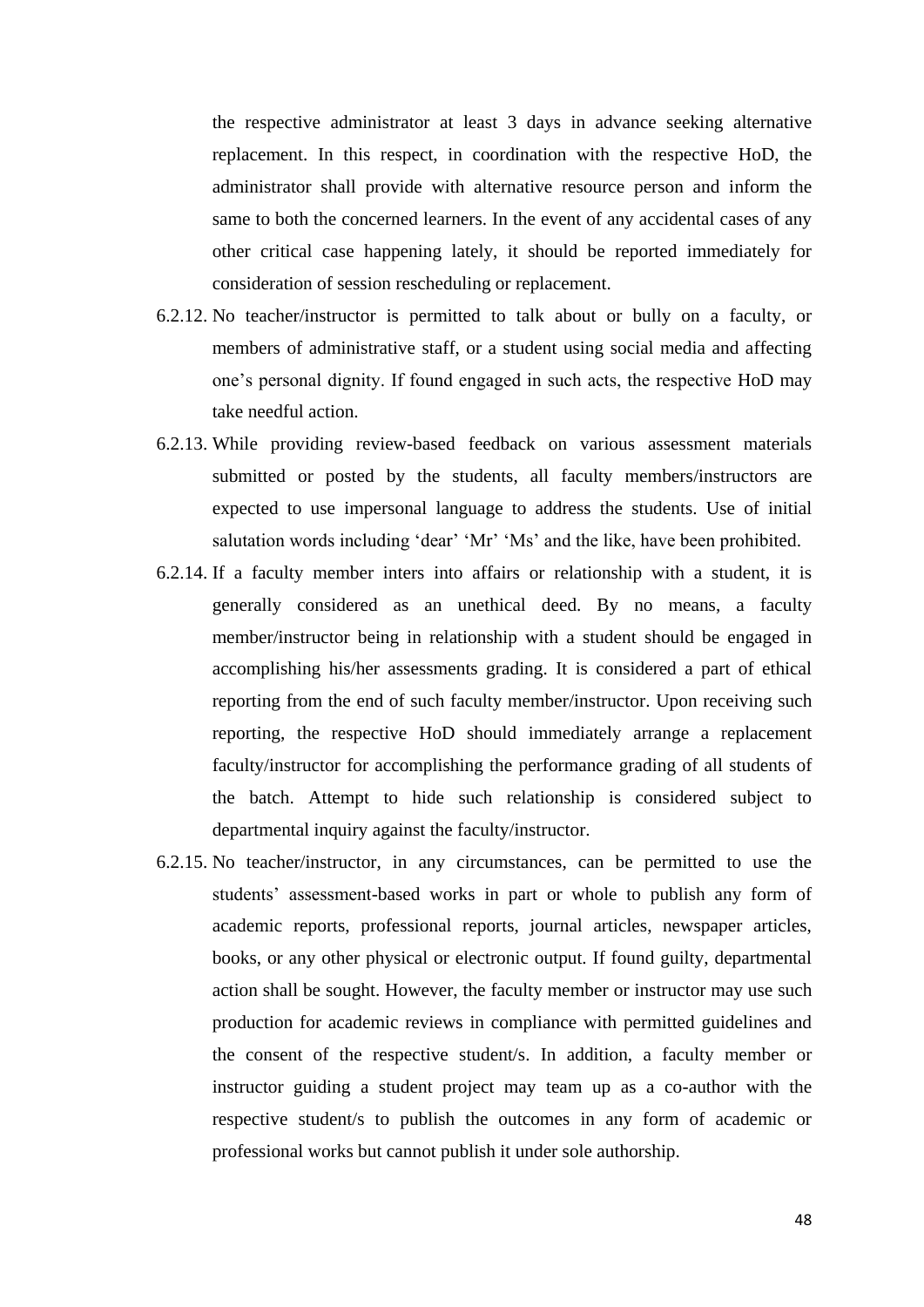the respective administrator at least 3 days in advance seeking alternative replacement. In this respect, in coordination with the respective HoD, the administrator shall provide with alternative resource person and inform the same to both the concerned learners. In the event of any accidental cases of any other critical case happening lately, it should be reported immediately for consideration of session rescheduling or replacement.

6.2.12. No teacher/instructor is permitted to talk about or bully on a faculty, or members of administrative staff, or a student using social media and affecting one's personal dignity. If found engaged in such acts, the respective HoD may take needful action.

6.2.13. While providing review-based feedback on various assessment materials submitted or posted by the students, all faculty members/instructors are expected to use impersonal language to address the students. Use of initial salutation words including 'dear' 'Mr' 'Ms' and the like, have been prohibited.

6.2.14. If a faculty member inters into affairs or relationship with a student, it is generally considered as an unethical deed. By no means, a faculty member/instructor being in relationship with a student should be engaged in accomplishing his/her assessments grading. It is considered a part of ethical reporting from the end of such faculty member/instructor. Upon receiving such reporting, the respective HoD should immediately arrange a replacement faculty/instructor for accomplishing the performance grading of all students of the batch. Attempt to hide such relationship is considered subject to departmental inquiry against the faculty/instructor.

6.2.15. No teacher/instructor, in any circumstances, can be permitted to use the students' assessment-based works in part or whole to publish any form of academic reports, professional reports, journal articles, newspaper articles, books, or any other physical or electronic output. If found guilty, departmental action shall be sought. However, the faculty member or instructor may use such production for academic reviews in compliance with permitted guidelines and the consent of the respective student/s. In addition, a faculty member or instructor guiding a student project may team up as a co-author with the respective student/s to publish the outcomes in any form of academic or professional works but cannot publish it under sole authorship.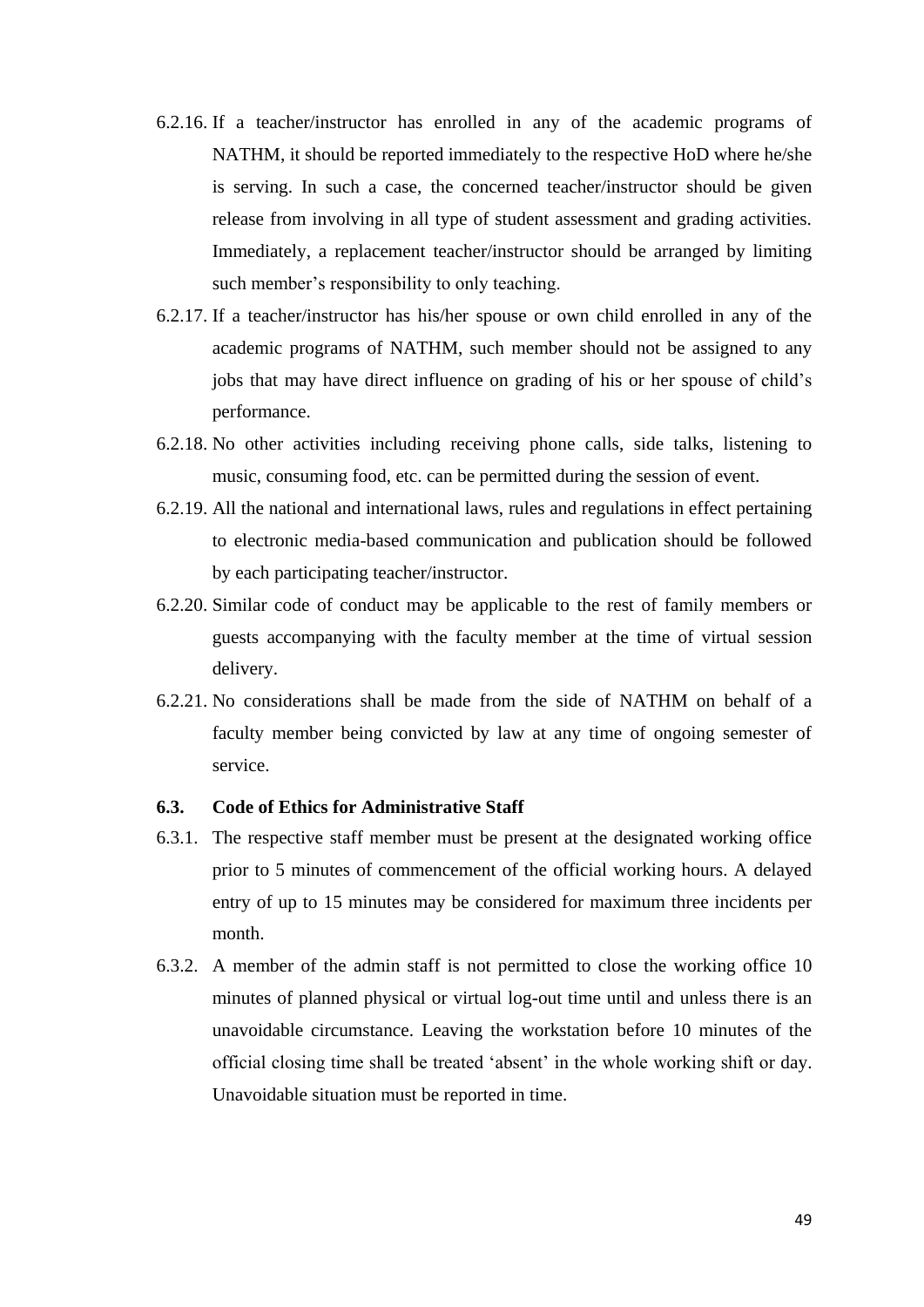6.2.16. If a teacher/instructor has enrolled in any of the academic programs of NATHM, it should be reported immediately to the respective HoD where he/she is serving. In such a case, the concerned teacher/instructor should be given release from involving in all type of student assessment and grading activities. Immediately, a replacement teacher/instructor should be arranged by limiting such member's responsibility to only teaching.

6.2.17. If a teacher/instructor has his/her spouse or own child enrolled in any of the academic programs of NATHM, such member should not be assigned to any jobs that may have direct influence on grading of his or her spouse of child's performance.

6.2.18. No other activities including receiving phone calls, side talks, listening to music, consuming food, etc. can be permitted during the session of event.

6.2.19. All the national and international laws, rules and regulations in effect pertaining to electronic media-based communication and publication should be followed by each participating teacher/instructor.

6.2.20. Similar code of conduct may be applicable to the rest of family members or guests accompanying with the faculty member at the time of virtual session delivery.

6.2.21. No considerations shall be made from the side of NATHM on behalf of a faculty member being convicted by law at any time of ongoing semester of service.

### 6.3. Code of Ethics for Administrative Staff

6.3.1. The respective staff member must be present at the designated working office prior to 5 minutes of commencement of the official working hours. A delayed entry of up to 15 minutes may be considered for maximum three incidents per month.

6.3.2. A member of the admin staff is not permitted to close the working office 10 minutes of planned physical or virtual log-out time until and unless there is an unavoidable circumstance. Leaving the workstation before 10 minutes of the official closing time shall be treated 'absent' in the whole working shift or day. Unavoidable situation must be reported in time.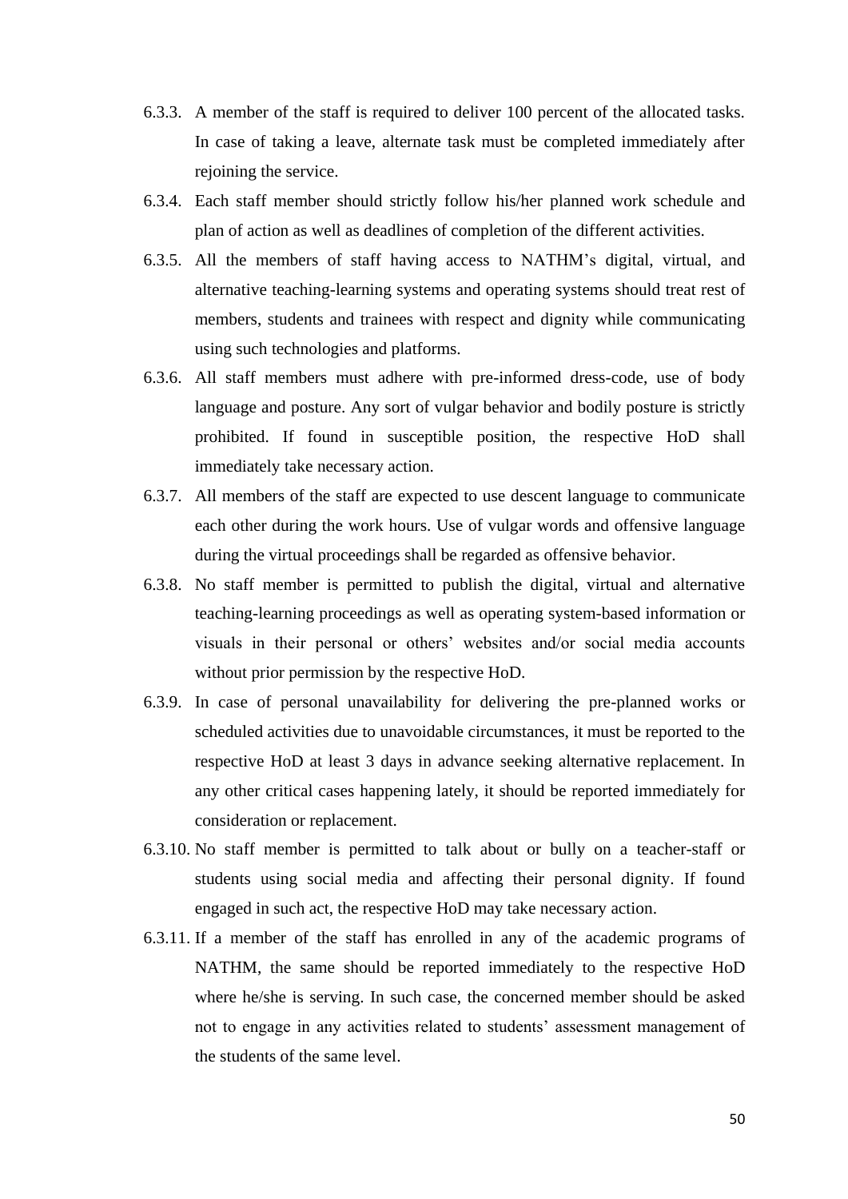6.3.3. A member of the staff is required to deliver 100 percent of the allocated tasks. In case of taking a leave, alternate task must be completed immediately after rejoining the service.

6.3.4. Each staff member should strictly follow his/her planned work schedule and plan of action as well as deadlines of completion of the different activities.

6.3.5. All the members of staff having access to NATHM's digital, virtual, and alternative teaching-learning systems and operating systems should treat rest of members, students and trainees with respect and dignity while communicating using such technologies and platforms.

6.3.6. All staff members must adhere with pre-informed dress-code, use of body language and posture. Any sort of vulgar behavior and bodily posture is strictly prohibited. If found in susceptible position, the respective HoD shall immediately take necessary action.

6.3.7. All members of the staff are expected to use descent language to communicate each other during the work hours. Use of vulgar words and offensive language during the virtual proceedings shall be regarded as offensive behavior.

6.3.8. No staff member is permitted to publish the digital, virtual and alternative teaching-learning proceedings as well as operating system-based information or visuals in their personal or others' websites and/or social media accounts without prior permission by the respective HoD.

6.3.9. In case of personal unavailability for delivering the pre-planned works or scheduled activities due to unavoidable circumstances, it must be reported to the respective HoD at least 3 days in advance seeking alternative replacement. In any other critical cases happening lately, it should be reported immediately for consideration or replacement.

6.3.10. No staff member is permitted to talk about or bully on a teacher-staff or students using social media and affecting their personal dignity. If found engaged in such act, the respective HoD may take necessary action.

6.3.11. If a member of the staff has enrolled in any of the academic programs of NATHM, the same should be reported immediately to the respective HoD where he/she is serving. In such case, the concerned member should be asked not to engage in any activities related to students' assessment management of the students of the same level.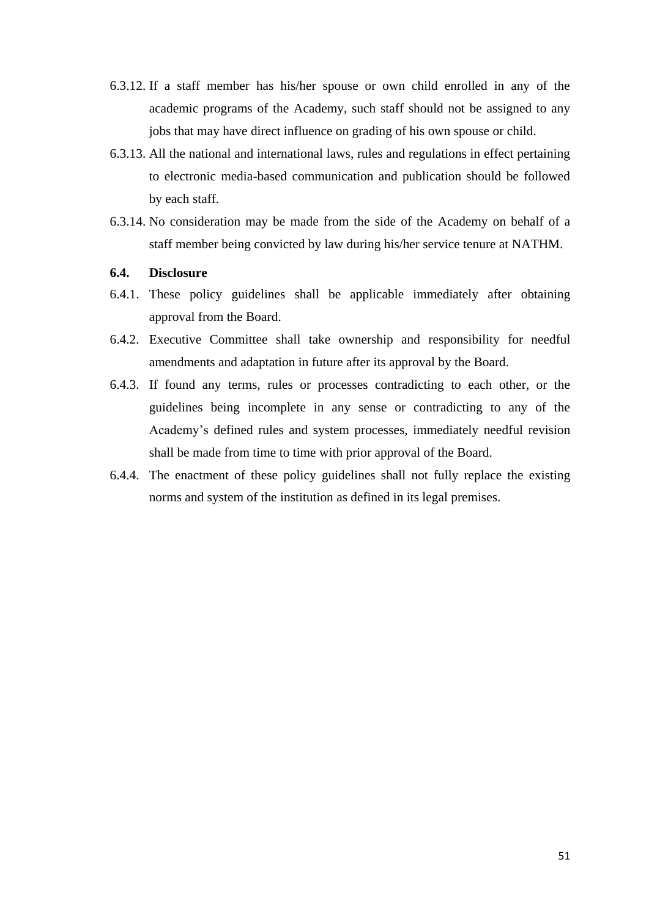6.3.12. If a staff member has his/her spouse or own child enrolled in any of the academic programs of the Academy, such staff should not be assigned to any jobs that may have direct influence on grading of his own spouse or child.

6.3.13. All the national and international laws, rules and regulations in effect pertaining to electronic media-based communication and publication should be followed by each staff.

6.3.14. No consideration may be made from the side of the Academy on behalf of a staff member being convicted by law during his/her service tenure at NATHM.

**6.4. Disclosure**

6.4.1. These policy guidelines shall be applicable immediately after obtaining approval from the Board.

6.4.2. Executive Committee shall take ownership and responsibility for needful amendments and adaptation in future after its approval by the Board.

6.4.3. If found any terms, rules or processes contradicting to each other, or the guidelines being incomplete in any sense or contradicting to any of the Academy's defined rules and system processes, immediately needful revision shall be made from time to time with prior approval of the Board.

6.4.4. The enactment of these policy guidelines shall not fully replace the existing norms and system of the institution as defined in its legal premises.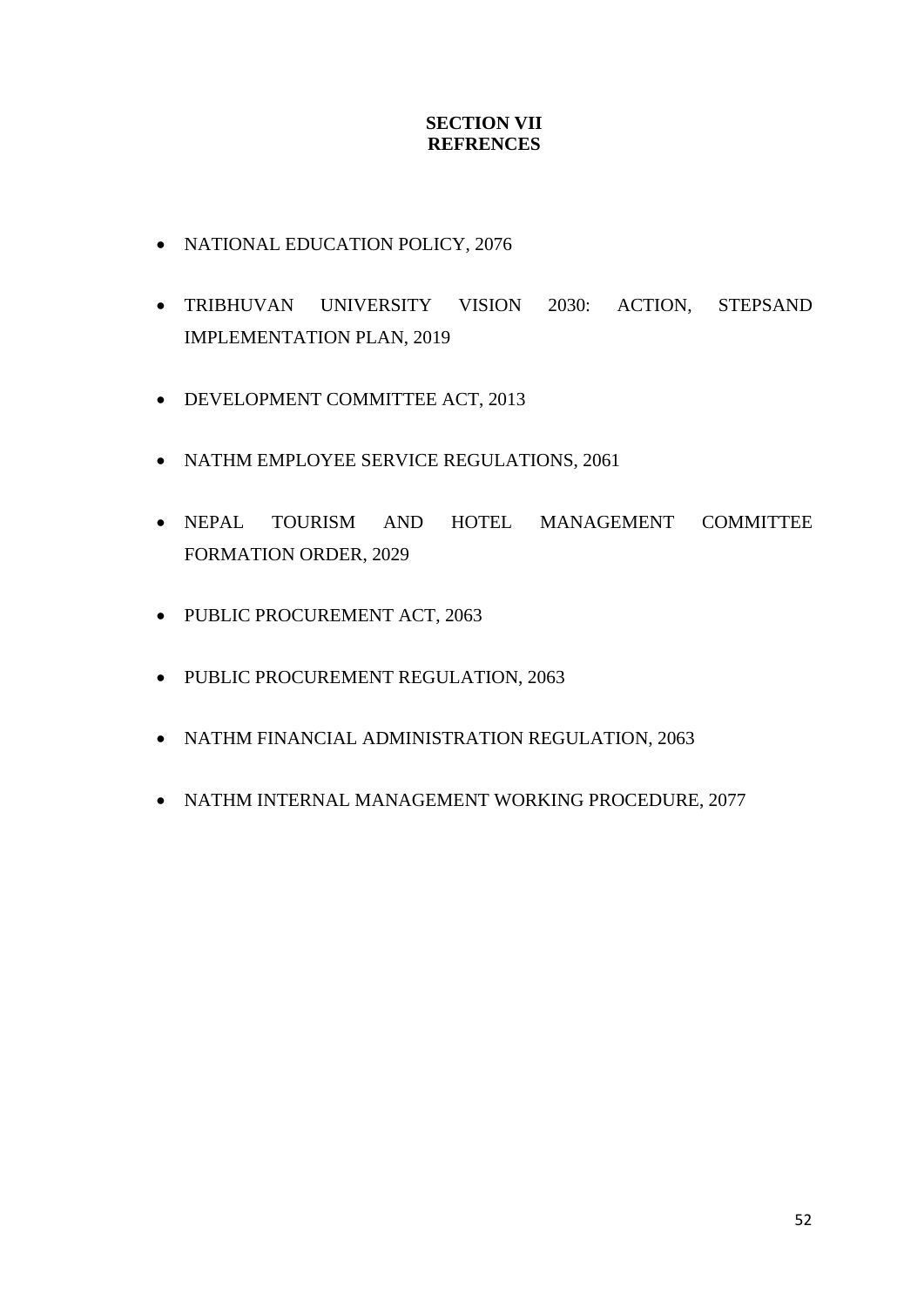# SECTION VII
# REFRENCES

- NATIONAL EDUCATION POLICY, 2076
- TRIBHUVAN UNIVERSITY VISION 2030: ACTION, STEPSAND IMPLEMENTATION PLAN, 2019
- DEVELOPMENT COMMITTEE ACT, 2013
- NATHM EMPLOYEE SERVICE REGULATIONS, 2061
- NEPAL TOURISM AND HOTEL MANAGEMENT COMMITTEE FORMATION ORDER, 2029
- PUBLIC PROCUREMENT ACT, 2063
- PUBLIC PROCUREMENT REGULATION, 2063
- NATHM FINANCIAL ADMINISTRATION REGULATION, 2063
- NATHM INTERNAL MANAGEMENT WORKING PROCEDURE, 2077